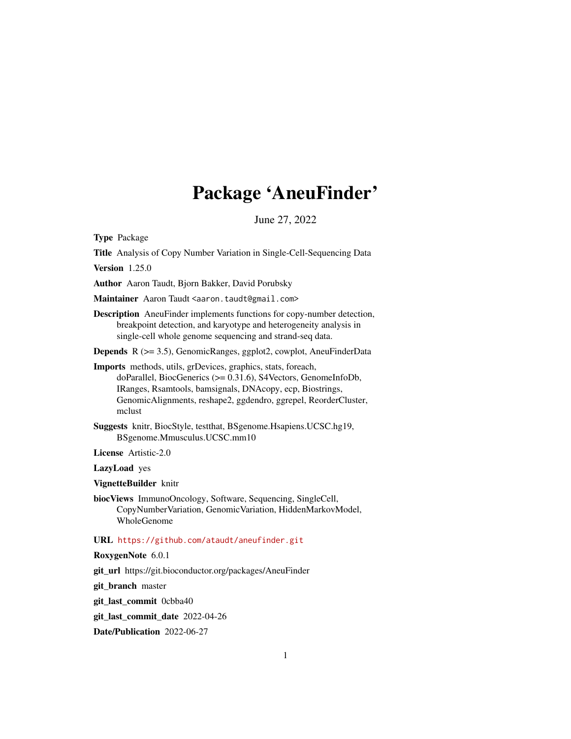# Package 'AneuFinder'

June 27, 2022

**Type** Package

**Title** Analysis of Copy Number Variation in Single-Cell-Sequencing Data

**Version** 1.25.0

**Author** Aaron Taudt, Bjorn Bakker, David Porubsky

**Maintainer** Aaron Taudt <aaron.taudt@gmail.com>

**Description** AneuFinder implements functions for copy-number detection, breakpoint detection, and karyotype and heterogeneity analysis in single-cell whole genome sequencing and strand-seq data.

**Depends** R (>= 3.5), GenomicRanges, ggplot2, cowplot, AneuFinderData

**Imports** methods, utils, grDevices, graphics, stats, foreach, doParallel, BiocGenerics (>= 0.31.6), S4Vectors, GenomeInfoDb, IRanges, Rsamtools, bamsignals, DNAcopy, ecp, Biostrings, GenomicAlignments, reshape2, ggdendro, ggrepel, ReorderCluster, mclust

**Suggests** knitr, BiocStyle, testthat, BSgenome.Hsapiens.UCSC.hg19, BSgenome.Mmusculus.UCSC.mm10

**License** Artistic-2.0

**LazyLoad** yes

**VignetteBuilder** knitr

**biocViews** ImmunoOncology, Software, Sequencing, SingleCell, CopyNumberVariation, GenomicVariation, HiddenMarkovModel, WholeGenome

**URL** https://github.com/ataudt/aneufinder.git

**RoxygenNote** 6.0.1

**git_url** https://git.bioconductor.org/packages/AneuFinder

**git_branch** master

**git_last_commit** 0cbba40

**git_last_commit_date** 2022-04-26

**Date/Publication** 2022-06-27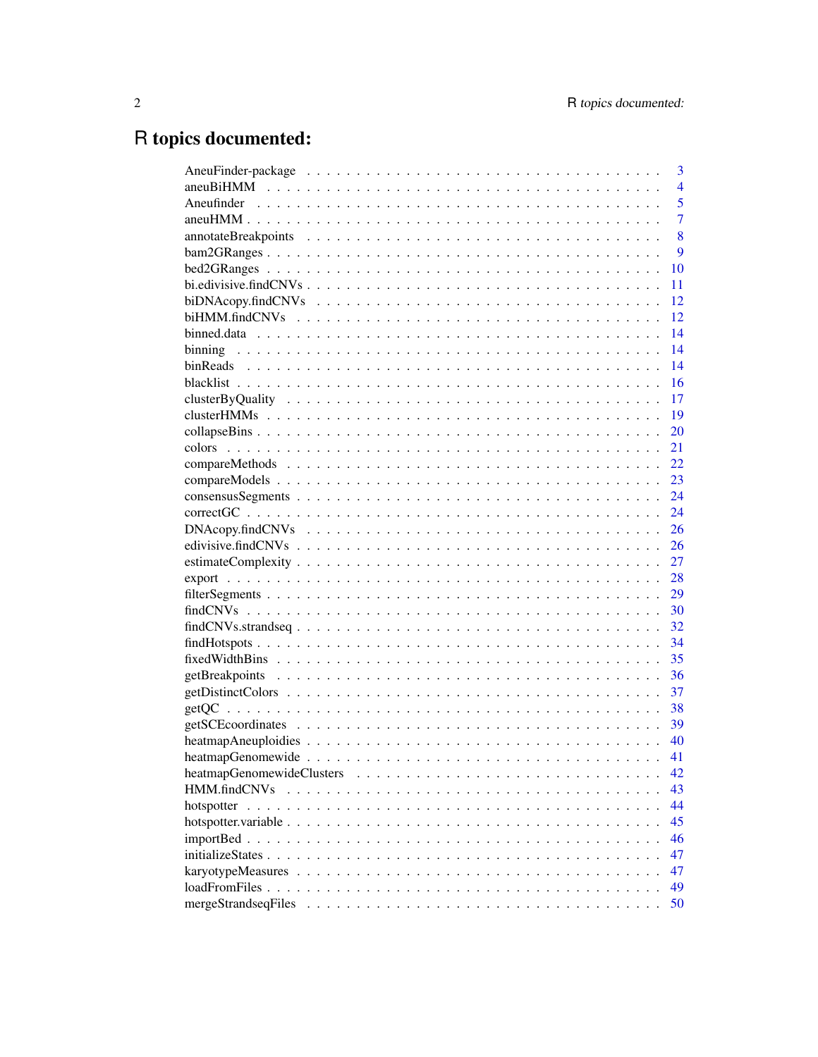# R topics documented:

| | |
|---|---|
| AneuFinder-package | 3 |
| aneuBiHMM | 4 |
| Aneufinder | 5 |
| aneuHMM | 7 |
| annotateBreakpoints | 8 |
| bam2GRanges | 9 |
| bed2GRanges | 10 |
| bi.edivisive.findCNVs | 11 |
| biDNAcopy.findCNVs | 12 |
| biHMM.findCNVs | 12 |
| binned.data | 14 |
| binning | 14 |
| binReads | 14 |
| blacklist | 16 |
| clusterByQuality | 17 |
| clusterHMMs | 19 |
| collapseBins | 20 |
| colors | 21 |
| compareMethods | 22 |
| compareModels | 23 |
| consensusSegments | 24 |
| correctGC | 24 |
| DNAcopy.findCNVs | 26 |
| edivisive.findCNVs | 26 |
| estimateComplexity | 27 |
| export | 28 |
| filterSegments | 29 |
| findCNVs | 30 |
| findCNVs.strandseq | 32 |
| findHotspots | 34 |
| fixedWidthBins | 35 |
| getBreakpoints | 36 |
| getDistinctColors | 37 |
| getQC | 38 |
| getSCEcoordinates | 39 |
| heatmapAneuploidies | 40 |
| heatmapGenomewide | 41 |
| heatmapGenomewideClusters | 42 |
| HMM.findCNVs | 43 |
| hotspotter | 44 |
| hotspotter.variable | 45 |
| importBed | 46 |
| initializeStates | 47 |
| karyotypeMeasures | 47 |
| loadFromFiles | 49 |
| mergeStrandseqFiles | 50 |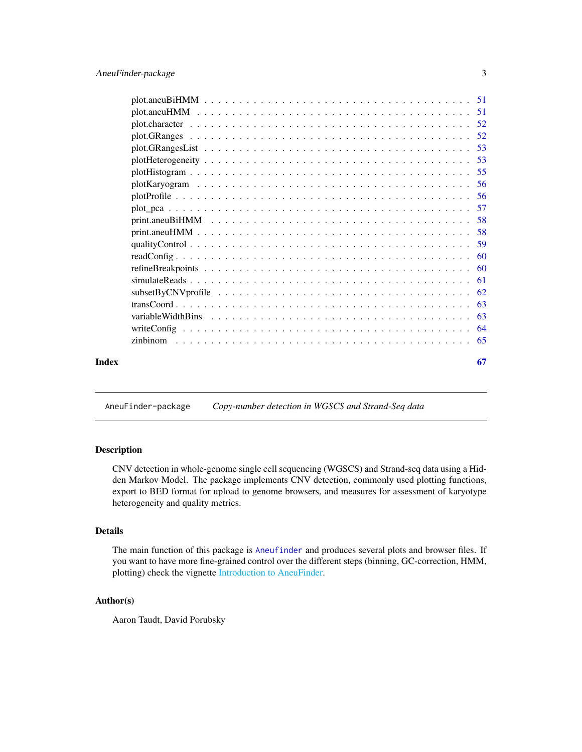plot.aneuBiHMM . . . . . . . . . . . . . . . . . . . . . . . . . . . . . . . . . . 51
plot.aneuHMM . . . . . . . . . . . . . . . . . . . . . . . . . . . . . . . . . . . 51
plot.character . . . . . . . . . . . . . . . . . . . . . . . . . . . . . . . . . . . 52
plot.GRanges . . . . . . . . . . . . . . . . . . . . . . . . . . . . . . . . . . . 52
plot.GRangesList . . . . . . . . . . . . . . . . . . . . . . . . . . . . . . . . . 53
plotHeterogeneity . . . . . . . . . . . . . . . . . . . . . . . . . . . . . . . . . 53
plotHistogram . . . . . . . . . . . . . . . . . . . . . . . . . . . . . . . . . . . 55
plotKaryogram . . . . . . . . . . . . . . . . . . . . . . . . . . . . . . . . . . . 56
plotProfile . . . . . . . . . . . . . . . . . . . . . . . . . . . . . . . . . . . . 56
plot_pca . . . . . . . . . . . . . . . . . . . . . . . . . . . . . . . . . . . . . 57
print.aneuBiHMM . . . . . . . . . . . . . . . . . . . . . . . . . . . . . . . . . 58
print.aneuHMM . . . . . . . . . . . . . . . . . . . . . . . . . . . . . . . . . . 58
qualityControl . . . . . . . . . . . . . . . . . . . . . . . . . . . . . . . . . . 59
readConfig . . . . . . . . . . . . . . . . . . . . . . . . . . . . . . . . . . . . 60
refineBreakpoints . . . . . . . . . . . . . . . . . . . . . . . . . . . . . . . . . 60
simulateReads . . . . . . . . . . . . . . . . . . . . . . . . . . . . . . . . . . . 61
subsetByCNVprofile . . . . . . . . . . . . . . . . . . . . . . . . . . . . . . . . 62
transCoord . . . . . . . . . . . . . . . . . . . . . . . . . . . . . . . . . . . . 63
variableWidthBins . . . . . . . . . . . . . . . . . . . . . . . . . . . . . . . . . 63
writeConfig . . . . . . . . . . . . . . . . . . . . . . . . . . . . . . . . . . . . 64
zinbinom . . . . . . . . . . . . . . . . . . . . . . . . . . . . . . . . . . . . . 65

**Index** **67**

---

`AneuFinder-package` *Copy-number detection in WGSCS and Strand-Seq data*

---

### Description

CNV detection in whole-genome single cell sequencing (WGSCS) and Strand-seq data using a Hidden Markov Model. The package implements CNV detection, commonly used plotting functions, export to BED format for upload to genome browsers, and measures for assessment of karyotype heterogeneity and quality metrics.

### Details

The main function of this package is `Aneufinder` and produces several plots and browser files. If you want to have more fine-grained control over the different steps (binning, GC-correction, HMM, plotting) check the vignette Introduction to AneuFinder.

### Author(s)

Aaron Taudt, David Porubsky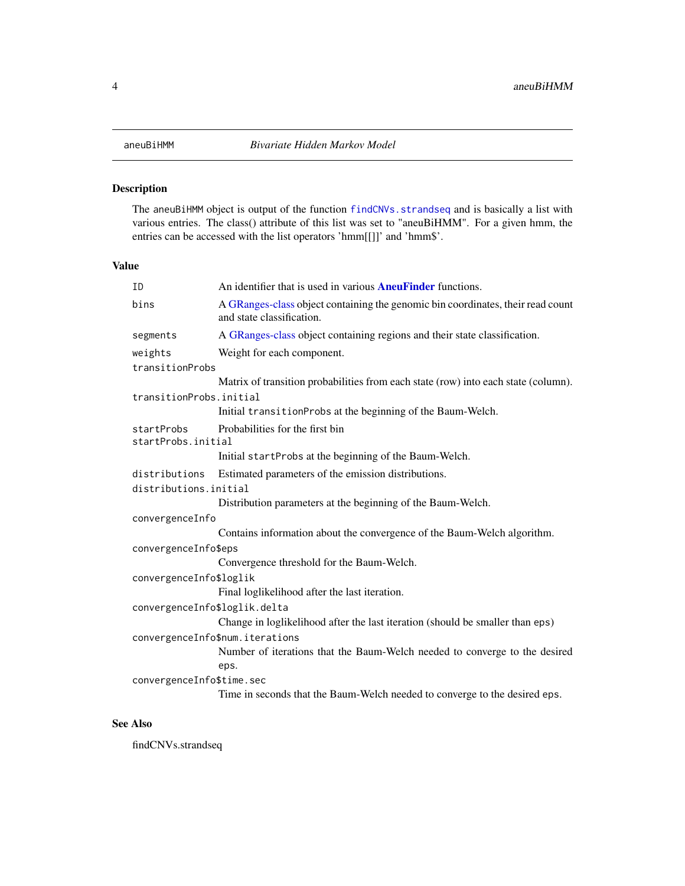## aneuBiHMM *Bivariate Hidden Markov Model*

### Description

The aneuBiHMM object is output of the function findCNVs.strandseq and is basically a list with various entries. The class() attribute of this list was set to "aneuBiHMM". For a given hmm, the entries can be accessed with the list operators 'hmm[[]]' and 'hmm$'.

### Value

- `ID` An identifier that is used in various **AneuFinder** functions.
- `bins` A GRanges-class object containing the genomic bin coordinates, their read count and state classification.
- `segments` A GRanges-class object containing regions and their state classification.
- `weights` Weight for each component.
- `transitionProbs` Matrix of transition probabilities from each state (row) into each state (column).
- `transitionProbs.initial` Initial `transitionProbs` at the beginning of the Baum-Welch.
- `startProbs` Probabilities for the first bin
- `startProbs.initial` Initial `startProbs` at the beginning of the Baum-Welch.
- `distributions` Estimated parameters of the emission distributions.
- `distributions.initial` Distribution parameters at the beginning of the Baum-Welch.
- `convergenceInfo` Contains information about the convergence of the Baum-Welch algorithm.
- `convergenceInfo$eps` Convergence threshold for the Baum-Welch.
- `convergenceInfo$loglik` Final loglikelihood after the last iteration.
- `convergenceInfo$loglik.delta` Change in loglikelihood after the last iteration (should be smaller than eps)
- `convergenceInfo$num.iterations` Number of iterations that the Baum-Welch needed to converge to the desired `eps`.
- `convergenceInfo$time.sec` Time in seconds that the Baum-Welch needed to converge to the desired `eps`.

### See Also

findCNVs.strandseq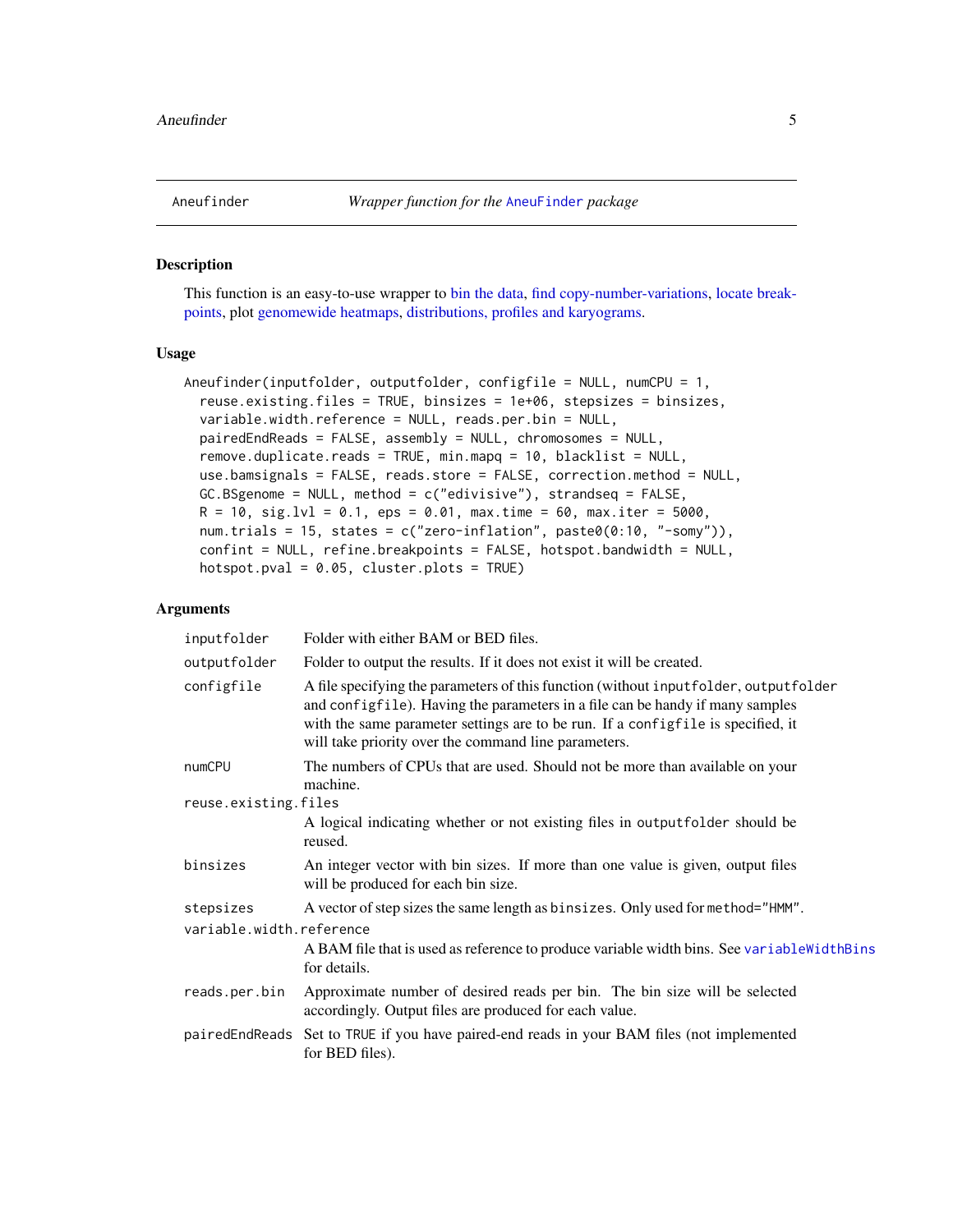## Aneufinder — *Wrapper function for the AneuFinder package*

### Description

This function is an easy-to-use wrapper to bin the data, find copy-number-variations, locate breakpoints, plot genomewide heatmaps, distributions, profiles and karyograms.

### Usage

```
Aneufinder(inputfolder, outputfolder, configfile = NULL, numCPU = 1,
  reuse.existing.files = TRUE, binsizes = 1e+06, stepsizes = binsizes,
  variable.width.reference = NULL, reads.per.bin = NULL,
  pairedEndReads = FALSE, assembly = NULL, chromosomes = NULL,
  remove.duplicate.reads = TRUE, min.mapq = 10, blacklist = NULL,
  use.bamsignals = FALSE, reads.store = FALSE, correction.method = NULL,
  GC.BSgenome = NULL, method = c("edivisive"), strandseq = FALSE,
  R = 10, sig.lvl = 0.1, eps = 0.01, max.time = 60, max.iter = 5000,
  num.trials = 15, states = c("zero-inflation", paste0(0:10, "-somy")),
  confint = NULL, refine.breakpoints = FALSE, hotspot.bandwidth = NULL,
  hotspot.pval = 0.05, cluster.plots = TRUE)
```

### Arguments

| | |
|---|---|
| `inputfolder` | Folder with either BAM or BED files. |
| `outputfolder` | Folder to output the results. If it does not exist it will be created. |
| `configfile` | A file specifying the parameters of this function (without `inputfolder`, `outputfolder` and `configfile`). Having the parameters in a file can be handy if many samples with the same parameter settings are to be run. If a `configfile` is specified, it will take priority over the command line parameters. |
| `numCPU` | The numbers of CPUs that are used. Should not be more than available on your machine. |
| `reuse.existing.files` | A logical indicating whether or not existing files in `outputfolder` should be reused. |
| `binsizes` | An integer vector with bin sizes. If more than one value is given, output files will be produced for each bin size. |
| `stepsizes` | A vector of step sizes the same length as `binsizes`. Only used for `method="HMM"`. |
| `variable.width.reference` | A BAM file that is used as reference to produce variable width bins. See `variableWidthBins` for details. |
| `reads.per.bin` | Approximate number of desired reads per bin. The bin size will be selected accordingly. Output files are produced for each value. |
| `pairedEndReads` | Set to `TRUE` if you have paired-end reads in your BAM files (not implemented for BED files). |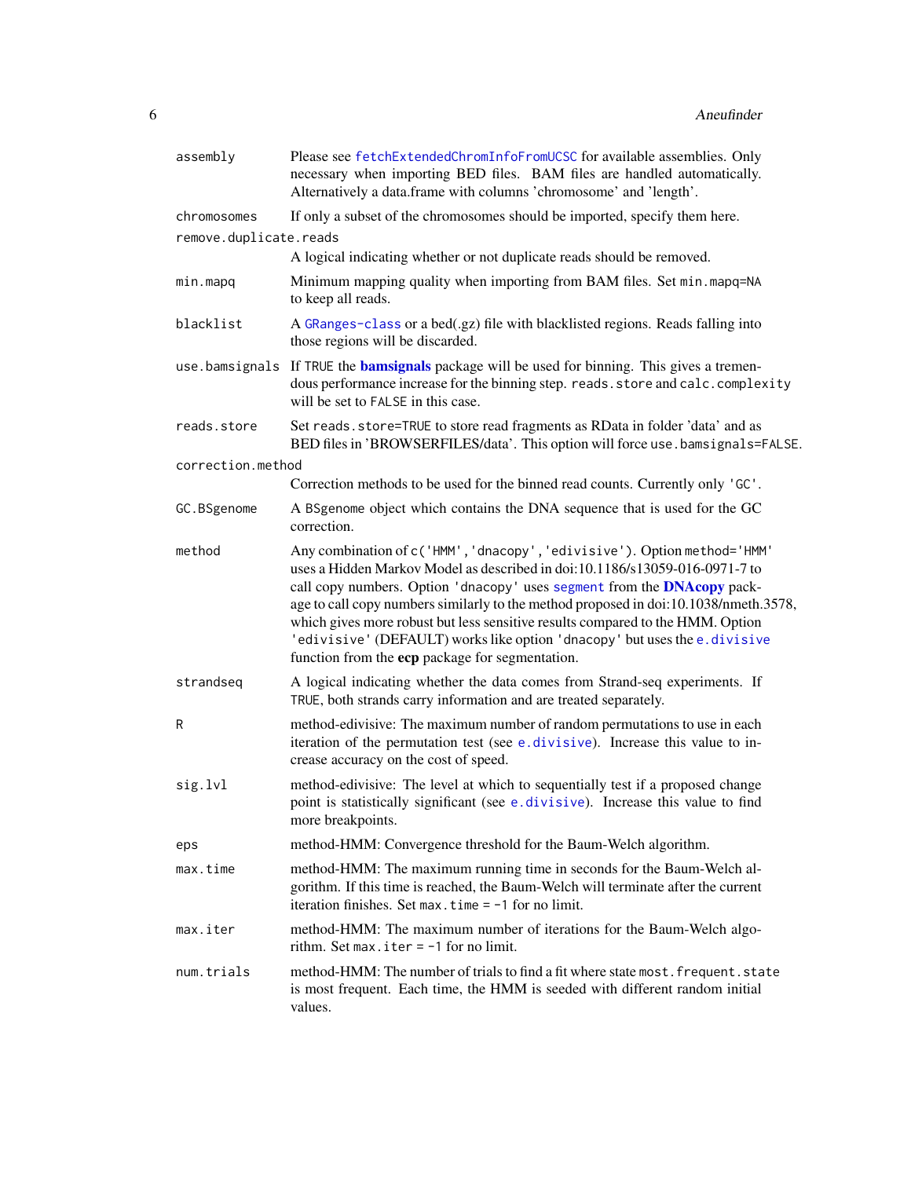| | |
|---|---|
| `assembly` | Please see `fetchExtendedChromInfoFromUCSC` for available assemblies. Only necessary when importing BED files. BAM files are handled automatically. Alternatively a data.frame with columns 'chromosome' and 'length'. |
| `chromosomes` | If only a subset of the chromosomes should be imported, specify them here. |
| `remove.duplicate.reads` | A logical indicating whether or not duplicate reads should be removed. |
| `min.mapq` | Minimum mapping quality when importing from BAM files. Set `min.mapq=NA` to keep all reads. |
| `blacklist` | A `GRanges-class` or a bed(.gz) file with blacklisted regions. Reads falling into those regions will be discarded. |
| `use.bamsignals` | If `TRUE` the **bamsignals** package will be used for binning. This gives a tremendous performance increase for the binning step. `reads.store` and `calc.complexity` will be set to `FALSE` in this case. |
| `reads.store` | Set `reads.store=TRUE` to store read fragments as RData in folder 'data' and as BED files in 'BROWSERFILES/data'. This option will force `use.bamsignals=FALSE`. |
| `correction.method` | Correction methods to be used for the binned read counts. Currently only `'GC'`. |
| `GC.BSgenome` | A `BSgenome` object which contains the DNA sequence that is used for the GC correction. |
| `method` | Any combination of `c('HMM','dnacopy','edivisive')`. Option `method='HMM'` uses a Hidden Markov Model as described in doi:10.1186/s13059-016-0971-7 to call copy numbers. Option `'dnacopy'` uses `segment` from the **DNAcopy** package to call copy numbers similarly to the method proposed in doi:10.1038/nmeth.3578, which gives more robust but less sensitive results compared to the HMM. Option `'edivisive'` (DEFAULT) works like option `'dnacopy'` but uses the `e.divisive` function from the **ecp** package for segmentation. |
| `strandseq` | A logical indicating whether the data comes from Strand-seq experiments. If `TRUE`, both strands carry information and are treated separately. |
| `R` | method-edivisive: The maximum number of random permutations to use in each iteration of the permutation test (see `e.divisive`). Increase this value to increase accuracy on the cost of speed. |
| `sig.lvl` | method-edivisive: The level at which to sequentially test if a proposed change point is statistically significant (see `e.divisive`). Increase this value to find more breakpoints. |
| `eps` | method-HMM: Convergence threshold for the Baum-Welch algorithm. |
| `max.time` | method-HMM: The maximum running time in seconds for the Baum-Welch algorithm. If this time is reached, the Baum-Welch will terminate after the current iteration finishes. Set `max.time = -1` for no limit. |
| `max.iter` | method-HMM: The maximum number of iterations for the Baum-Welch algorithm. Set `max.iter = -1` for no limit. |
| `num.trials` | method-HMM: The number of trials to find a fit where state `most.frequent.state` is most frequent. Each time, the HMM is seeded with different random initial values. |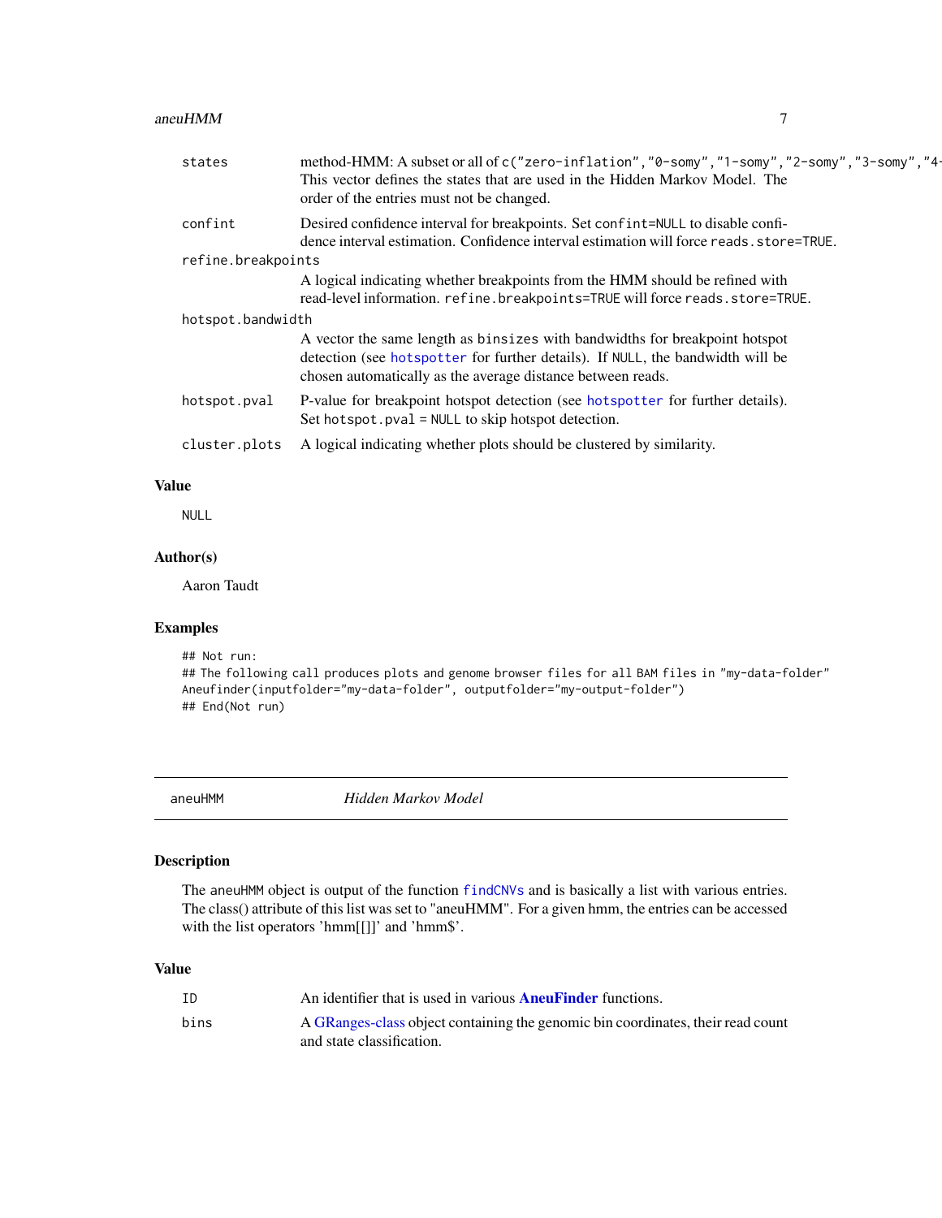| | |
|---|---|
| `states` | method-HMM: A subset or all of `c("zero-inflation","0-somy","1-somy","2-somy","3-somy","4-` This vector defines the states that are used in the Hidden Markov Model. The order of the entries must not be changed. |
| `confint` | Desired confidence interval for breakpoints. Set `confint=NULL` to disable confidence interval estimation. Confidence interval estimation will force `reads.store=TRUE`. |
| `refine.breakpoints` | A logical indicating whether breakpoints from the HMM should be refined with read-level information. `refine.breakpoints=TRUE` will force `reads.store=TRUE`. |
| `hotspot.bandwidth` | A vector the same length as `binsizes` with bandwidths for breakpoint hotspot detection (see `hotspotter` for further details). If `NULL`, the bandwidth will be chosen automatically as the average distance between reads. |
| `hotspot.pval` | P-value for breakpoint hotspot detection (see `hotspotter` for further details). Set `hotspot.pval = NULL` to skip hotspot detection. |
| `cluster.plots` | A logical indicating whether plots should be clustered by similarity. |

### Value

NULL

### Author(s)

Aaron Taudt

### Examples

```
## Not run:
## The following call produces plots and genome browser files for all BAM files in "my-data-folder"
Aneufinder(inputfolder="my-data-folder", outputfolder="my-output-folder")
## End(Not run)
```

---

## aneuHMM — *Hidden Markov Model*

---

### Description

The aneuHMM object is output of the function `findCNVs` and is basically a list with various entries. The class() attribute of this list was set to "aneuHMM". For a given hmm, the entries can be accessed with the list operators 'hmm[[]]' and 'hmm$'.

### Value

| | |
|---|---|
| `ID` | An identifier that is used in various **AneuFinder** functions. |
| `bins` | A GRanges-class object containing the genomic bin coordinates, their read count and state classification. |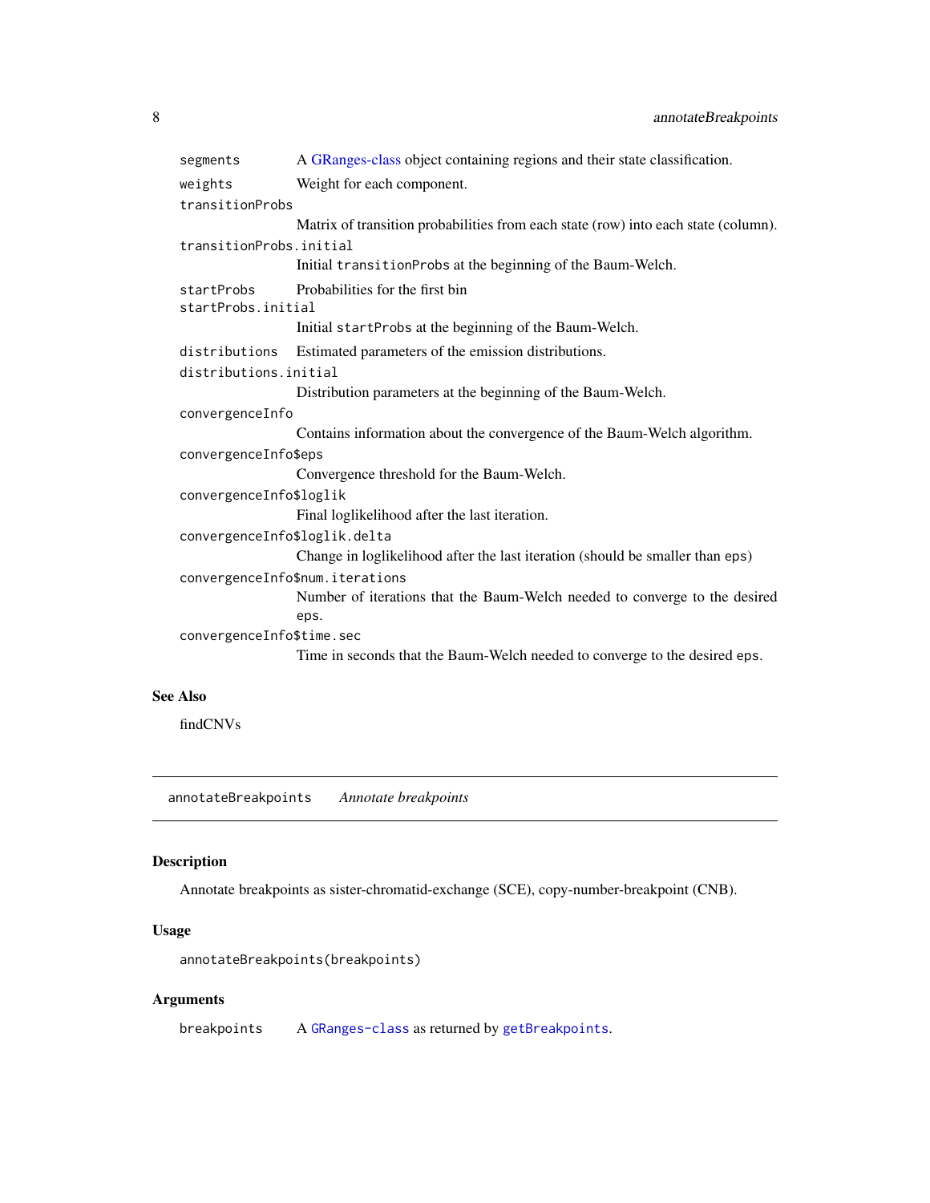`segments` A GRanges-class object containing regions and their state classification.

`weights` Weight for each component.

`transitionProbs` Matrix of transition probabilities from each state (row) into each state (column).

`transitionProbs.initial` Initial `transitionProbs` at the beginning of the Baum-Welch.

`startProbs` Probabilities for the first bin

`startProbs.initial` Initial `startProbs` at the beginning of the Baum-Welch.

`distributions` Estimated parameters of the emission distributions.

`distributions.initial` Distribution parameters at the beginning of the Baum-Welch.

`convergenceInfo` Contains information about the convergence of the Baum-Welch algorithm.

`convergenceInfo$eps` Convergence threshold for the Baum-Welch.

`convergenceInfo$loglik` Final loglikelihood after the last iteration.

`convergenceInfo$loglik.delta` Change in loglikelihood after the last iteration (should be smaller than `eps`)

`convergenceInfo$num.iterations` Number of iterations that the Baum-Welch needed to converge to the desired `eps`.

`convergenceInfo$time.sec` Time in seconds that the Baum-Welch needed to converge to the desired `eps`.

### See Also

findCNVs

---

## annotateBreakpoints *Annotate breakpoints*

### Description

Annotate breakpoints as sister-chromatid-exchange (SCE), copy-number-breakpoint (CNB).

### Usage

```
annotateBreakpoints(breakpoints)
```

### Arguments

`breakpoints` A `GRanges-class` as returned by `getBreakpoints`.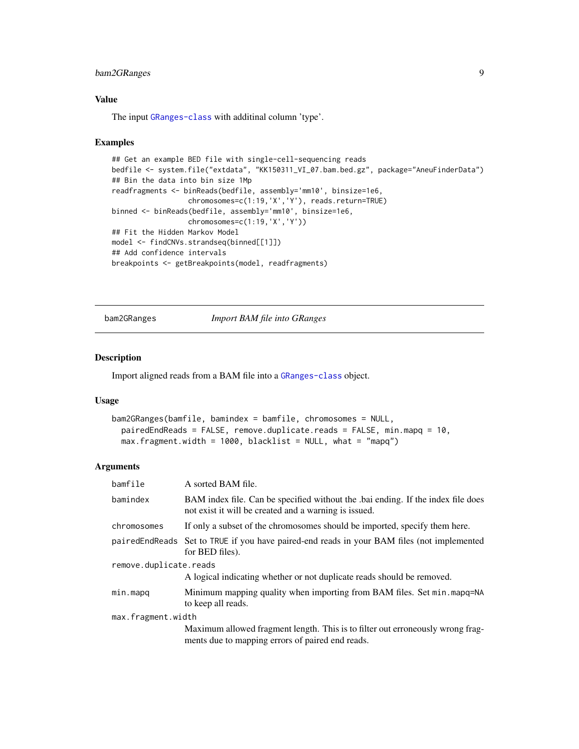### Value

The input `GRanges-class` with additinal column 'type'.

### Examples

```
## Get an example BED file with single-cell-sequencing reads
bedfile <- system.file("extdata", "KK150311_VI_07.bam.bed.gz", package="AneuFinderData")
## Bin the data into bin size 1Mp
readfragments <- binReads(bedfile, assembly='mm10', binsize=1e6,
                  chromosomes=c(1:19,'X','Y'), reads.return=TRUE)
binned <- binReads(bedfile, assembly='mm10', binsize=1e6,
                  chromosomes=c(1:19,'X','Y'))
## Fit the Hidden Markov Model
model <- findCNVs.strandseq(binned[[1]])
## Add confidence intervals
breakpoints <- getBreakpoints(model, readfragments)
```

---

## bam2GRanges — *Import BAM file into GRanges*

### Description

Import aligned reads from a BAM file into a `GRanges-class` object.

### Usage

```
bam2GRanges(bamfile, bamindex = bamfile, chromosomes = NULL,
  pairedEndReads = FALSE, remove.duplicate.reads = FALSE, min.mapq = 10,
  max.fragment.width = 1000, blacklist = NULL, what = "mapq")
```

### Arguments

| Argument | Description |
| --- | --- |
| `bamfile` | A sorted BAM file. |
| `bamindex` | BAM index file. Can be specified without the .bai ending. If the index file does not exist it will be created and a warning is issued. |
| `chromosomes` | If only a subset of the chromosomes should be imported, specify them here. |
| `pairedEndReads` | Set to `TRUE` if you have paired-end reads in your BAM files (not implemented for BED files). |
| `remove.duplicate.reads` | A logical indicating whether or not duplicate reads should be removed. |
| `min.mapq` | Minimum mapping quality when importing from BAM files. Set `min.mapq=NA` to keep all reads. |
| `max.fragment.width` | Maximum allowed fragment length. This is to filter out erroneously wrong fragments due to mapping errors of paired end reads. |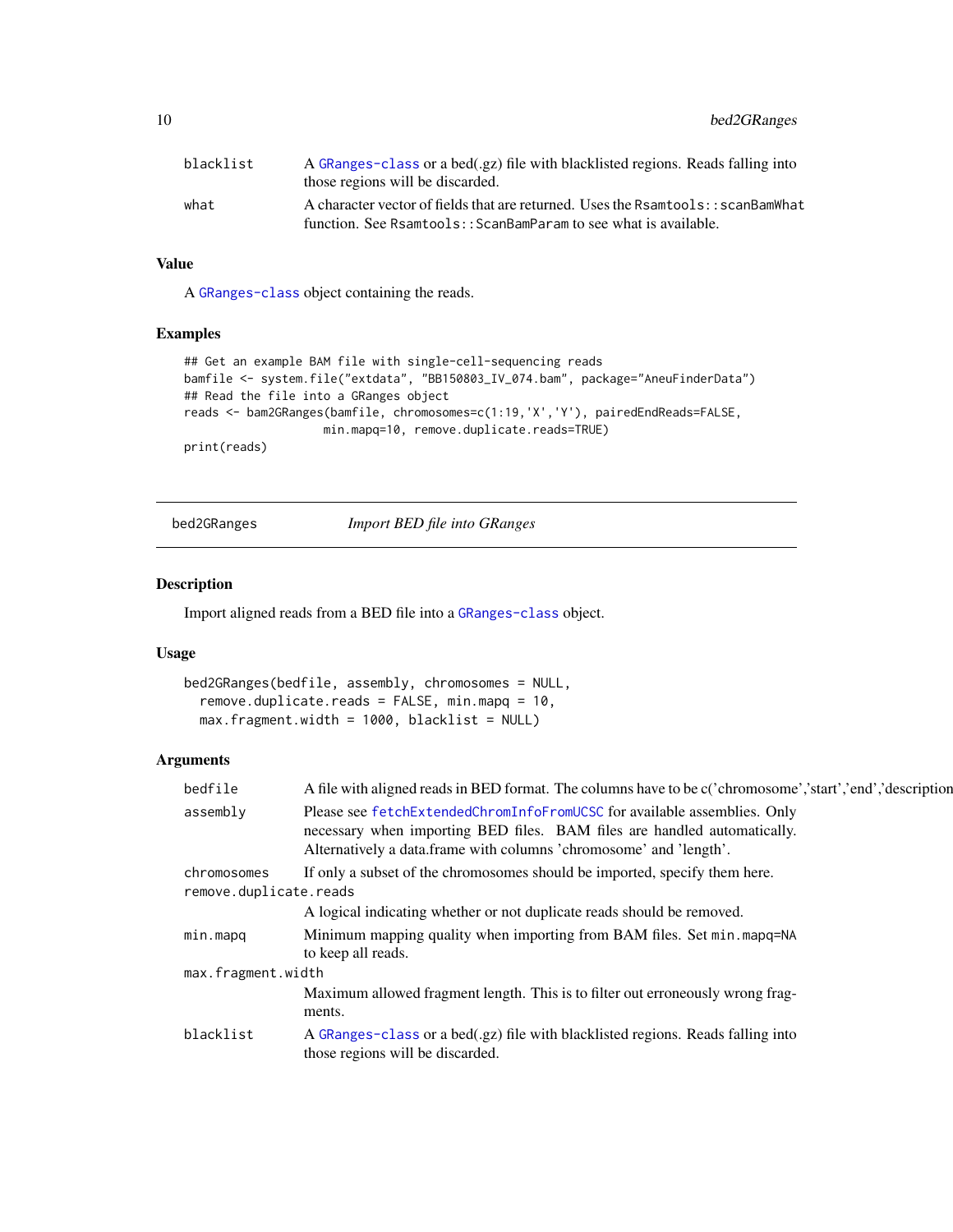| | |
|---|---|
| blacklist | A GRanges-class or a bed(.gz) file with blacklisted regions. Reads falling into those regions will be discarded. |
| what | A character vector of fields that are returned. Uses the `Rsamtools::scanBamWhat` function. See `Rsamtools::ScanBamParam` to see what is available. |

### Value

A GRanges-class object containing the reads.

### Examples

```
## Get an example BAM file with single-cell-sequencing reads
bamfile <- system.file("extdata", "BB150803_IV_074.bam", package="AneuFinderData")
## Read the file into a GRanges object
reads <- bam2GRanges(bamfile, chromosomes=c(1:19,'X','Y'), pairedEndReads=FALSE,
                     min.mapq=10, remove.duplicate.reads=TRUE)
print(reads)
```

---

## bed2GRanges *Import BED file into GRanges*

### Description

Import aligned reads from a BED file into a GRanges-class object.

### Usage

```
bed2GRanges(bedfile, assembly, chromosomes = NULL,
  remove.duplicate.reads = FALSE, min.mapq = 10,
  max.fragment.width = 1000, blacklist = NULL)
```

### Arguments

| | |
|---|---|
| bedfile | A file with aligned reads in BED format. The columns have to be c('chromosome','start','end','description |
| assembly | Please see fetchExtendedChromInfoFromUCSC for available assemblies. Only necessary when importing BED files. BAM files are handled automatically. Alternatively a data.frame with columns 'chromosome' and 'length'. |
| chromosomes | If only a subset of the chromosomes should be imported, specify them here. |
| remove.duplicate.reads | A logical indicating whether or not duplicate reads should be removed. |
| min.mapq | Minimum mapping quality when importing from BAM files. Set `min.mapq=NA` to keep all reads. |
| max.fragment.width | Maximum allowed fragment length. This is to filter out erroneously wrong fragments. |
| blacklist | A GRanges-class or a bed(.gz) file with blacklisted regions. Reads falling into those regions will be discarded. |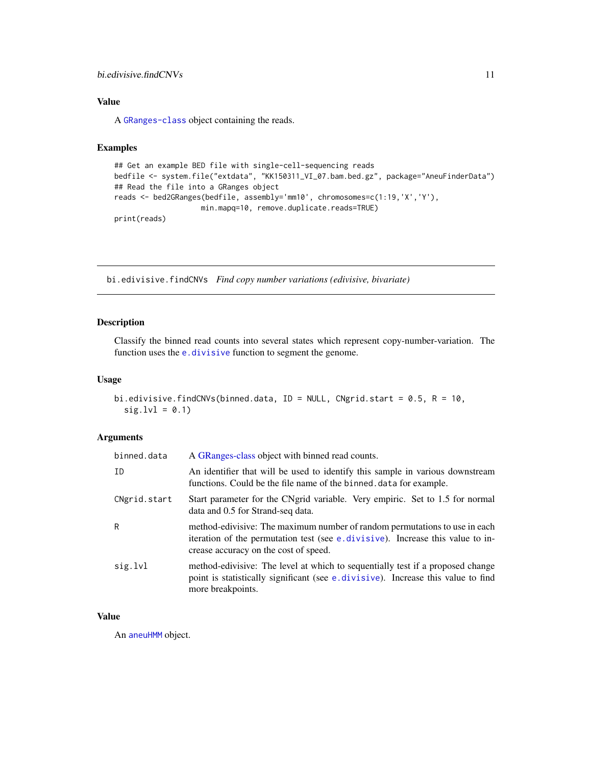### Value

A GRanges-class object containing the reads.

### Examples

```
## Get an example BED file with single-cell-sequencing reads
bedfile <- system.file("extdata", "KK150311_VI_07.bam.bed.gz", package="AneuFinderData")
## Read the file into a GRanges object
reads <- bed2GRanges(bedfile, assembly='mm10', chromosomes=c(1:19,'X','Y'),
                     min.mapq=10, remove.duplicate.reads=TRUE)
print(reads)
```

---

## bi.edivisive.findCNVs *Find copy number variations (edivisive, bivariate)*

### Description

Classify the binned read counts into several states which represent copy-number-variation. The function uses the e.divisive function to segment the genome.

### Usage

```
bi.edivisive.findCNVs(binned.data, ID = NULL, CNgrid.start = 0.5, R = 10,
  sig.lvl = 0.1)
```

### Arguments

| | |
|---|---|
| binned.data | A GRanges-class object with binned read counts. |
| ID | An identifier that will be used to identify this sample in various downstream functions. Could be the file name of the binned.data for example. |
| CNgrid.start | Start parameter for the CNgrid variable. Very empiric. Set to 1.5 for normal data and 0.5 for Strand-seq data. |
| R | method-edivisive: The maximum number of random permutations to use in each iteration of the permutation test (see e.divisive). Increase this value to increase accuracy on the cost of speed. |
| sig.lvl | method-edivisive: The level at which to sequentially test if a proposed change point is statistically significant (see e.divisive). Increase this value to find more breakpoints. |

### Value

An aneuHMM object.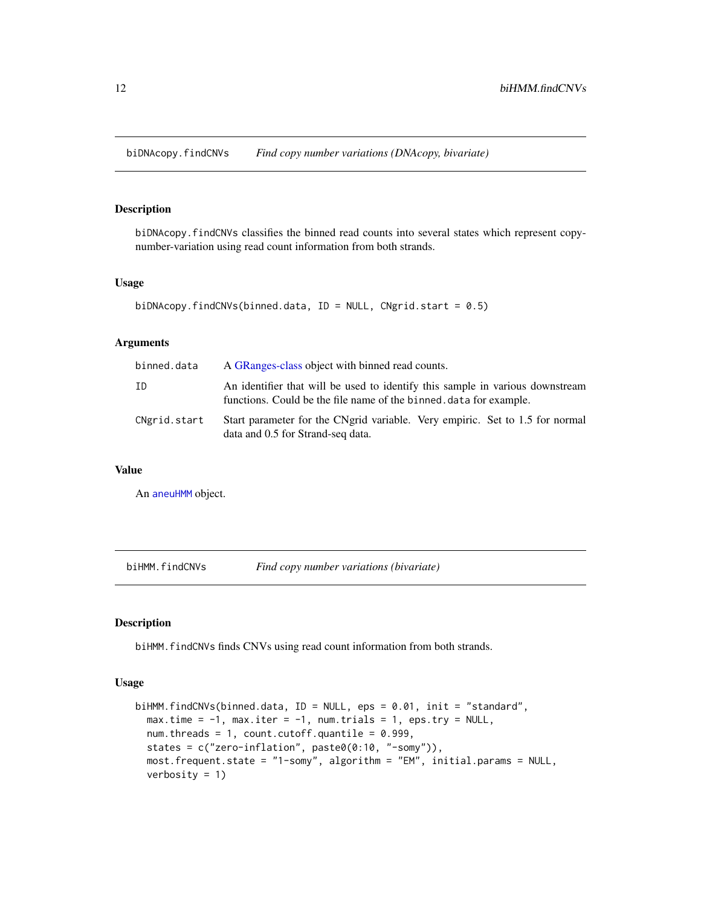## biDNAcopy.findCNVs *Find copy number variations (DNAcopy, bivariate)*

### Description

biDNAcopy.findCNVs classifies the binned read counts into several states which represent copy-number-variation using read count information from both strands.

### Usage

```
biDNAcopy.findCNVs(binned.data, ID = NULL, CNgrid.start = 0.5)
```

### Arguments

| | |
|---|---|
| binned.data | A GRanges-class object with binned read counts. |
| ID | An identifier that will be used to identify this sample in various downstream functions. Could be the file name of the binned.data for example. |
| CNgrid.start | Start parameter for the CNgrid variable. Very empiric. Set to 1.5 for normal data and 0.5 for Strand-seq data. |

### Value

An aneuHMM object.

## biHMM.findCNVs *Find copy number variations (bivariate)*

### Description

biHMM.findCNVs finds CNVs using read count information from both strands.

### Usage

```
biHMM.findCNVs(binned.data, ID = NULL, eps = 0.01, init = "standard",
  max.time = -1, max.iter = -1, num.trials = 1, eps.try = NULL,
  num.threads = 1, count.cutoff.quantile = 0.999,
  states = c("zero-inflation", paste0(0:10, "-somy")),
  most.frequent.state = "1-somy", algorithm = "EM", initial.params = NULL,
  verbosity = 1)
```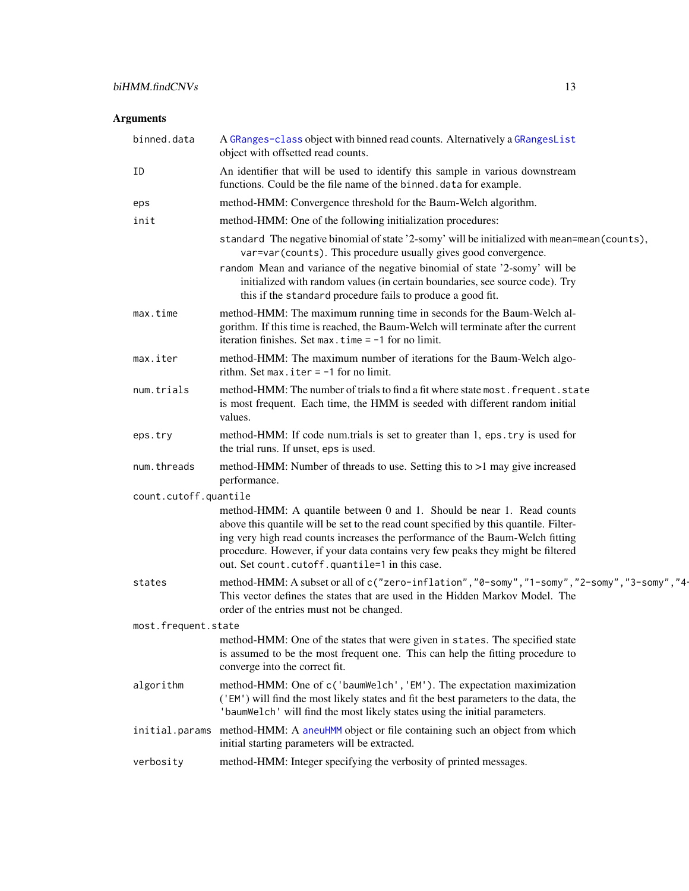## Arguments

**binned.data** A GRanges-class object with binned read counts. Alternatively a GRangesList object with offsetted read counts.

**ID** An identifier that will be used to identify this sample in various downstream functions. Could be the file name of the `binned.data` for example.

**eps** method-HMM: Convergence threshold for the Baum-Welch algorithm.

**init** method-HMM: One of the following initialization procedures:

- `standard` The negative binomial of state '2-somy' will be initialized with `mean=mean(counts)`, `var=var(counts)`. This procedure usually gives good convergence.
- `random` Mean and variance of the negative binomial of state '2-somy' will be initialized with random values (in certain boundaries, see source code). Try this if the `standard` procedure fails to produce a good fit.

**max.time** method-HMM: The maximum running time in seconds for the Baum-Welch algorithm. If this time is reached, the Baum-Welch will terminate after the current iteration finishes. Set `max.time = -1` for no limit.

**max.iter** method-HMM: The maximum number of iterations for the Baum-Welch algorithm. Set `max.iter = -1` for no limit.

**num.trials** method-HMM: The number of trials to find a fit where state `most.frequent.state` is most frequent. Each time, the HMM is seeded with different random initial values.

**eps.try** method-HMM: If code num.trials is set to greater than 1, `eps.try` is used for the trial runs. If unset, `eps` is used.

**num.threads** method-HMM: Number of threads to use. Setting this to >1 may give increased performance.

**count.cutoff.quantile** method-HMM: A quantile between 0 and 1. Should be near 1. Read counts above this quantile will be set to the read count specified by this quantile. Filtering very high read counts increases the performance of the Baum-Welch fitting procedure. However, if your data contains very few peaks they might be filtered out. Set `count.cutoff.quantile=1` in this case.

**states** method-HMM: A subset or all of `c("zero-inflation","0-somy","1-somy","2-somy","3-somy","4-`
This vector defines the states that are used in the Hidden Markov Model. The order of the entries must not be changed.

**most.frequent.state** method-HMM: One of the states that were given in `states`. The specified state is assumed to be the most frequent one. This can help the fitting procedure to converge into the correct fit.

**algorithm** method-HMM: One of `c('baumWelch','EM')`. The expectation maximization (`'EM'`) will find the most likely states and fit the best parameters to the data, the `'baumWelch'` will find the most likely states using the initial parameters.

**initial.params** method-HMM: A aneuHMM object or file containing such an object from which initial starting parameters will be extracted.

**verbosity** method-HMM: Integer specifying the verbosity of printed messages.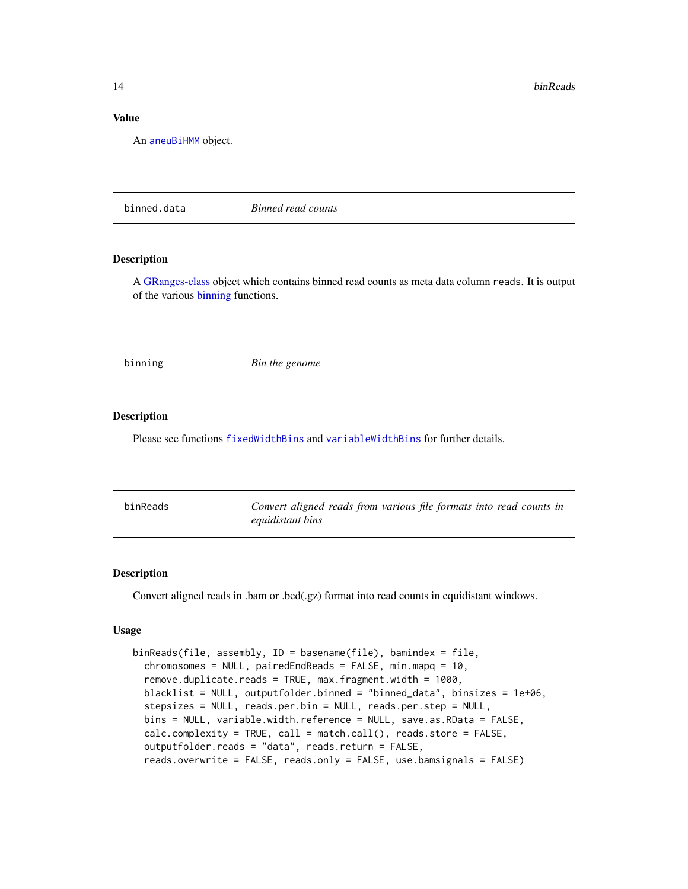### Value

An aneuBiHMM object.

---

## binned.data — *Binned read counts*

### Description

A GRanges-class object which contains binned read counts as meta data column `reads`. It is output of the various binning functions.

---

## binning — *Bin the genome*

### Description

Please see functions `fixedWidthBins` and `variableWidthBins` for further details.

---

## binReads — *Convert aligned reads from various file formats into read counts in equidistant bins*

### Description

Convert aligned reads in .bam or .bed(.gz) format into read counts in equidistant windows.

### Usage

```
binReads(file, assembly, ID = basename(file), bamindex = file,
  chromosomes = NULL, pairedEndReads = FALSE, min.mapq = 10,
  remove.duplicate.reads = TRUE, max.fragment.width = 1000,
  blacklist = NULL, outputfolder.binned = "binned_data", binsizes = 1e+06,
  stepsizes = NULL, reads.per.bin = NULL, reads.per.step = NULL,
  bins = NULL, variable.width.reference = NULL, save.as.RData = FALSE,
  calc.complexity = TRUE, call = match.call(), reads.store = FALSE,
  outputfolder.reads = "data", reads.return = FALSE,
  reads.overwrite = FALSE, reads.only = FALSE, use.bamsignals = FALSE)
```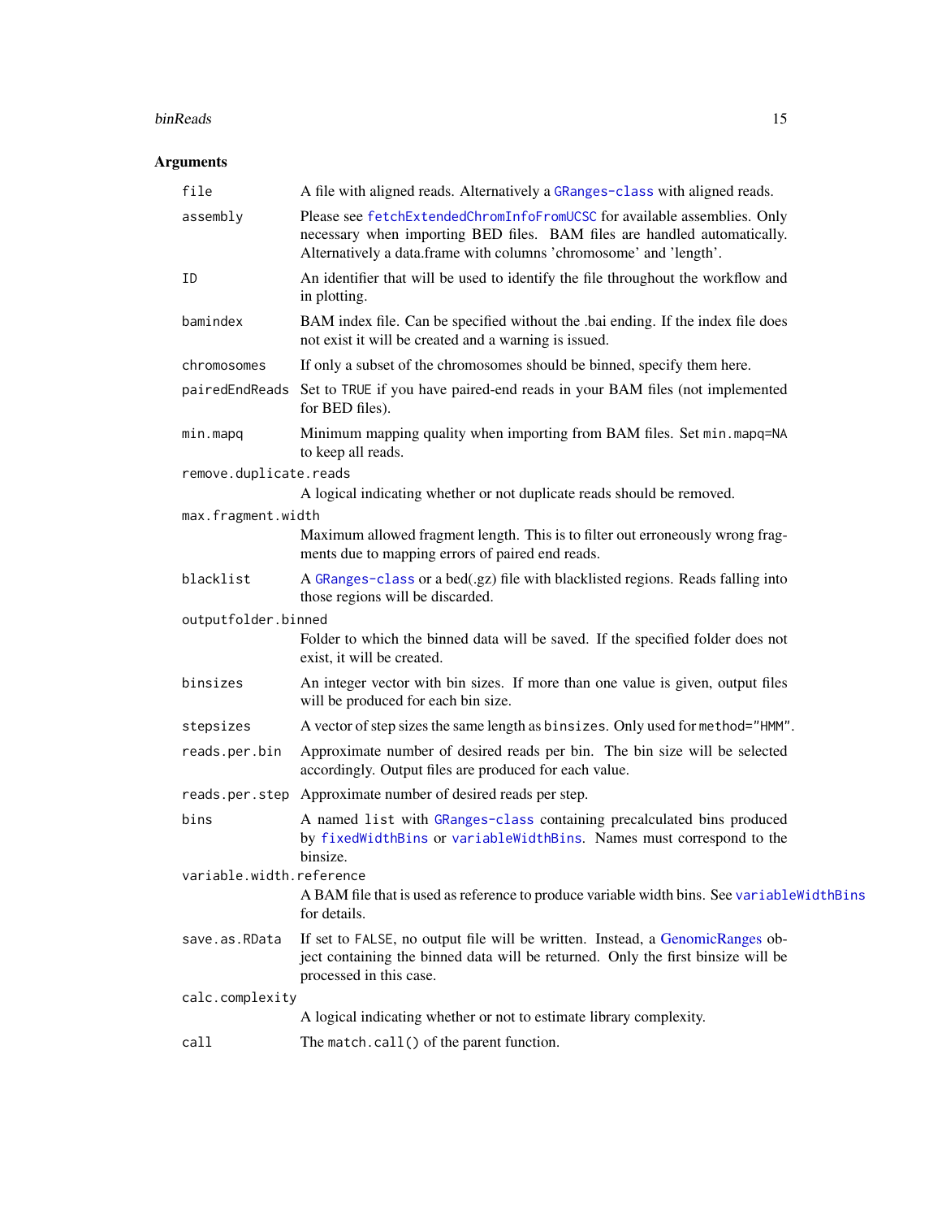## Arguments

| | |
|---|---|
| `file` | A file with aligned reads. Alternatively a `GRanges-class` with aligned reads. |
| `assembly` | Please see `fetchExtendedChromInfoFromUCSC` for available assemblies. Only necessary when importing BED files. BAM files are handled automatically. Alternatively a data.frame with columns 'chromosome' and 'length'. |
| `ID` | An identifier that will be used to identify the file throughout the workflow and in plotting. |
| `bamindex` | BAM index file. Can be specified without the .bai ending. If the index file does not exist it will be created and a warning is issued. |
| `chromosomes` | If only a subset of the chromosomes should be binned, specify them here. |
| `pairedEndReads` | Set to `TRUE` if you have paired-end reads in your BAM files (not implemented for BED files). |
| `min.mapq` | Minimum mapping quality when importing from BAM files. Set `min.mapq=NA` to keep all reads. |
| `remove.duplicate.reads` | A logical indicating whether or not duplicate reads should be removed. |
| `max.fragment.width` | Maximum allowed fragment length. This is to filter out erroneously wrong fragments due to mapping errors of paired end reads. |
| `blacklist` | A `GRanges-class` or a bed(.gz) file with blacklisted regions. Reads falling into those regions will be discarded. |
| `outputfolder.binned` | Folder to which the binned data will be saved. If the specified folder does not exist, it will be created. |
| `binsizes` | An integer vector with bin sizes. If more than one value is given, output files will be produced for each bin size. |
| `stepsizes` | A vector of step sizes the same length as `binsizes`. Only used for `method="HMM"`. |
| `reads.per.bin` | Approximate number of desired reads per bin. The bin size will be selected accordingly. Output files are produced for each value. |
| `reads.per.step` | Approximate number of desired reads per step. |
| `bins` | A named `list` with `GRanges-class` containing precalculated bins produced by `fixedWidthBins` or `variableWidthBins`. Names must correspond to the binsize. |
| `variable.width.reference` | A BAM file that is used as reference to produce variable width bins. See `variableWidthBins` for details. |
| `save.as.RData` | If set to `FALSE`, no output file will be written. Instead, a GenomicRanges object containing the binned data will be returned. Only the first binsize will be processed in this case. |
| `calc.complexity` | A logical indicating whether or not to estimate library complexity. |
| `call` | The `match.call()` of the parent function. |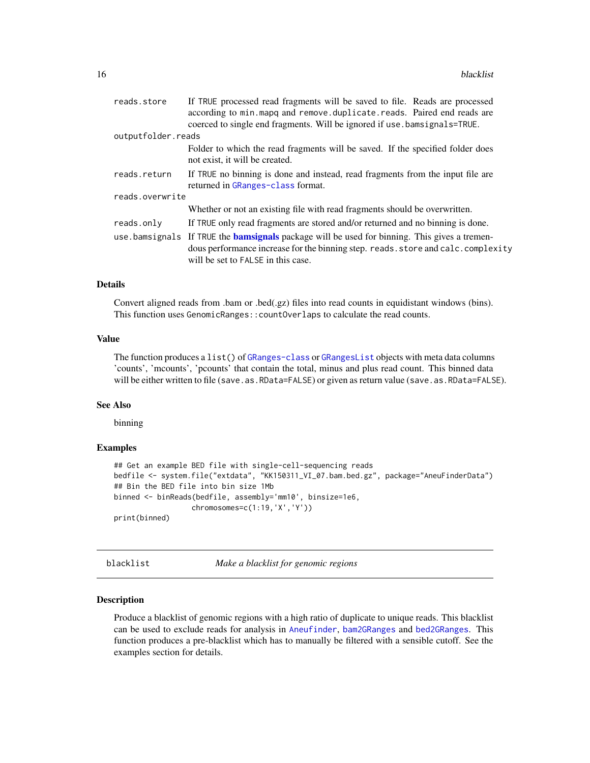| | |
|---|---|
| reads.store | If TRUE processed read fragments will be saved to file. Reads are processed according to min.mapq and remove.duplicate.reads. Paired end reads are coerced to single end fragments. Will be ignored if use.bamsignals=TRUE. |
| outputfolder.reads | Folder to which the read fragments will be saved. If the specified folder does not exist, it will be created. |
| reads.return | If TRUE no binning is done and instead, read fragments from the input file are returned in GRanges-class format. |
| reads.overwrite | Whether or not an existing file with read fragments should be overwritten. |
| reads.only | If TRUE only read fragments are stored and/or returned and no binning is done. |
| use.bamsignals | If TRUE the **bamsignals** package will be used for binning. This gives a tremendous performance increase for the binning step. reads.store and calc.complexity will be set to FALSE in this case. |

### Details

Convert aligned reads from .bam or .bed(.gz) files into read counts in equidistant windows (bins). This function uses GenomicRanges::countOverlaps to calculate the read counts.

### Value

The function produces a list() of GRanges-class or GRangesList objects with meta data columns 'counts', 'mcounts', 'pcounts' that contain the total, minus and plus read count. This binned data will be either written to file (save.as.RData=FALSE) or given as return value (save.as.RData=FALSE).

### See Also

binning

### Examples

```
## Get an example BED file with single-cell-sequencing reads
bedfile <- system.file("extdata", "KK150311_VI_07.bam.bed.gz", package="AneuFinderData")
## Bin the BED file into bin size 1Mb
binned <- binReads(bedfile, assembly='mm10', binsize=1e6,
                   chromosomes=c(1:19,'X','Y'))
print(binned)
```

---

## blacklist — *Make a blacklist for genomic regions*

### Description

Produce a blacklist of genomic regions with a high ratio of duplicate to unique reads. This blacklist can be used to exclude reads for analysis in Aneufinder, bam2GRanges and bed2GRanges. This function produces a pre-blacklist which has to manually be filtered with a sensible cutoff. See the examples section for details.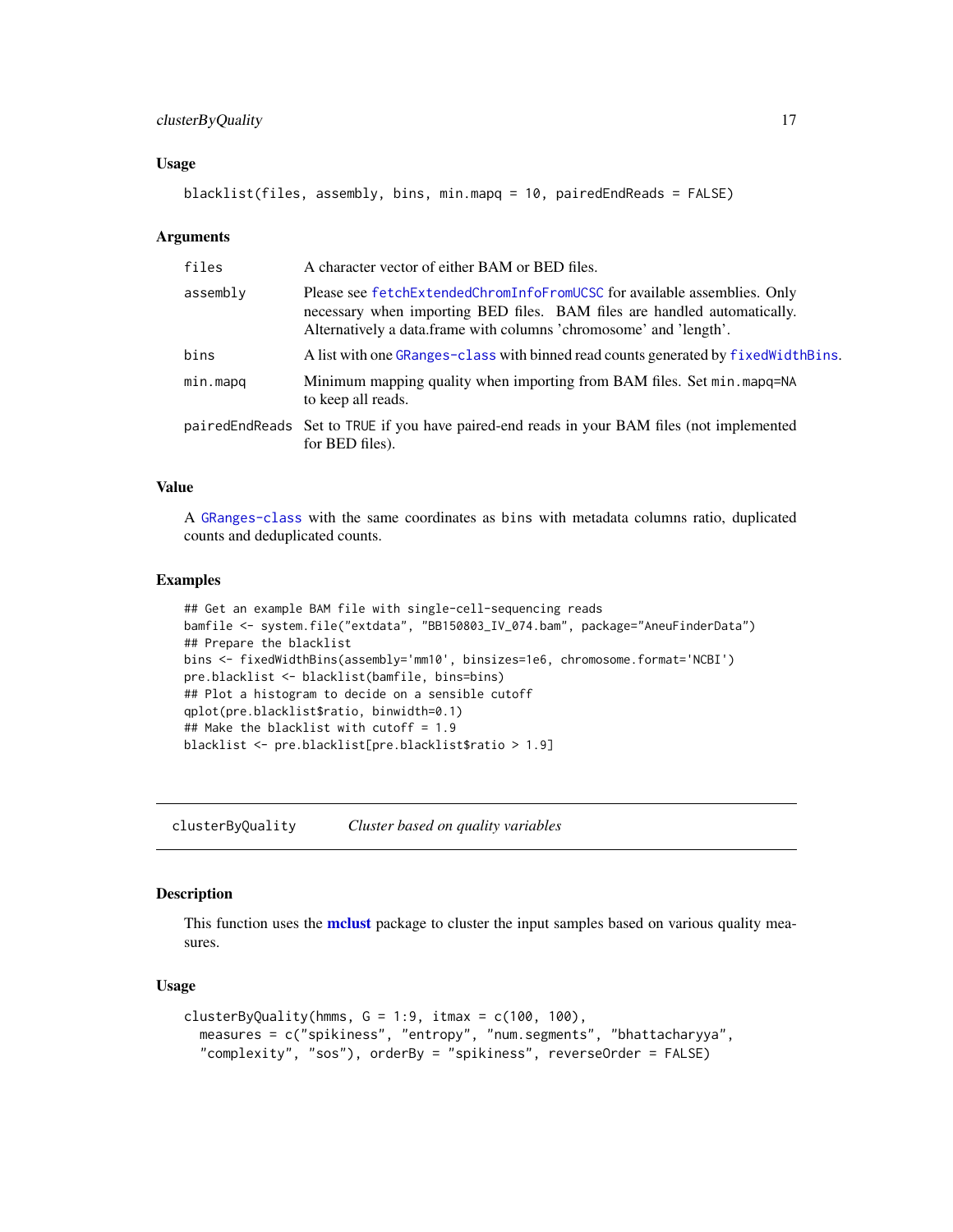### Usage

```
blacklist(files, assembly, bins, min.mapq = 10, pairedEndReads = FALSE)
```

### Arguments

| | |
|---|---|
| files | A character vector of either BAM or BED files. |
| assembly | Please see fetchExtendedChromInfoFromUCSC for available assemblies. Only necessary when importing BED files. BAM files are handled automatically. Alternatively a data.frame with columns 'chromosome' and 'length'. |
| bins | A list with one GRanges-class with binned read counts generated by fixedWidthBins. |
| min.mapq | Minimum mapping quality when importing from BAM files. Set min.mapq=NA to keep all reads. |
| pairedEndReads | Set to TRUE if you have paired-end reads in your BAM files (not implemented for BED files). |

### Value

A GRanges-class with the same coordinates as bins with metadata columns ratio, duplicated counts and deduplicated counts.

### Examples

```
## Get an example BAM file with single-cell-sequencing reads
bamfile <- system.file("extdata", "BB150803_IV_074.bam", package="AneuFinderData")
## Prepare the blacklist
bins <- fixedWidthBins(assembly='mm10', binsizes=1e6, chromosome.format='NCBI')
pre.blacklist <- blacklist(bamfile, bins=bins)
## Plot a histogram to decide on a sensible cutoff
qplot(pre.blacklist$ratio, binwidth=0.1)
## Make the blacklist with cutoff = 1.9
blacklist <- pre.blacklist[pre.blacklist$ratio > 1.9]
```

---

## clusterByQuality *Cluster based on quality variables*

### Description

This function uses the **mclust** package to cluster the input samples based on various quality measures.

### Usage

```
clusterByQuality(hmms, G = 1:9, itmax = c(100, 100),
  measures = c("spikiness", "entropy", "num.segments", "bhattacharyya",
  "complexity", "sos"), orderBy = "spikiness", reverseOrder = FALSE)
```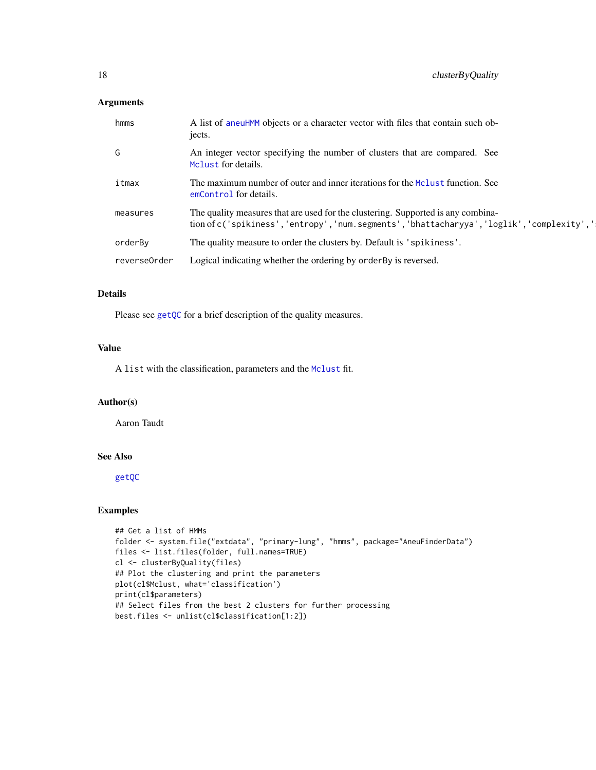### Arguments

| | |
|---|---|
| hmms | A list of aneuHMM objects or a character vector with files that contain such objects. |
| G | An integer vector specifying the number of clusters that are compared. See Mclust for details. |
| itmax | The maximum number of outer and inner iterations for the Mclust function. See emControl for details. |
| measures | The quality measures that are used for the clustering. Supported is any combination of c('spikiness','entropy','num.segments','bhattacharyya','loglik','complexity',' |
| orderBy | The quality measure to order the clusters by. Default is 'spikiness'. |
| reverseOrder | Logical indicating whether the ordering by orderBy is reversed. |

### Details

Please see getQC for a brief description of the quality measures.

### Value

A list with the classification, parameters and the Mclust fit.

### Author(s)

Aaron Taudt

### See Also

getQC

### Examples

```
## Get a list of HMMs
folder <- system.file("extdata", "primary-lung", "hmms", package="AneuFinderData")
files <- list.files(folder, full.names=TRUE)
cl <- clusterByQuality(files)
## Plot the clustering and print the parameters
plot(cl$Mclust, what='classification')
print(cl$parameters)
## Select files from the best 2 clusters for further processing
best.files <- unlist(cl$classification[1:2])
```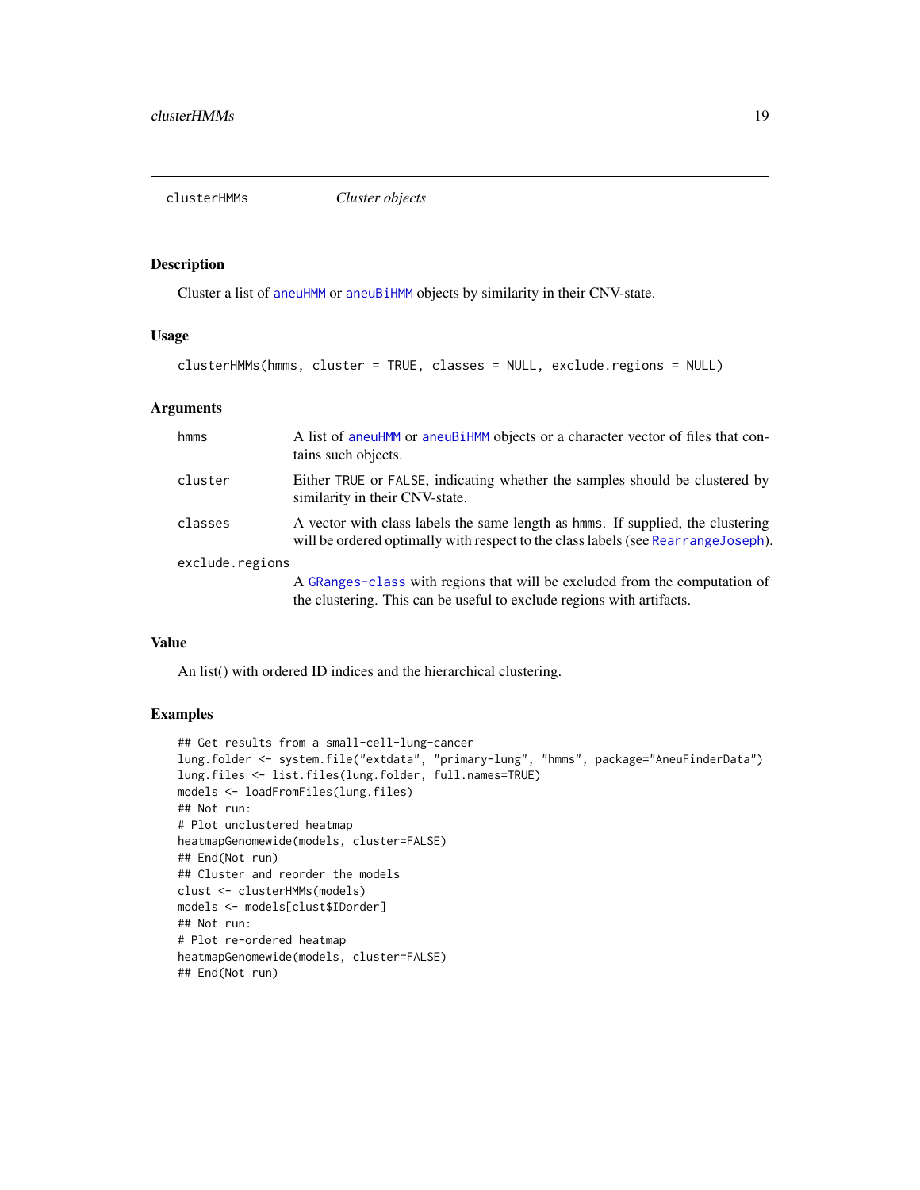# clusterHMMs *Cluster objects*

## Description

Cluster a list of aneuHMM or aneuBiHMM objects by similarity in their CNV-state.

## Usage

```
clusterHMMs(hmms, cluster = TRUE, classes = NULL, exclude.regions = NULL)
```

## Arguments

| | |
|---|---|
| hmms | A list of aneuHMM or aneuBiHMM objects or a character vector of files that contains such objects. |
| cluster | Either TRUE or FALSE, indicating whether the samples should be clustered by similarity in their CNV-state. |
| classes | A vector with class labels the same length as hmms. If supplied, the clustering will be ordered optimally with respect to the class labels (see RearrangeJoseph). |
| exclude.regions | A GRanges-class with regions that will be excluded from the computation of the clustering. This can be useful to exclude regions with artifacts. |

## Value

An list() with ordered ID indices and the hierarchical clustering.

## Examples

```
## Get results from a small-cell-lung-cancer
lung.folder <- system.file("extdata", "primary-lung", "hmms", package="AneuFinderData")
lung.files <- list.files(lung.folder, full.names=TRUE)
models <- loadFromFiles(lung.files)
## Not run:
# Plot unclustered heatmap
heatmapGenomewide(models, cluster=FALSE)
## End(Not run)
## Cluster and reorder the models
clust <- clusterHMMs(models)
models <- models[clust$IDorder]
## Not run:
# Plot re-ordered heatmap
heatmapGenomewide(models, cluster=FALSE)
## End(Not run)
```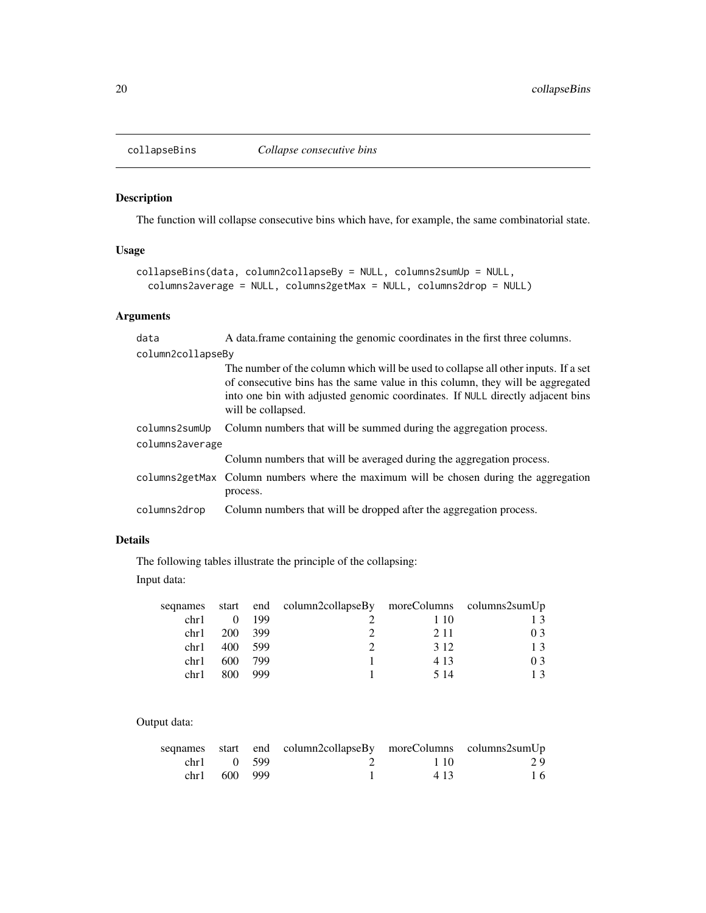## collapseBins *Collapse consecutive bins*

### Description

The function will collapse consecutive bins which have, for example, the same combinatorial state.

### Usage

```
collapseBins(data, column2collapseBy = NULL, columns2sumUp = NULL,
  columns2average = NULL, columns2getMax = NULL, columns2drop = NULL)
```

### Arguments

| | |
|---|---|
| data | A data.frame containing the genomic coordinates in the first three columns. |
| column2collapseBy | The number of the column which will be used to collapse all other inputs. If a set of consecutive bins has the same value in this column, they will be aggregated into one bin with adjusted genomic coordinates. If NULL directly adjacent bins will be collapsed. |
| columns2sumUp | Column numbers that will be summed during the aggregation process. |
| columns2average | Column numbers that will be averaged during the aggregation process. |
| columns2getMax | Column numbers where the maximum will be chosen during the aggregation process. |
| columns2drop | Column numbers that will be dropped after the aggregation process. |

### Details

The following tables illustrate the principle of the collapsing:

Input data:

| seqnames | start | end | column2collapseBy | moreColumns | columns2sumUp |
|---|---|---|---|---|---|
| chr1 | 0 | 199 | 2 | 1 10 | 1 3 |
| chr1 | 200 | 399 | 2 | 2 11 | 0 3 |
| chr1 | 400 | 599 | 2 | 3 12 | 1 3 |
| chr1 | 600 | 799 | 1 | 4 13 | 0 3 |
| chr1 | 800 | 999 | 1 | 5 14 | 1 3 |

Output data:

| seqnames | start | end | column2collapseBy | moreColumns | columns2sumUp |
|---|---|---|---|---|---|
| chr1 | 0 | 599 | 2 | 1 10 | 2 9 |
| chr1 | 600 | 999 | 1 | 4 13 | 1 6 |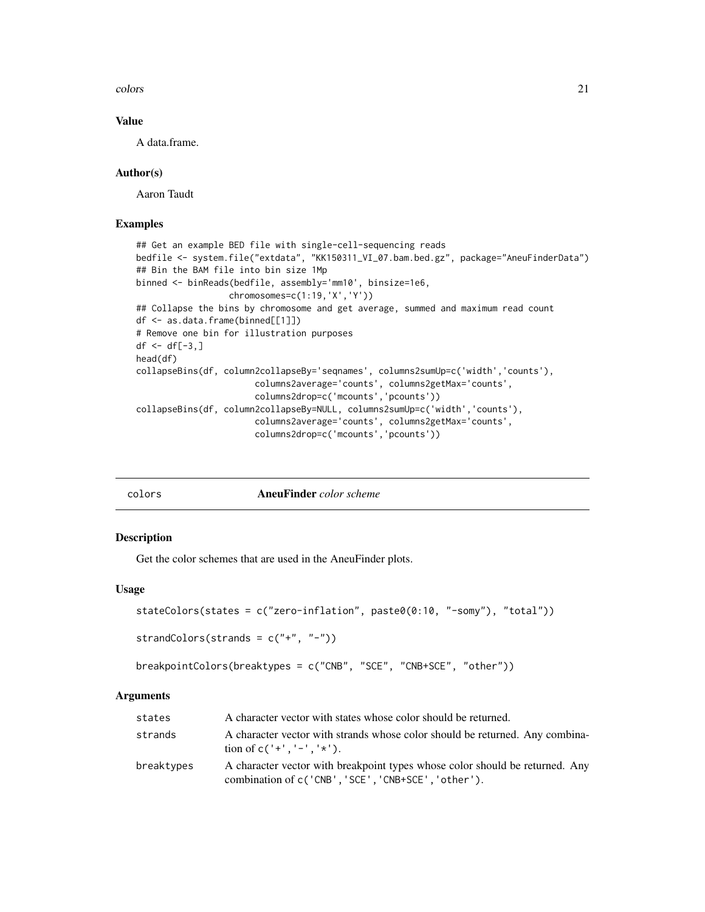### Value

A data.frame.

### Author(s)

Aaron Taudt

### Examples

```
## Get an example BED file with single-cell-sequencing reads
bedfile <- system.file("extdata", "KK150311_VI_07.bam.bed.gz", package="AneuFinderData")
## Bin the BAM file into bin size 1Mp
binned <- binReads(bedfile, assembly='mm10', binsize=1e6,
                   chromosomes=c(1:19,'X','Y'))
## Collapse the bins by chromosome and get average, summed and maximum read count
df <- as.data.frame(binned[[1]])
# Remove one bin for illustration purposes
df <- df[-3,]
head(df)
collapseBins(df, column2collapseBy='seqnames', columns2sumUp=c('width','counts'),
                       columns2average='counts', columns2getMax='counts',
                       columns2drop=c('mcounts','pcounts'))
collapseBins(df, column2collapseBy=NULL, columns2sumUp=c('width','counts'),
                       columns2average='counts', columns2getMax='counts',
                       columns2drop=c('mcounts','pcounts'))
```

---

## colors — **AneuFinder** *color scheme*

### Description

Get the color schemes that are used in the AneuFinder plots.

### Usage

```
stateColors(states = c("zero-inflation", paste0(0:10, "-somy"), "total"))

strandColors(strands = c("+", "-"))

breakpointColors(breaktypes = c("CNB", "SCE", "CNB+SCE", "other"))
```

### Arguments

| | |
|---|---|
| `states` | A character vector with states whose color should be returned. |
| `strands` | A character vector with strands whose color should be returned. Any combination of `c('+','-','*')`. |
| `breaktypes` | A character vector with breakpoint types whose color should be returned. Any combination of `c('CNB','SCE','CNB+SCE','other')`. |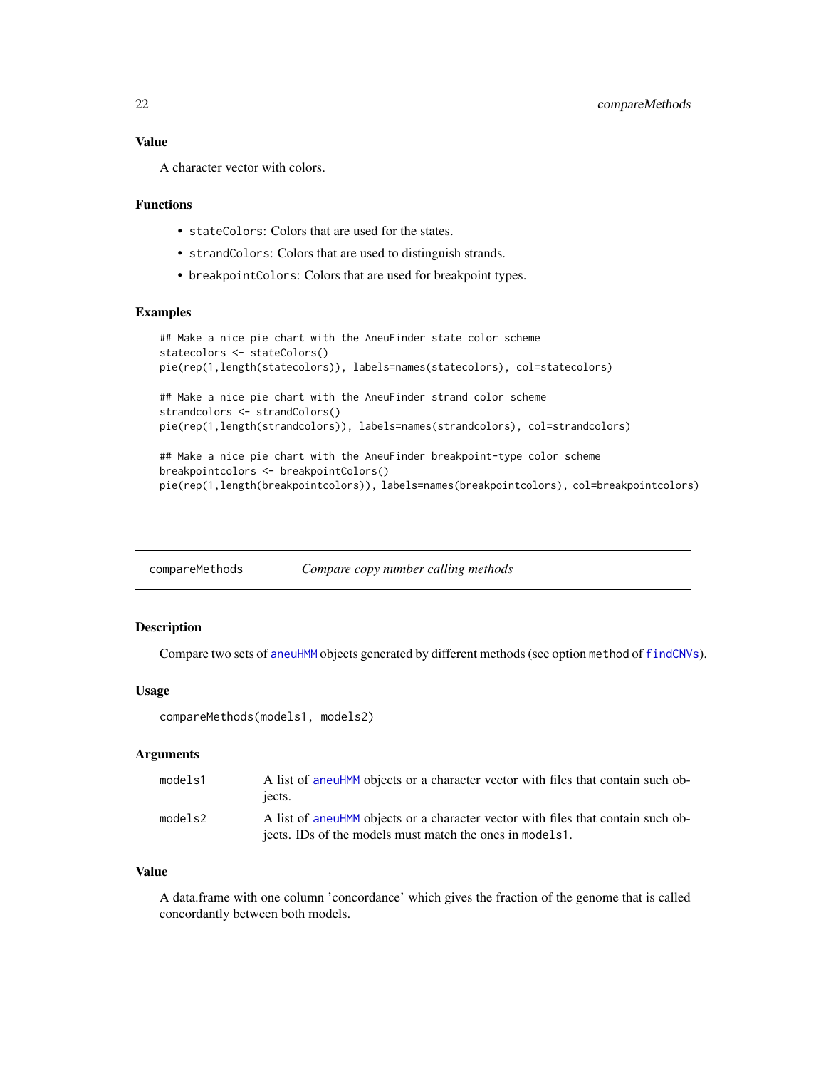## Value

A character vector with colors.

## Functions

- `stateColors`: Colors that are used for the states.
- `strandColors`: Colors that are used to distinguish strands.
- `breakpointColors`: Colors that are used for breakpoint types.

## Examples

```
## Make a nice pie chart with the AneuFinder state color scheme
statecolors <- stateColors()
pie(rep(1,length(statecolors)), labels=names(statecolors), col=statecolors)

## Make a nice pie chart with the AneuFinder strand color scheme
strandcolors <- strandColors()
pie(rep(1,length(strandcolors)), labels=names(strandcolors), col=strandcolors)

## Make a nice pie chart with the AneuFinder breakpoint-type color scheme
breakpointcolors <- breakpointColors()
pie(rep(1,length(breakpointcolors)), labels=names(breakpointcolors), col=breakpointcolors)
```

---

# compareMethods — *Compare copy number calling methods*

## Description

Compare two sets of `aneuHMM` objects generated by different methods (see option `method` of `findCNVs`).

## Usage

```
compareMethods(models1, models2)
```

## Arguments

| | |
|---|---|
| `models1` | A list of `aneuHMM` objects or a character vector with files that contain such objects. |
| `models2` | A list of `aneuHMM` objects or a character vector with files that contain such objects. IDs of the models must match the ones in `models1`. |

## Value

A data.frame with one column 'concordance' which gives the fraction of the genome that is called concordantly between both models.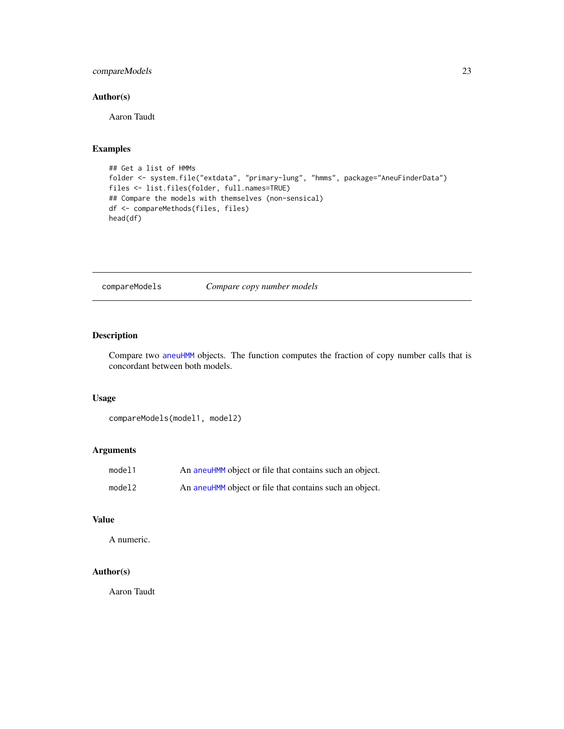## Author(s)

Aaron Taudt

## Examples

```
## Get a list of HMMs
folder <- system.file("extdata", "primary-lung", "hmms", package="AneuFinderData")
files <- list.files(folder, full.names=TRUE)
## Compare the models with themselves (non-sensical)
df <- compareMethods(files, files)
head(df)
```

---

# compareModels — *Compare copy number models*

## Description

Compare two aneuHMM objects. The function computes the fraction of copy number calls that is concordant between both models.

## Usage

```
compareModels(model1, model2)
```

## Arguments

| | |
|---|---|
| model1 | An aneuHMM object or file that contains such an object. |
| model2 | An aneuHMM object or file that contains such an object. |

## Value

A numeric.

## Author(s)

Aaron Taudt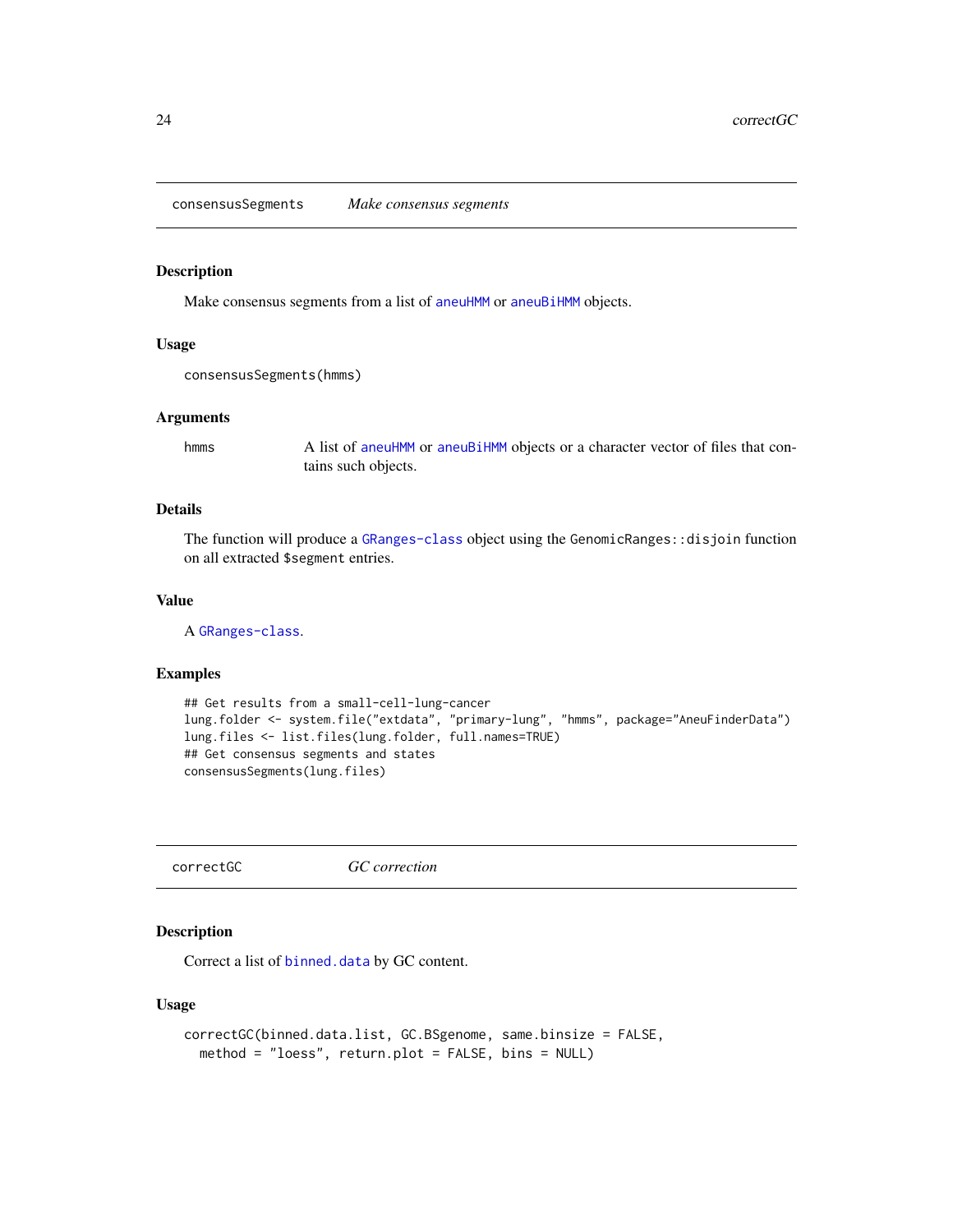## consensusSegments — *Make consensus segments*

### Description

Make consensus segments from a list of aneuHMM or aneuBiHMM objects.

### Usage

```
consensusSegments(hmms)
```

### Arguments

| | |
|---|---|
| hmms | A list of aneuHMM or aneuBiHMM objects or a character vector of files that contains such objects. |

### Details

The function will produce a GRanges-class object using the `GenomicRanges::disjoin` function on all extracted `$segment` entries.

### Value

A GRanges-class.

### Examples

```
## Get results from a small-cell-lung-cancer
lung.folder <- system.file("extdata", "primary-lung", "hmms", package="AneuFinderData")
lung.files <- list.files(lung.folder, full.names=TRUE)
## Get consensus segments and states
consensusSegments(lung.files)
```

## correctGC — *GC correction*

### Description

Correct a list of binned.data by GC content.

### Usage

```
correctGC(binned.data.list, GC.BSgenome, same.binsize = FALSE,
  method = "loess", return.plot = FALSE, bins = NULL)
```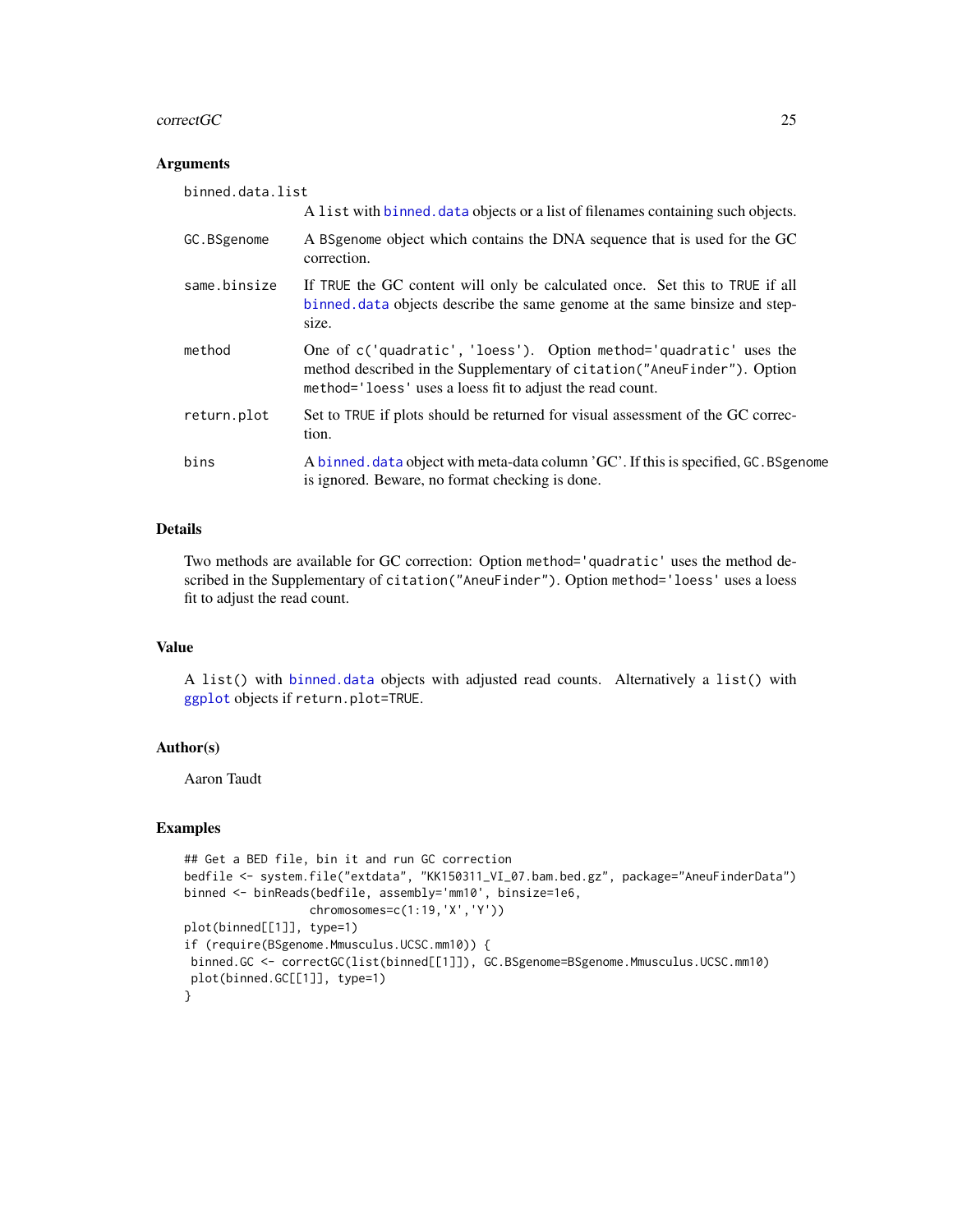## Arguments

**binned.data.list**
A `list` with `binned.data` objects or a list of filenames containing such objects.

**GC.BSgenome**
A `BSgenome` object which contains the DNA sequence that is used for the GC correction.

**same.binsize**
If `TRUE` the GC content will only be calculated once. Set this to `TRUE` if all `binned.data` objects describe the same genome at the same binsize and stepsize.

**method**
One of `c('quadratic', 'loess')`. Option `method='quadratic'` uses the method described in the Supplementary of `citation("AneuFinder")`. Option `method='loess'` uses a loess fit to adjust the read count.

**return.plot**
Set to `TRUE` if plots should be returned for visual assessment of the GC correction.

**bins**
A `binned.data` object with meta-data column 'GC'. If this is specified, `GC.BSgenome` is ignored. Beware, no format checking is done.

## Details

Two methods are available for GC correction: Option `method='quadratic'` uses the method described in the Supplementary of `citation("AneuFinder")`. Option `method='loess'` uses a loess fit to adjust the read count.

## Value

A `list()` with `binned.data` objects with adjusted read counts. Alternatively a `list()` with `ggplot` objects if `return.plot=TRUE`.

## Author(s)

Aaron Taudt

## Examples

```
## Get a BED file, bin it and run GC correction
bedfile <- system.file("extdata", "KK150311_VI_07.bam.bed.gz", package="AneuFinderData")
binned <- binReads(bedfile, assembly='mm10', binsize=1e6,
                   chromosomes=c(1:19,'X','Y'))
plot(binned[[1]], type=1)
if (require(BSgenome.Mmusculus.UCSC.mm10)) {
 binned.GC <- correctGC(list(binned[[1]]), GC.BSgenome=BSgenome.Mmusculus.UCSC.mm10)
 plot(binned.GC[[1]], type=1)
}
```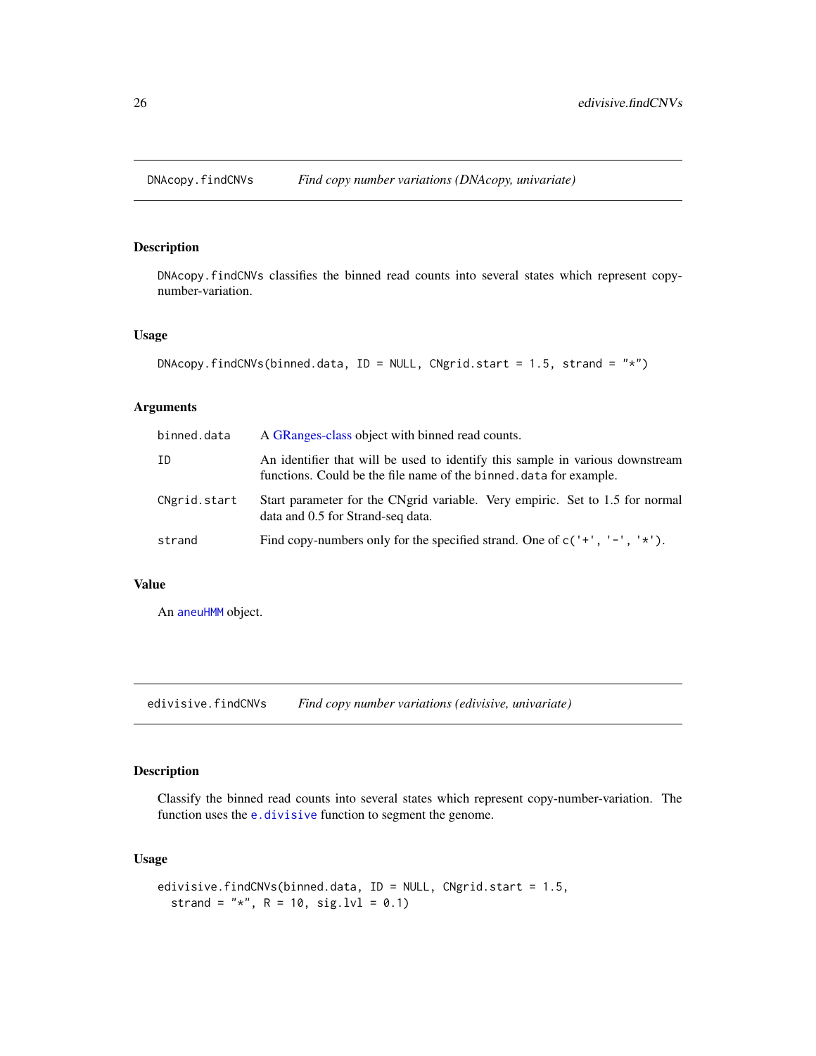## DNAcopy.findCNVs — *Find copy number variations (DNAcopy, univariate)*

### Description

DNAcopy.findCNVs classifies the binned read counts into several states which represent copy-number-variation.

### Usage

```
DNAcopy.findCNVs(binned.data, ID = NULL, CNgrid.start = 1.5, strand = "*")
```

### Arguments

| | |
|---|---|
| binned.data | A GRanges-class object with binned read counts. |
| ID | An identifier that will be used to identify this sample in various downstream functions. Could be the file name of the binned.data for example. |
| CNgrid.start | Start parameter for the CNgrid variable. Very empiric. Set to 1.5 for normal data and 0.5 for Strand-seq data. |
| strand | Find copy-numbers only for the specified strand. One of c('+', '-', '*'). |

### Value

An aneuHMM object.

## edivisive.findCNVs — *Find copy number variations (edivisive, univariate)*

### Description

Classify the binned read counts into several states which represent copy-number-variation. The function uses the e.divisive function to segment the genome.

### Usage

```
edivisive.findCNVs(binned.data, ID = NULL, CNgrid.start = 1.5,
  strand = "*", R = 10, sig.lvl = 0.1)
```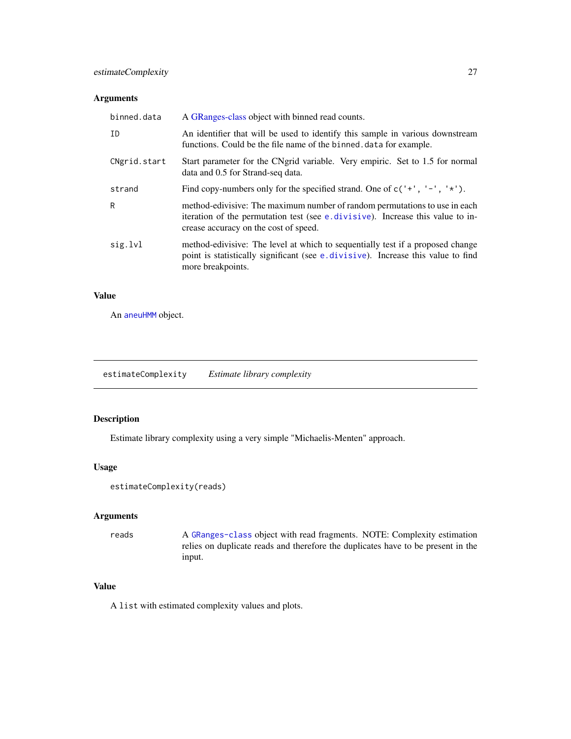### Arguments

| | |
|---|---|
| `binned.data` | A GRanges-class object with binned read counts. |
| `ID` | An identifier that will be used to identify this sample in various downstream functions. Could be the file name of the `binned.data` for example. |
| `CNgrid.start` | Start parameter for the CNgrid variable. Very empiric. Set to 1.5 for normal data and 0.5 for Strand-seq data. |
| `strand` | Find copy-numbers only for the specified strand. One of `c('+', '-', '*')`. |
| `R` | method-edivisive: The maximum number of random permutations to use in each iteration of the permutation test (see `e.divisive`). Increase this value to increase accuracy on the cost of speed. |
| `sig.lvl` | method-edivisive: The level at which to sequentially test if a proposed change point is statistically significant (see `e.divisive`). Increase this value to find more breakpoints. |

### Value

An `aneuHMM` object.

---

## estimateComplexity *Estimate library complexity*

### Description

Estimate library complexity using a very simple "Michaelis-Menten" approach.

### Usage

```
estimateComplexity(reads)
```

### Arguments

| | |
|---|---|
| `reads` | A `GRanges-class` object with read fragments. NOTE: Complexity estimation relies on duplicate reads and therefore the duplicates have to be present in the input. |

### Value

A `list` with estimated complexity values and plots.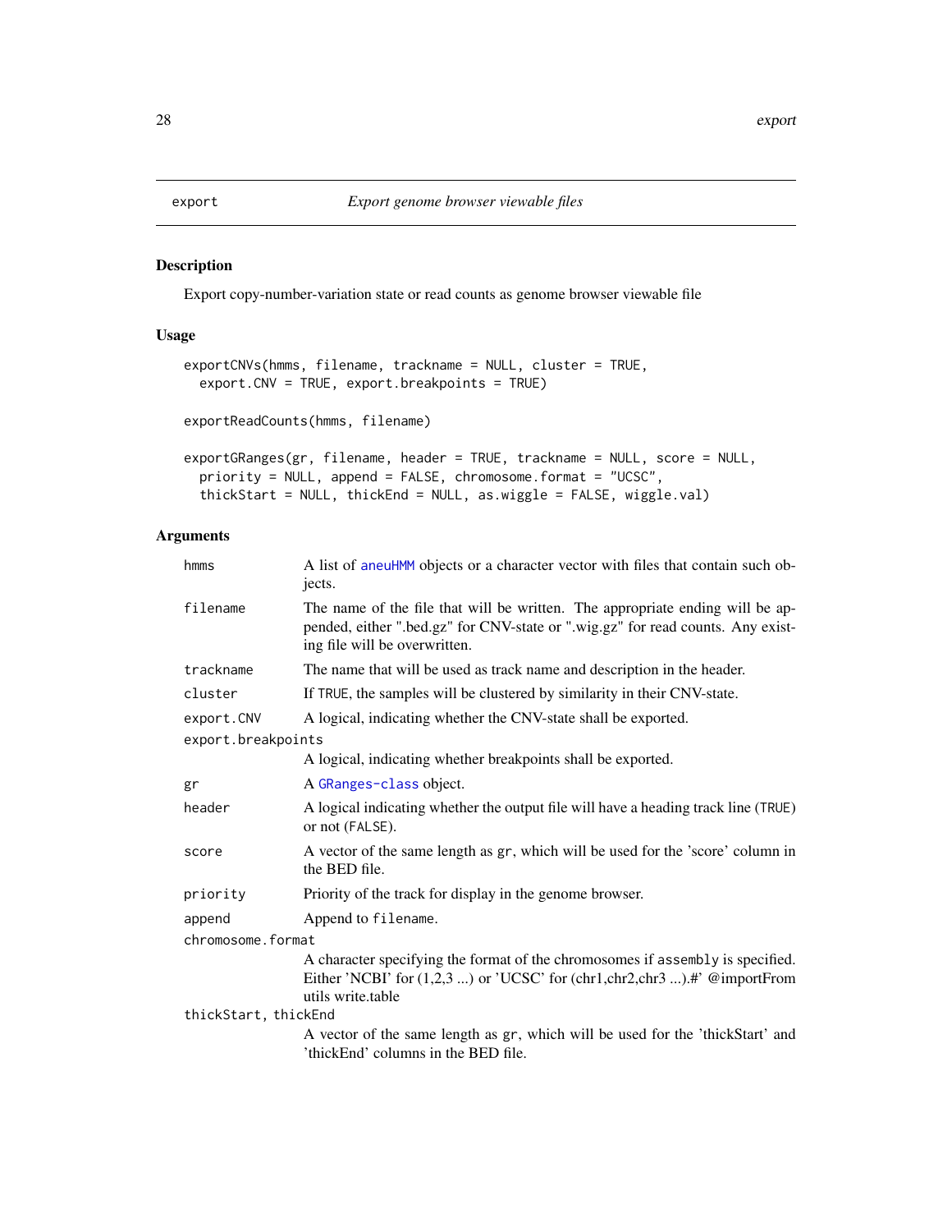export *Export genome browser viewable files*

### Description

Export copy-number-variation state or read counts as genome browser viewable file

### Usage

```
exportCNVs(hmms, filename, trackname = NULL, cluster = TRUE,
  export.CNV = TRUE, export.breakpoints = TRUE)

exportReadCounts(hmms, filename)

exportGRanges(gr, filename, header = TRUE, trackname = NULL, score = NULL,
  priority = NULL, append = FALSE, chromosome.format = "UCSC",
  thickStart = NULL, thickEnd = NULL, as.wiggle = FALSE, wiggle.val)
```

### Arguments

| Argument | Description |
|---|---|
| `hmms` | A list of aneuHMM objects or a character vector with files that contain such objects. |
| `filename` | The name of the file that will be written. The appropriate ending will be appended, either ".bed.gz" for CNV-state or ".wig.gz" for read counts. Any existing file will be overwritten. |
| `trackname` | The name that will be used as track name and description in the header. |
| `cluster` | If TRUE, the samples will be clustered by similarity in their CNV-state. |
| `export.CNV` | A logical, indicating whether the CNV-state shall be exported. |
| `export.breakpoints` | A logical, indicating whether breakpoints shall be exported. |
| `gr` | A GRanges-class object. |
| `header` | A logical indicating whether the output file will have a heading track line (TRUE) or not (FALSE). |
| `score` | A vector of the same length as gr, which will be used for the 'score' column in the BED file. |
| `priority` | Priority of the track for display in the genome browser. |
| `append` | Append to filename. |
| `chromosome.format` | A character specifying the format of the chromosomes if assembly is specified. Either 'NCBI' for (1,2,3 ...) or 'UCSC' for (chr1,chr2,chr3 ...).#' @importFrom utils write.table |
| `thickStart, thickEnd` | A vector of the same length as gr, which will be used for the 'thickStart' and 'thickEnd' columns in the BED file. |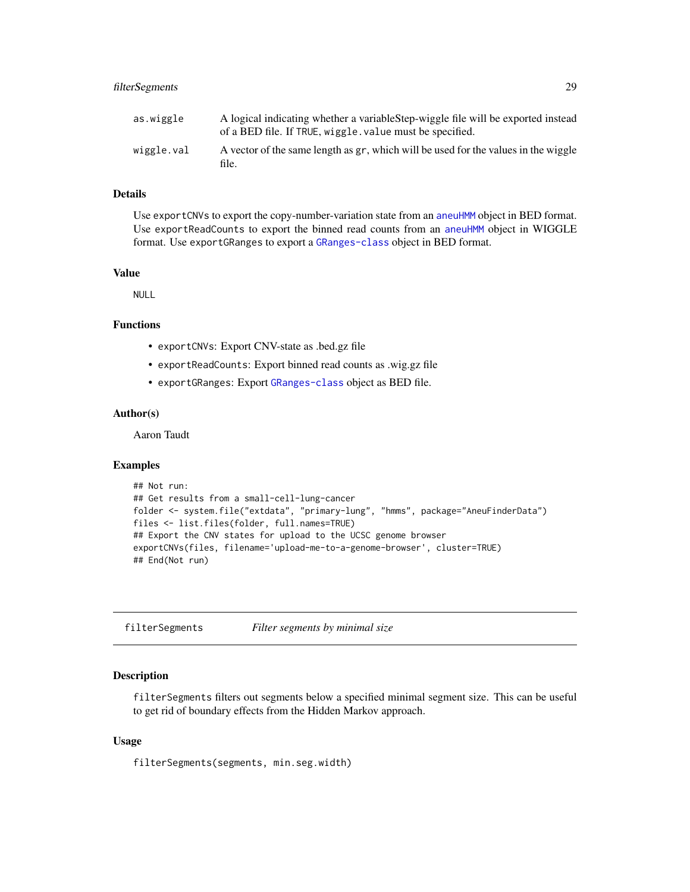| | |
|---|---|
| as.wiggle | A logical indicating whether a variableStep-wiggle file will be exported instead of a BED file. If TRUE, wiggle.value must be specified. |
| wiggle.val | A vector of the same length as gr, which will be used for the values in the wiggle file. |

### Details

Use exportCNVs to export the copy-number-variation state from an aneuHMM object in BED format. Use exportReadCounts to export the binned read counts from an aneuHMM object in WIGGLE format. Use exportGRanges to export a GRanges-class object in BED format.

### Value

NULL

### Functions

- exportCNVs: Export CNV-state as .bed.gz file
- exportReadCounts: Export binned read counts as .wig.gz file
- exportGRanges: Export GRanges-class object as BED file.

### Author(s)

Aaron Taudt

### Examples

```
## Not run:
## Get results from a small-cell-lung-cancer
folder <- system.file("extdata", "primary-lung", "hmms", package="AneuFinderData")
files <- list.files(folder, full.names=TRUE)
## Export the CNV states for upload to the UCSC genome browser
exportCNVs(files, filename='upload-me-to-a-genome-browser', cluster=TRUE)
## End(Not run)
```

---

## filterSegments *Filter segments by minimal size*

---

### Description

filterSegments filters out segments below a specified minimal segment size. This can be useful to get rid of boundary effects from the Hidden Markov approach.

### Usage

```
filterSegments(segments, min.seg.width)
```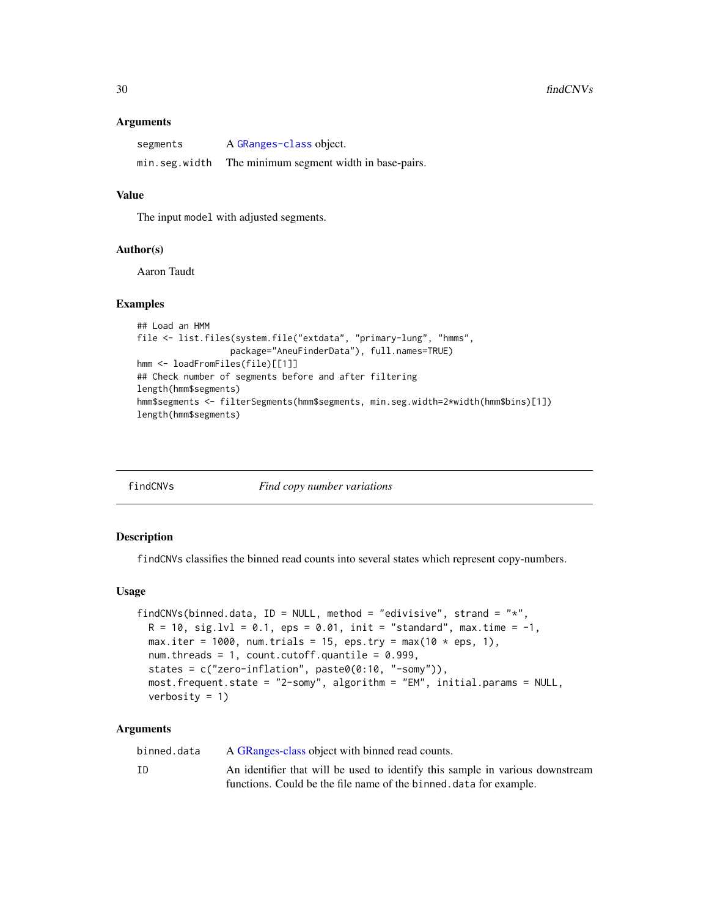### Arguments

| | |
|---|---|
| segments | A GRanges-class object. |
| min.seg.width | The minimum segment width in base-pairs. |

### Value

The input model with adjusted segments.

### Author(s)

Aaron Taudt

### Examples

```
## Load an HMM
file <- list.files(system.file("extdata", "primary-lung", "hmms",
                   package="AneuFinderData"), full.names=TRUE)
hmm <- loadFromFiles(file)[[1]]
## Check number of segments before and after filtering
length(hmm$segments)
hmm$segments <- filterSegments(hmm$segments, min.seg.width=2*width(hmm$bins)[1])
length(hmm$segments)
```

## findCNVs *Find copy number variations*

### Description

findCNVs classifies the binned read counts into several states which represent copy-numbers.

### Usage

```
findCNVs(binned.data, ID = NULL, method = "edivisive", strand = "*",
  R = 10, sig.lvl = 0.1, eps = 0.01, init = "standard", max.time = -1,
  max.iter = 1000, num.trials = 15, eps.try = max(10 * eps, 1),
  num.threads = 1, count.cutoff.quantile = 0.999,
  states = c("zero-inflation", paste0(0:10, "-somy")),
  most.frequent.state = "2-somy", algorithm = "EM", initial.params = NULL,
  verbosity = 1)
```

### Arguments

| | |
|---|---|
| binned.data | A GRanges-class object with binned read counts. |
| ID | An identifier that will be used to identify this sample in various downstream functions. Could be the file name of the binned.data for example. |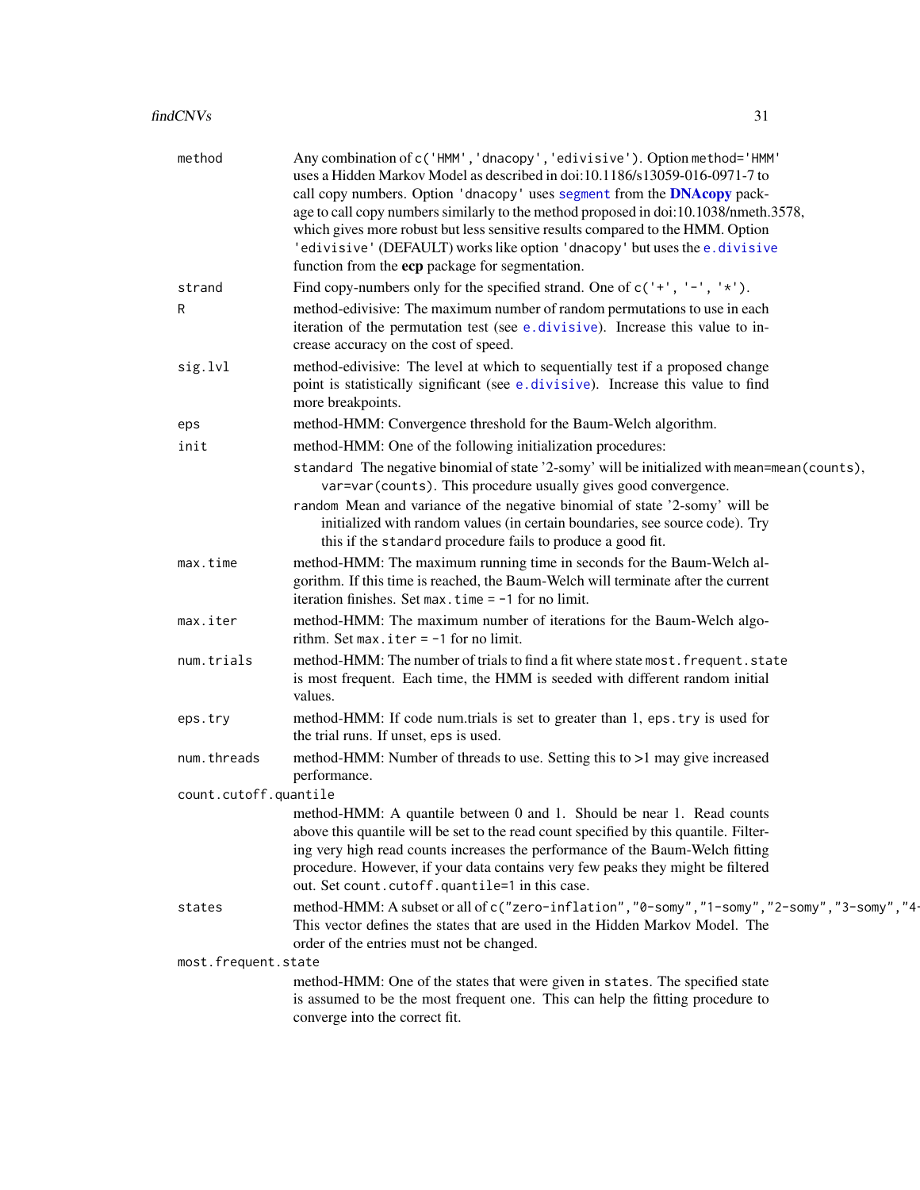`method` Any combination of `c('HMM','dnacopy','edivisive')`. Option `method='HMM'` uses a Hidden Markov Model as described in doi:10.1186/s13059-016-0971-7 to call copy numbers. Option `'dnacopy'` uses `segment` from the **DNAcopy** package to call copy numbers similarly to the method proposed in doi:10.1038/nmeth.3578, which gives more robust but less sensitive results compared to the HMM. Option `'edivisive'` (DEFAULT) works like option `'dnacopy'` but uses the `e.divisive` function from the **ecp** package for segmentation.

`strand` Find copy-numbers only for the specified strand. One of `c('+', '-', '*')`.

`R` method-edivisive: The maximum number of random permutations to use in each iteration of the permutation test (see `e.divisive`). Increase this value to increase accuracy on the cost of speed.

`sig.lvl` method-edivisive: The level at which to sequentially test if a proposed change point is statistically significant (see `e.divisive`). Increase this value to find more breakpoints.

`eps` method-HMM: Convergence threshold for the Baum-Welch algorithm.

`init` method-HMM: One of the following initialization procedures:

- `standard` The negative binomial of state '2-somy' will be initialized with `mean=mean(counts)`, `var=var(counts)`. This procedure usually gives good convergence.
- `random` Mean and variance of the negative binomial of state '2-somy' will be initialized with random values (in certain boundaries, see source code). Try this if the `standard` procedure fails to produce a good fit.

`max.time` method-HMM: The maximum running time in seconds for the Baum-Welch algorithm. If this time is reached, the Baum-Welch will terminate after the current iteration finishes. Set `max.time = -1` for no limit.

`max.iter` method-HMM: The maximum number of iterations for the Baum-Welch algorithm. Set `max.iter = -1` for no limit.

`num.trials` method-HMM: The number of trials to find a fit where state `most.frequent.state` is most frequent. Each time, the HMM is seeded with different random initial values.

`eps.try` method-HMM: If code num.trials is set to greater than 1, `eps.try` is used for the trial runs. If unset, `eps` is used.

`num.threads` method-HMM: Number of threads to use. Setting this to >1 may give increased performance.

`count.cutoff.quantile` method-HMM: A quantile between 0 and 1. Should be near 1. Read counts above this quantile will be set to the read count specified by this quantile. Filtering very high read counts increases the performance of the Baum-Welch fitting procedure. However, if your data contains very few peaks they might be filtered out. Set `count.cutoff.quantile=1` in this case.

`states` method-HMM: A subset or all of `c("zero-inflation","0-somy","1-somy","2-somy","3-somy","4-`
This vector defines the states that are used in the Hidden Markov Model. The order of the entries must not be changed.

`most.frequent.state` method-HMM: One of the states that were given in `states`. The specified state is assumed to be the most frequent one. This can help the fitting procedure to converge into the correct fit.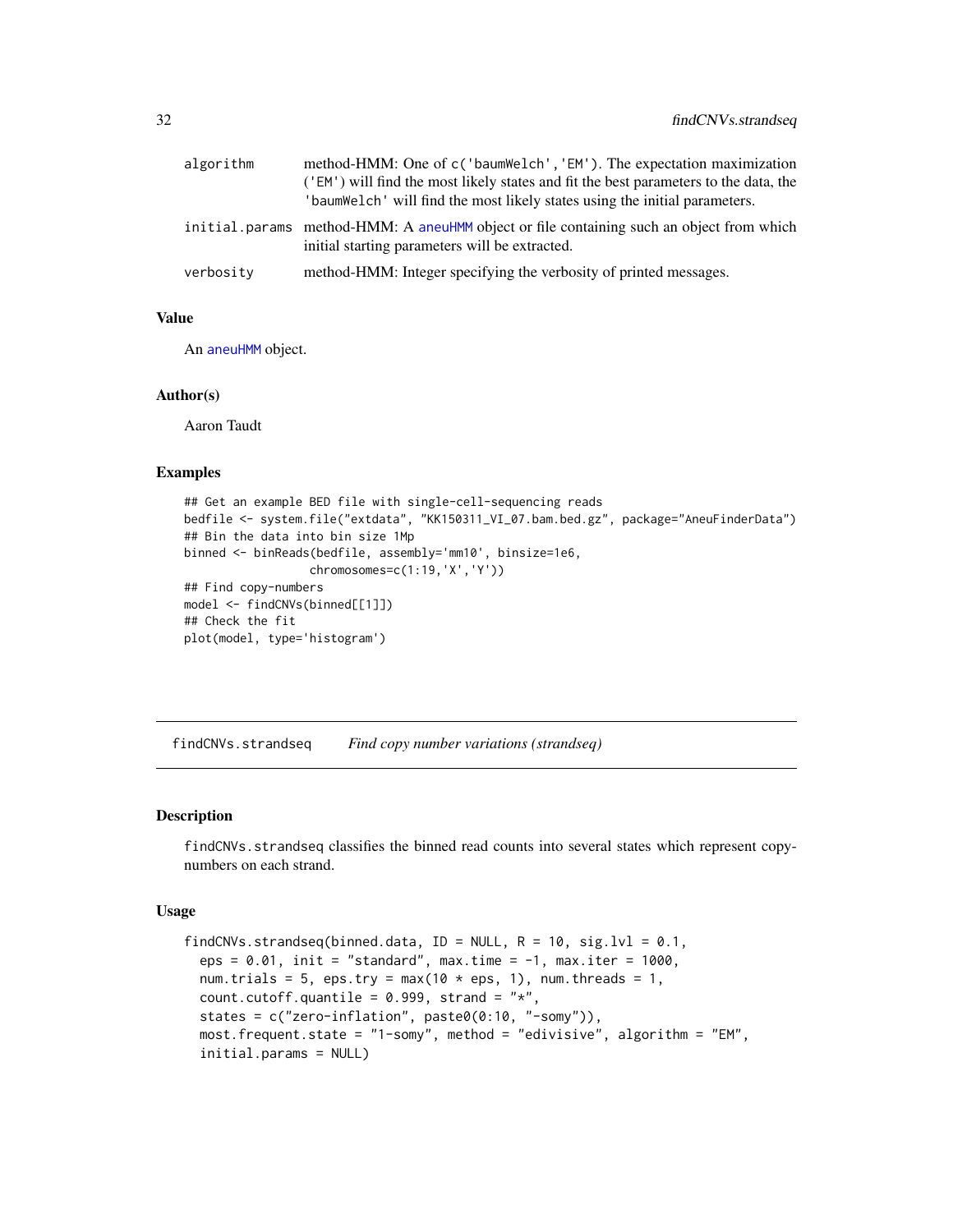| | |
|---|---|
| algorithm | method-HMM: One of c('baumWelch','EM'). The expectation maximization ('EM') will find the most likely states and fit the best parameters to the data, the 'baumWelch' will find the most likely states using the initial parameters. |
| initial.params | method-HMM: A aneuHMM object or file containing such an object from which initial starting parameters will be extracted. |
| verbosity | method-HMM: Integer specifying the verbosity of printed messages. |

### Value

An aneuHMM object.

### Author(s)

Aaron Taudt

### Examples

```
## Get an example BED file with single-cell-sequencing reads
bedfile <- system.file("extdata", "KK150311_VI_07.bam.bed.gz", package="AneuFinderData")
## Bin the data into bin size 1Mp
binned <- binReads(bedfile, assembly='mm10', binsize=1e6,
                   chromosomes=c(1:19,'X','Y'))
## Find copy-numbers
model <- findCNVs(binned[[1]])
## Check the fit
plot(model, type='histogram')
```

---

## findCNVs.strandseq *Find copy number variations (strandseq)*

### Description

findCNVs.strandseq classifies the binned read counts into several states which represent copy-numbers on each strand.

### Usage

```
findCNVs.strandseq(binned.data, ID = NULL, R = 10, sig.lvl = 0.1,
  eps = 0.01, init = "standard", max.time = -1, max.iter = 1000,
  num.trials = 5, eps.try = max(10 * eps, 1), num.threads = 1,
  count.cutoff.quantile = 0.999, strand = "*",
  states = c("zero-inflation", paste0(0:10, "-somy")),
  most.frequent.state = "1-somy", method = "edivisive", algorithm = "EM",
  initial.params = NULL)
```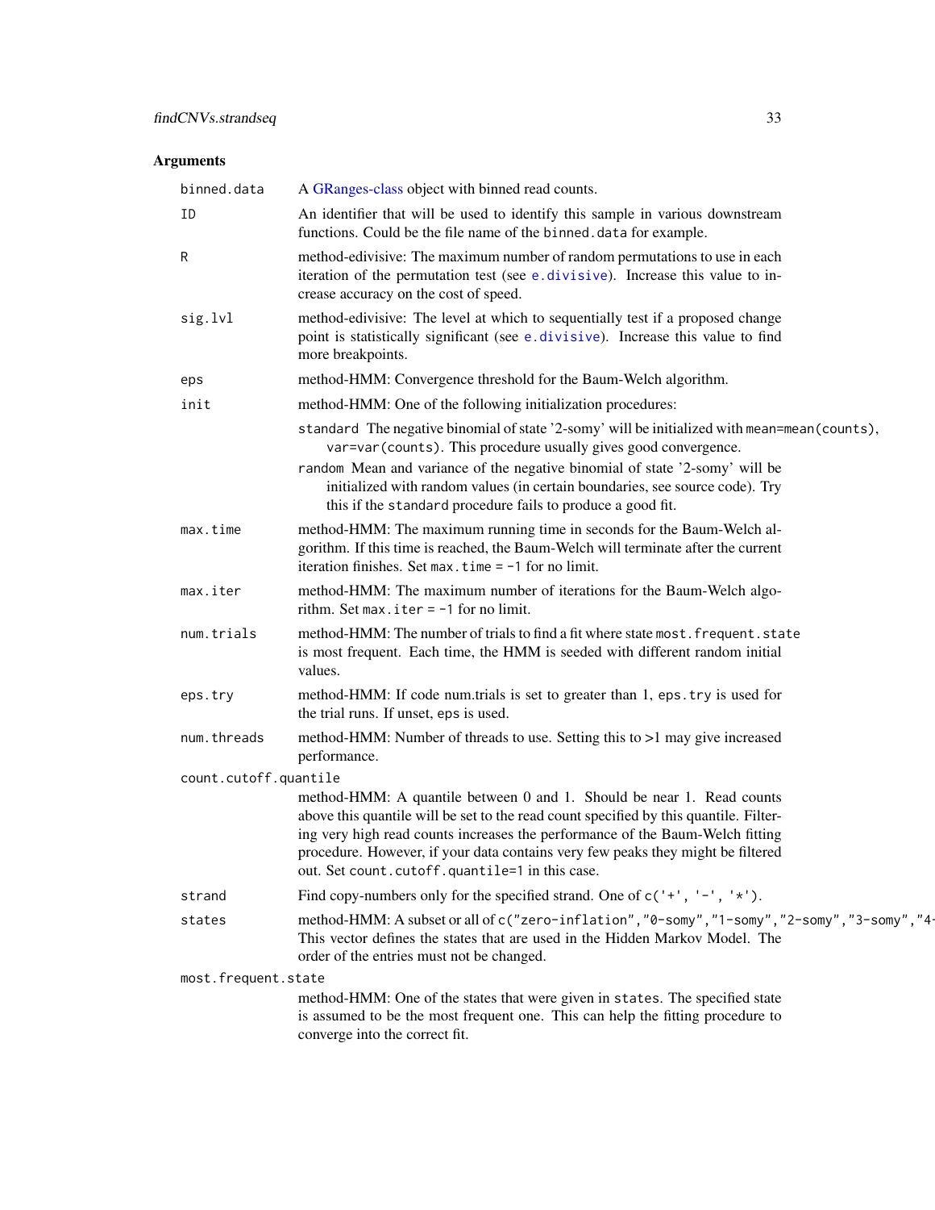## Arguments

- **binned.data**: A GRanges-class object with binned read counts.
- **ID**: An identifier that will be used to identify this sample in various downstream functions. Could be the file name of the `binned.data` for example.
- **R**: method-edivisive: The maximum number of random permutations to use in each iteration of the permutation test (see `e.divisive`). Increase this value to increase accuracy on the cost of speed.
- **sig.lvl**: method-edivisive: The level at which to sequentially test if a proposed change point is statistically significant (see `e.divisive`). Increase this value to find more breakpoints.
- **eps**: method-HMM: Convergence threshold for the Baum-Welch algorithm.
- **init**: method-HMM: One of the following initialization procedures:
  - `standard` The negative binomial of state '2-somy' will be initialized with `mean=mean(counts)`, `var=var(counts)`. This procedure usually gives good convergence.
  - `random` Mean and variance of the negative binomial of state '2-somy' will be initialized with random values (in certain boundaries, see source code). Try this if the `standard` procedure fails to produce a good fit.
- **max.time**: method-HMM: The maximum running time in seconds for the Baum-Welch algorithm. If this time is reached, the Baum-Welch will terminate after the current iteration finishes. Set `max.time = -1` for no limit.
- **max.iter**: method-HMM: The maximum number of iterations for the Baum-Welch algorithm. Set `max.iter = -1` for no limit.
- **num.trials**: method-HMM: The number of trials to find a fit where state `most.frequent.state` is most frequent. Each time, the HMM is seeded with different random initial values.
- **eps.try**: method-HMM: If code num.trials is set to greater than 1, `eps.try` is used for the trial runs. If unset, `eps` is used.
- **num.threads**: method-HMM: Number of threads to use. Setting this to >1 may give increased performance.
- **count.cutoff.quantile**: method-HMM: A quantile between 0 and 1. Should be near 1. Read counts above this quantile will be set to the read count specified by this quantile. Filtering very high read counts increases the performance of the Baum-Welch fitting procedure. However, if your data contains very few peaks they might be filtered out. Set `count.cutoff.quantile=1` in this case.
- **strand**: Find copy-numbers only for the specified strand. One of `c('+', '-', '*')`.
- **states**: method-HMM: A subset or all of `c("zero-inflation","0-somy","1-somy","2-somy","3-somy","4-`. This vector defines the states that are used in the Hidden Markov Model. The order of the entries must not be changed.
- **most.frequent.state**: method-HMM: One of the states that were given in `states`. The specified state is assumed to be the most frequent one. This can help the fitting procedure to converge into the correct fit.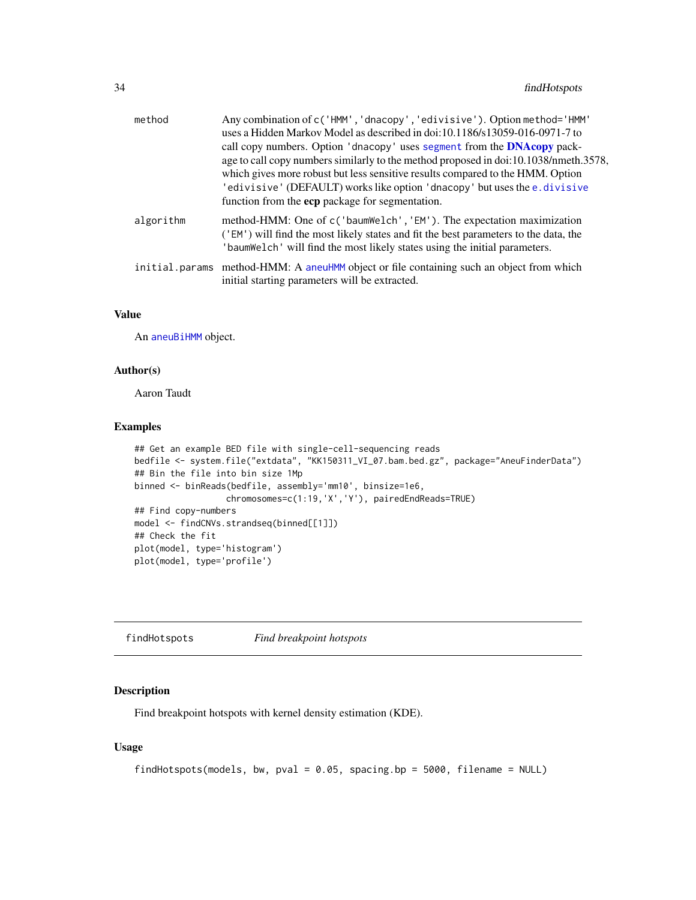| | |
|---|---|
| method | Any combination of c('HMM','dnacopy','edivisive'). Option method='HMM' uses a Hidden Markov Model as described in doi:10.1186/s13059-016-0971-7 to call copy numbers. Option 'dnacopy' uses segment from the **DNAcopy** package to call copy numbers similarly to the method proposed in doi:10.1038/nmeth.3578, which gives more robust but less sensitive results compared to the HMM. Option 'edivisive' (DEFAULT) works like option 'dnacopy' but uses the e.divisive function from the **ecp** package for segmentation. |
| algorithm | method-HMM: One of c('baumWelch','EM'). The expectation maximization ('EM') will find the most likely states and fit the best parameters to the data, the 'baumWelch' will find the most likely states using the initial parameters. |
| initial.params | method-HMM: A aneuHMM object or file containing such an object from which initial starting parameters will be extracted. |

### Value

An aneuBiHMM object.

### Author(s)

Aaron Taudt

### Examples

```
## Get an example BED file with single-cell-sequencing reads
bedfile <- system.file("extdata", "KK150311_VI_07.bam.bed.gz", package="AneuFinderData")
## Bin the file into bin size 1Mp
binned <- binReads(bedfile, assembly='mm10', binsize=1e6,
                   chromosomes=c(1:19,'X','Y'), pairedEndReads=TRUE)
## Find copy-numbers
model <- findCNVs.strandseq(binned[[1]])
## Check the fit
plot(model, type='histogram')
plot(model, type='profile')
```

---

## findHotspots — *Find breakpoint hotspots*

---

### Description

Find breakpoint hotspots with kernel density estimation (KDE).

### Usage

```
findHotspots(models, bw, pval = 0.05, spacing.bp = 5000, filename = NULL)
```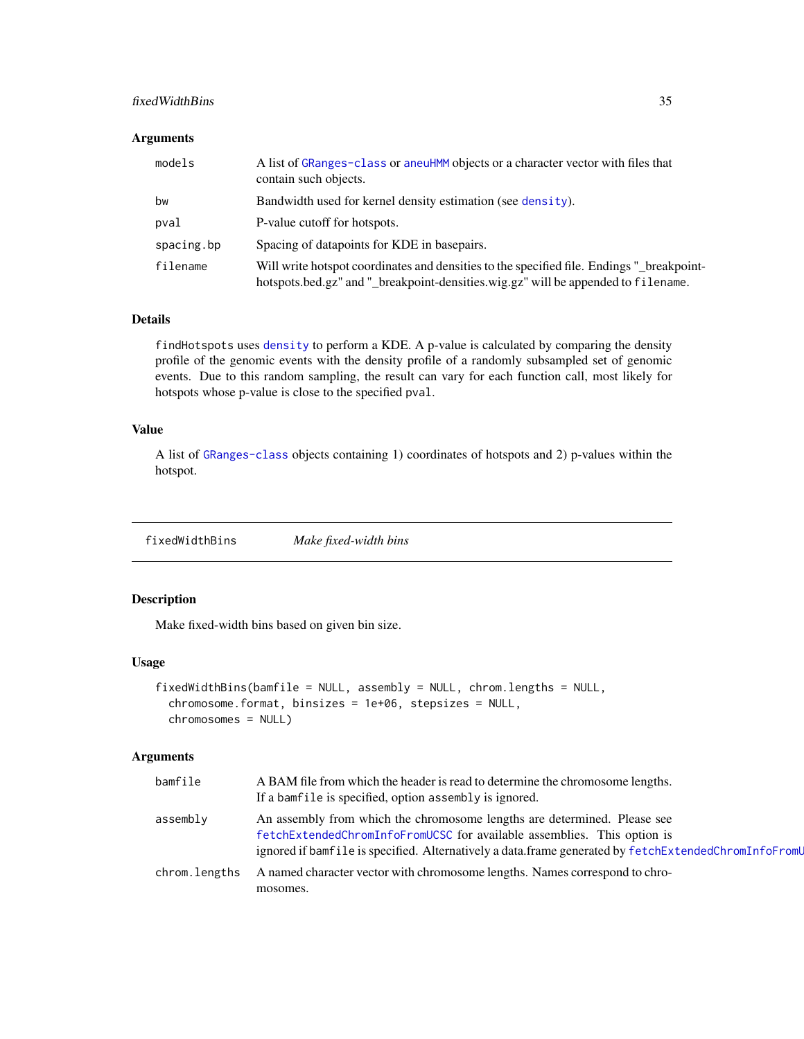## Arguments

| | |
|---|---|
| `models` | A list of `GRanges-class` or `aneuHMM` objects or a character vector with files that contain such objects. |
| `bw` | Bandwidth used for kernel density estimation (see `density`). |
| `pval` | P-value cutoff for hotspots. |
| `spacing.bp` | Spacing of datapoints for KDE in basepairs. |
| `filename` | Will write hotspot coordinates and densities to the specified file. Endings "_breakpoint-hotspots.bed.gz" and "_breakpoint-densities.wig.gz" will be appended to `filename`. |

## Details

`findHotspots` uses `density` to perform a KDE. A p-value is calculated by comparing the density profile of the genomic events with the density profile of a randomly subsampled set of genomic events. Due to this random sampling, the result can vary for each function call, most likely for hotspots whose p-value is close to the specified `pval`.

## Value

A list of `GRanges-class` objects containing 1) coordinates of hotspots and 2) p-values within the hotspot.

---

# fixedWidthBins — *Make fixed-width bins*

---

## Description

Make fixed-width bins based on given bin size.

## Usage

```
fixedWidthBins(bamfile = NULL, assembly = NULL, chrom.lengths = NULL,
  chromosome.format, binsizes = 1e+06, stepsizes = NULL,
  chromosomes = NULL)
```

## Arguments

| | |
|---|---|
| `bamfile` | A BAM file from which the header is read to determine the chromosome lengths. If a `bamfile` is specified, option `assembly` is ignored. |
| `assembly` | An assembly from which the chromosome lengths are determined. Please see `fetchExtendedChromInfoFromUCSC` for available assemblies. This option is ignored if `bamfile` is specified. Alternatively a data.frame generated by `fetchExtendedChromInfoFromU` |
| `chrom.lengths` | A named character vector with chromosome lengths. Names correspond to chromosomes. |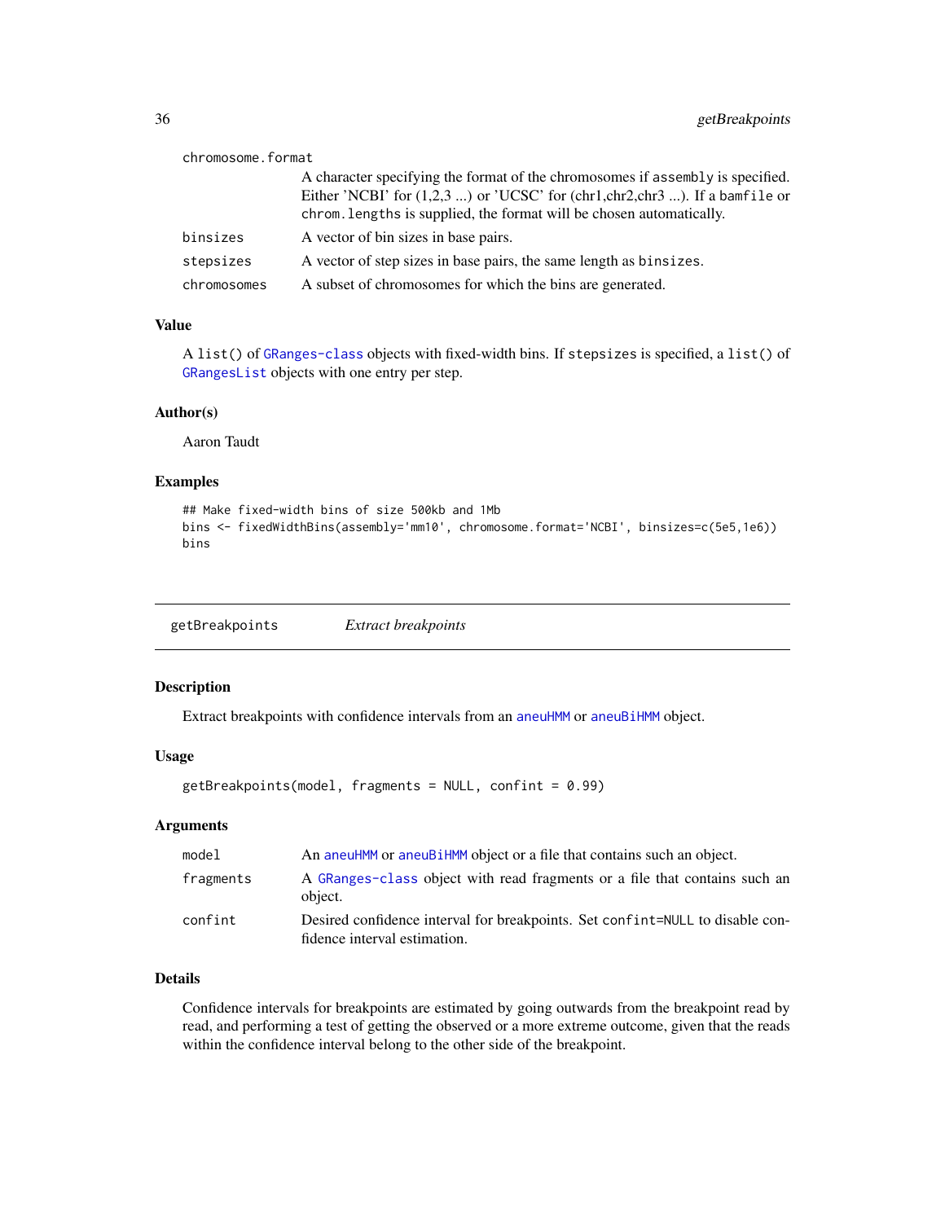| | |
|---|---|
| chromosome.format | A character specifying the format of the chromosomes if assembly is specified. Either 'NCBI' for (1,2,3 ...) or 'UCSC' for (chr1,chr2,chr3 ...). If a bamfile or chrom.lengths is supplied, the format will be chosen automatically. |
| binsizes | A vector of bin sizes in base pairs. |
| stepsizes | A vector of step sizes in base pairs, the same length as binsizes. |
| chromosomes | A subset of chromosomes for which the bins are generated. |

### Value

A list() of GRanges-class objects with fixed-width bins. If stepsizes is specified, a list() of GRangesList objects with one entry per step.

### Author(s)

Aaron Taudt

### Examples

```
## Make fixed-width bins of size 500kb and 1Mb
bins <- fixedWidthBins(assembly='mm10', chromosome.format='NCBI', binsizes=c(5e5,1e6))
bins
```

---

## getBreakpoints *Extract breakpoints*

### Description

Extract breakpoints with confidence intervals from an aneuHMM or aneuBiHMM object.

### Usage

```
getBreakpoints(model, fragments = NULL, confint = 0.99)
```

### Arguments

| | |
|---|---|
| model | An aneuHMM or aneuBiHMM object or a file that contains such an object. |
| fragments | A GRanges-class object with read fragments or a file that contains such an object. |
| confint | Desired confidence interval for breakpoints. Set confint=NULL to disable confidence interval estimation. |

### Details

Confidence intervals for breakpoints are estimated by going outwards from the breakpoint read by read, and performing a test of getting the observed or a more extreme outcome, given that the reads within the confidence interval belong to the other side of the breakpoint.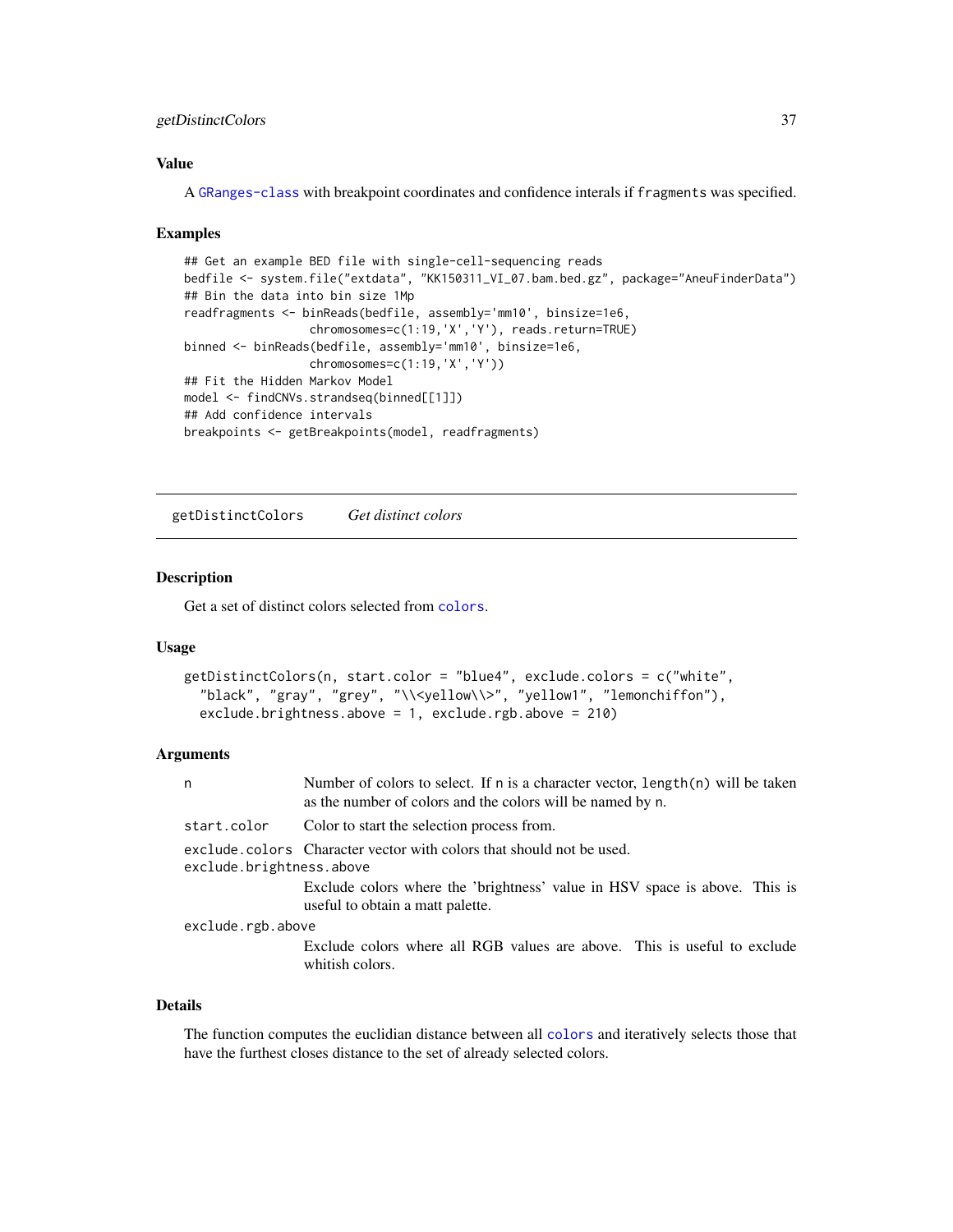### Value

A GRanges-class with breakpoint coordinates and confidence interals if fragments was specified.

### Examples

```
## Get an example BED file with single-cell-sequencing reads
bedfile <- system.file("extdata", "KK150311_VI_07.bam.bed.gz", package="AneuFinderData")
## Bin the data into bin size 1Mp
readfragments <- binReads(bedfile, assembly='mm10', binsize=1e6,
                   chromosomes=c(1:19,'X','Y'), reads.return=TRUE)
binned <- binReads(bedfile, assembly='mm10', binsize=1e6,
                   chromosomes=c(1:19,'X','Y'))
## Fit the Hidden Markov Model
model <- findCNVs.strandseq(binned[[1]])
## Add confidence intervals
breakpoints <- getBreakpoints(model, readfragments)
```

---

## getDistinctColors *Get distinct colors*

### Description

Get a set of distinct colors selected from colors.

### Usage

```
getDistinctColors(n, start.color = "blue4", exclude.colors = c("white",
  "black", "gray", "grey", "\\<yellow\\>", "yellow1", "lemonchiffon"),
  exclude.brightness.above = 1, exclude.rgb.above = 210)
```

### Arguments

| | |
|---|---|
| n | Number of colors to select. If n is a character vector, length(n) will be taken as the number of colors and the colors will be named by n. |
| start.color | Color to start the selection process from. |
| exclude.colors | Character vector with colors that should not be used. |
| exclude.brightness.above | Exclude colors where the 'brightness' value in HSV space is above. This is useful to obtain a matt palette. |
| exclude.rgb.above | Exclude colors where all RGB values are above. This is useful to exclude whitish colors. |

### Details

The function computes the euclidian distance between all colors and iteratively selects those that have the furthest closes distance to the set of already selected colors.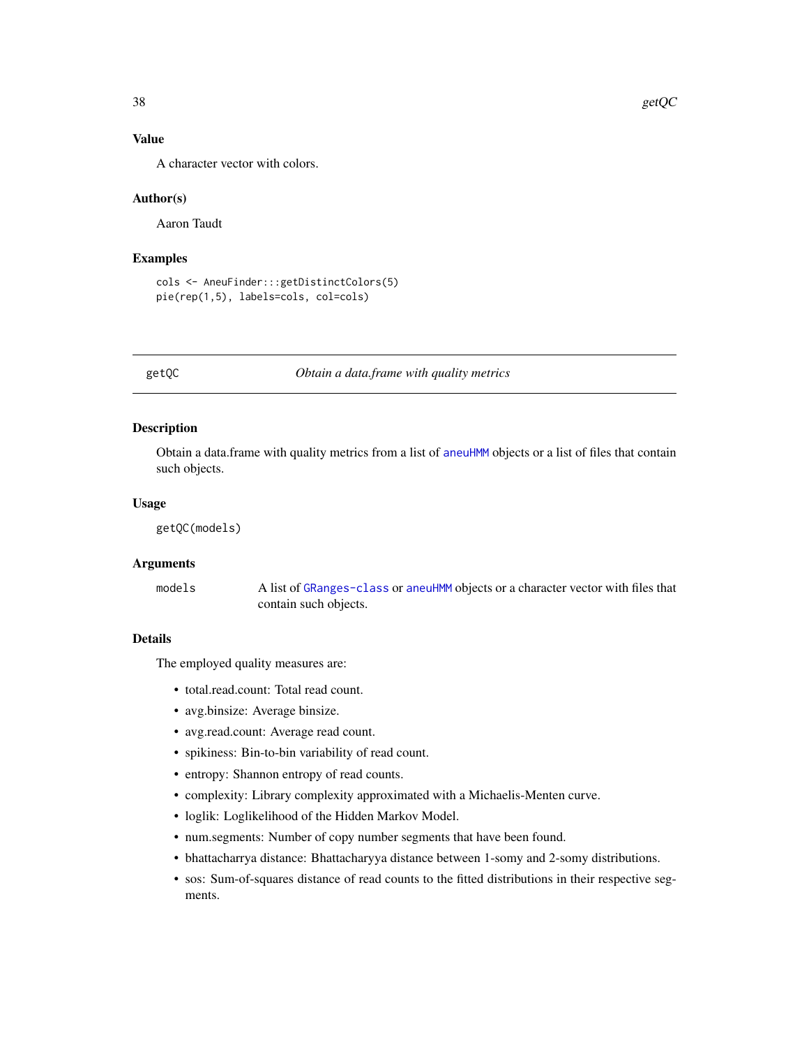### Value

A character vector with colors.

### Author(s)

Aaron Taudt

### Examples

```
cols <- AneuFinder:::getDistinctColors(5)
pie(rep(1,5), labels=cols, col=cols)
```

---

## getQC *Obtain a data.frame with quality metrics*

---

### Description

Obtain a data.frame with quality metrics from a list of aneuHMM objects or a list of files that contain such objects.

### Usage

```
getQC(models)
```

### Arguments

| | |
|---|---|
| models | A list of GRanges-class or aneuHMM objects or a character vector with files that contain such objects. |

### Details

The employed quality measures are:

- total.read.count: Total read count.
- avg.binsize: Average binsize.
- avg.read.count: Average read count.
- spikiness: Bin-to-bin variability of read count.
- entropy: Shannon entropy of read counts.
- complexity: Library complexity approximated with a Michaelis-Menten curve.
- loglik: Loglikelihood of the Hidden Markov Model.
- num.segments: Number of copy number segments that have been found.
- bhattacharrya distance: Bhattacharyya distance between 1-somy and 2-somy distributions.
- sos: Sum-of-squares distance of read counts to the fitted distributions in their respective segments.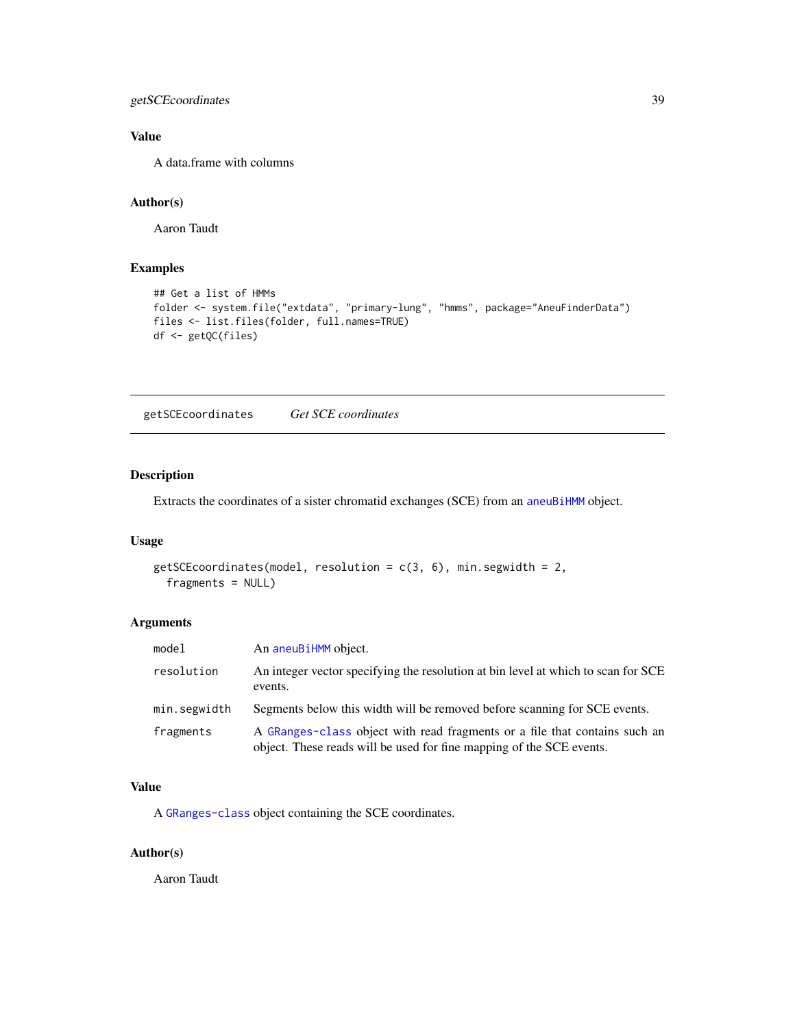### Value

A data.frame with columns

### Author(s)

Aaron Taudt

### Examples

```
## Get a list of HMMs
folder <- system.file("extdata", "primary-lung", "hmms", package="AneuFinderData")
files <- list.files(folder, full.names=TRUE)
df <- getQC(files)
```

---

## getSCEcoordinates    *Get SCE coordinates*

### Description

Extracts the coordinates of a sister chromatid exchanges (SCE) from an aneuBiHMM object.

### Usage

```
getSCEcoordinates(model, resolution = c(3, 6), min.segwidth = 2,
  fragments = NULL)
```

### Arguments

| | |
|---|---|
| model | An aneuBiHMM object. |
| resolution | An integer vector specifying the resolution at bin level at which to scan for SCE events. |
| min.segwidth | Segments below this width will be removed before scanning for SCE events. |
| fragments | A GRanges-class object with read fragments or a file that contains such an object. These reads will be used for fine mapping of the SCE events. |

### Value

A GRanges-class object containing the SCE coordinates.

### Author(s)

Aaron Taudt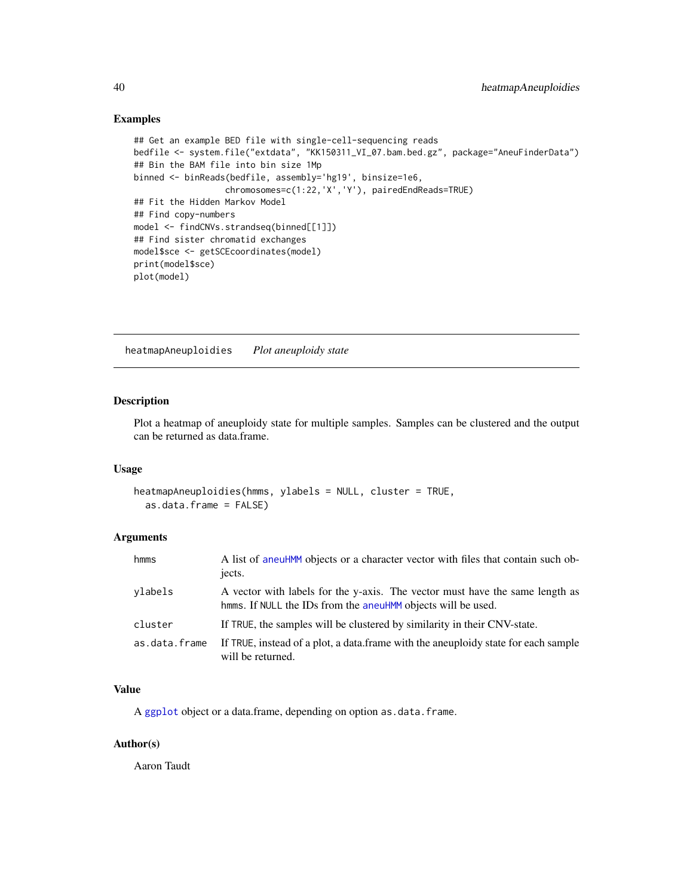## Examples

```
## Get an example BED file with single-cell-sequencing reads
bedfile <- system.file("extdata", "KK150311_VI_07.bam.bed.gz", package="AneuFinderData")
## Bin the BAM file into bin size 1Mp
binned <- binReads(bedfile, assembly='hg19', binsize=1e6,
                  chromosomes=c(1:22,'X','Y'), pairedEndReads=TRUE)
## Fit the Hidden Markov Model
## Find copy-numbers
model <- findCNVs.strandseq(binned[[1]])
## Find sister chromatid exchanges
model$sce <- getSCEcoordinates(model)
print(model$sce)
plot(model)
```

---

# heatmapAneuploidies — *Plot aneuploidy state*

## Description

Plot a heatmap of aneuploidy state for multiple samples. Samples can be clustered and the output can be returned as data.frame.

## Usage

```
heatmapAneuploidies(hmms, ylabels = NULL, cluster = TRUE,
  as.data.frame = FALSE)
```

## Arguments

| | |
|---|---|
| hmms | A list of aneuHMM objects or a character vector with files that contain such objects. |
| ylabels | A vector with labels for the y-axis. The vector must have the same length as hmms. If NULL the IDs from the aneuHMM objects will be used. |
| cluster | If TRUE, the samples will be clustered by similarity in their CNV-state. |
| as.data.frame | If TRUE, instead of a plot, a data.frame with the aneuploidy state for each sample will be returned. |

## Value

A ggplot object or a data.frame, depending on option as.data.frame.

## Author(s)

Aaron Taudt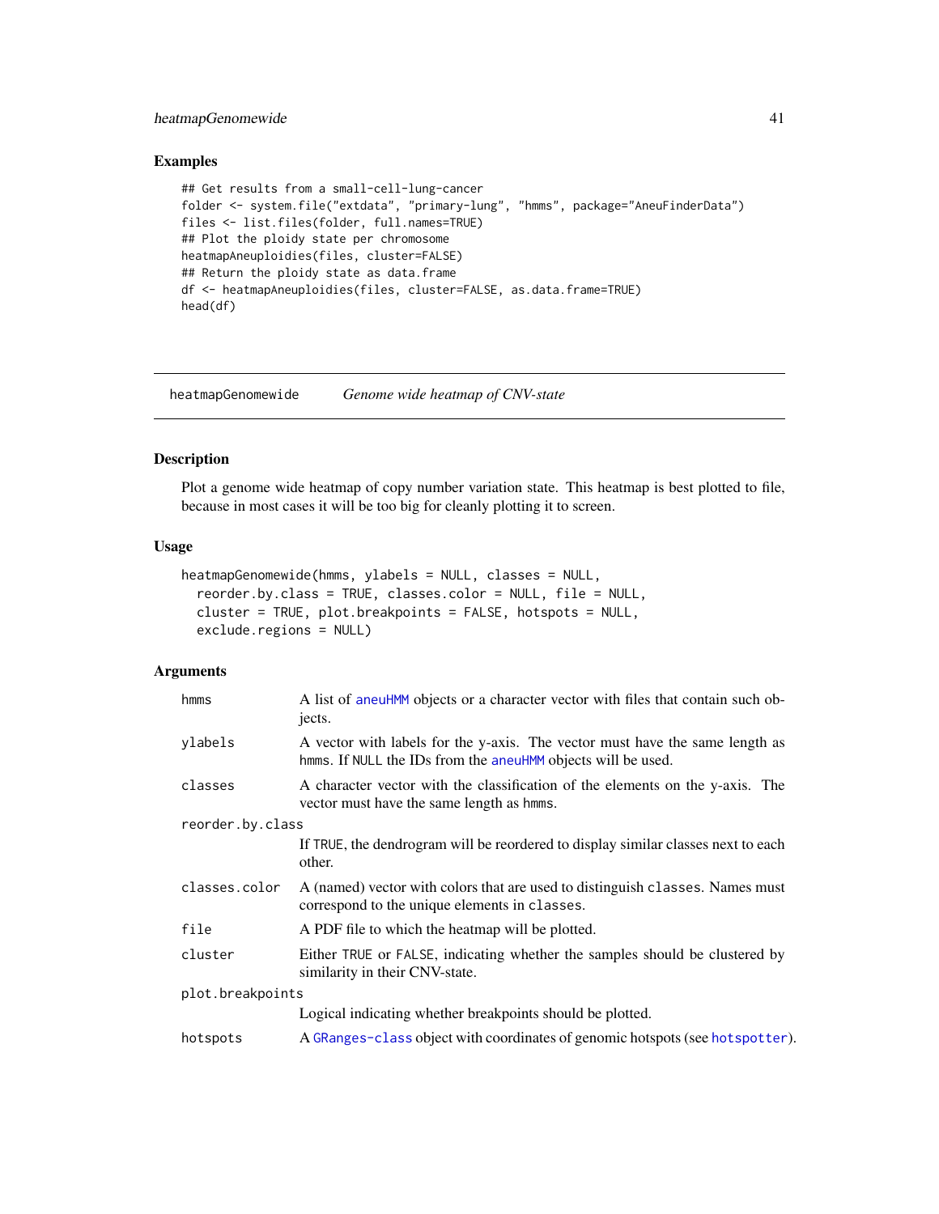## Examples

```
## Get results from a small-cell-lung-cancer
folder <- system.file("extdata", "primary-lung", "hmms", package="AneuFinderData")
files <- list.files(folder, full.names=TRUE)
## Plot the ploidy state per chromosome
heatmapAneuploidies(files, cluster=FALSE)
## Return the ploidy state as data.frame
df <- heatmapAneuploidies(files, cluster=FALSE, as.data.frame=TRUE)
head(df)
```

---

# heatmapGenomewide *Genome wide heatmap of CNV-state*

---

## Description

Plot a genome wide heatmap of copy number variation state. This heatmap is best plotted to file, because in most cases it will be too big for cleanly plotting it to screen.

## Usage

```
heatmapGenomewide(hmms, ylabels = NULL, classes = NULL,
  reorder.by.class = TRUE, classes.color = NULL, file = NULL,
  cluster = TRUE, plot.breakpoints = FALSE, hotspots = NULL,
  exclude.regions = NULL)
```

## Arguments

| | |
|---|---|
| `hmms` | A list of `aneuHMM` objects or a character vector with files that contain such objects. |
| `ylabels` | A vector with labels for the y-axis. The vector must have the same length as `hmms`. If `NULL` the IDs from the `aneuHMM` objects will be used. |
| `classes` | A character vector with the classification of the elements on the y-axis. The vector must have the same length as `hmms`. |
| `reorder.by.class` | If `TRUE`, the dendrogram will be reordered to display similar classes next to each other. |
| `classes.color` | A (named) vector with colors that are used to distinguish `classes`. Names must correspond to the unique elements in `classes`. |
| `file` | A PDF file to which the heatmap will be plotted. |
| `cluster` | Either `TRUE` or `FALSE`, indicating whether the samples should be clustered by similarity in their CNV-state. |
| `plot.breakpoints` | Logical indicating whether breakpoints should be plotted. |
| `hotspots` | A `GRanges-class` object with coordinates of genomic hotspots (see `hotspotter`). |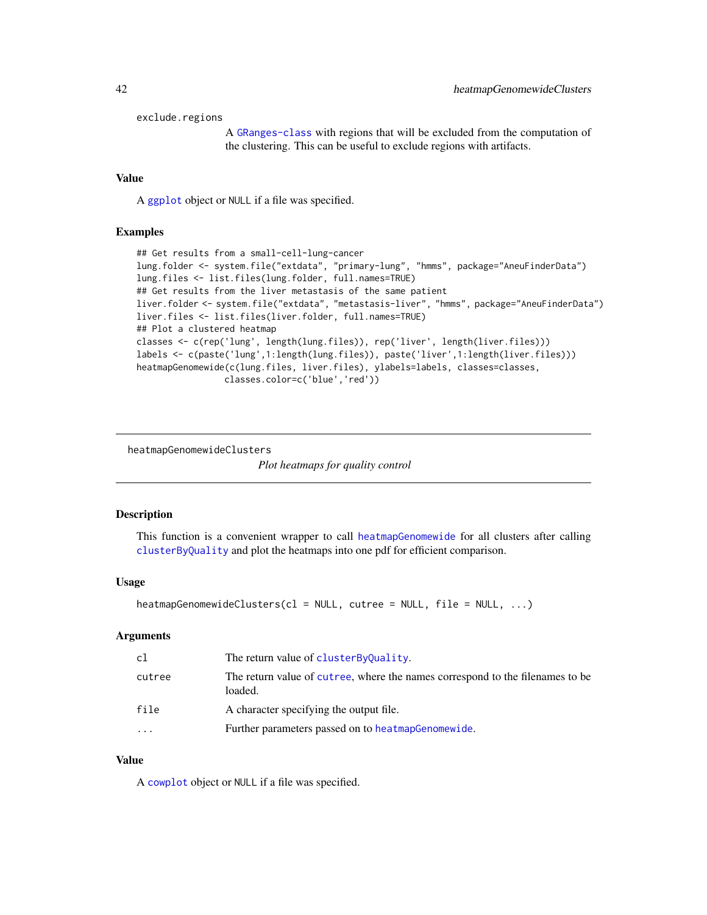exclude.regions
: A GRanges-class with regions that will be excluded from the computation of the clustering. This can be useful to exclude regions with artifacts.

### Value

A ggplot object or NULL if a file was specified.

### Examples

```
## Get results from a small-cell-lung-cancer
lung.folder <- system.file("extdata", "primary-lung", "hmms", package="AneuFinderData")
lung.files <- list.files(lung.folder, full.names=TRUE)
## Get results from the liver metastasis of the same patient
liver.folder <- system.file("extdata", "metastasis-liver", "hmms", package="AneuFinderData")
liver.files <- list.files(liver.folder, full.names=TRUE)
## Plot a clustered heatmap
classes <- c(rep('lung', length(lung.files)), rep('liver', length(liver.files)))
labels <- c(paste('lung',1:length(lung.files)), paste('liver',1:length(liver.files)))
heatmapGenomewide(c(lung.files, liver.files), ylabels=labels, classes=classes,
                  classes.color=c('blue','red'))
```

---

## heatmapGenomewideClusters

*Plot heatmaps for quality control*

---

### Description

This function is a convenient wrapper to call heatmapGenomewide for all clusters after calling clusterByQuality and plot the heatmaps into one pdf for efficient comparison.

### Usage

```
heatmapGenomewideClusters(cl = NULL, cutree = NULL, file = NULL, ...)
```

### Arguments

| | |
|---|---|
| cl | The return value of clusterByQuality. |
| cutree | The return value of cutree, where the names correspond to the filenames to be loaded. |
| file | A character specifying the output file. |
| ... | Further parameters passed on to heatmapGenomewide. |

### Value

A cowplot object or NULL if a file was specified.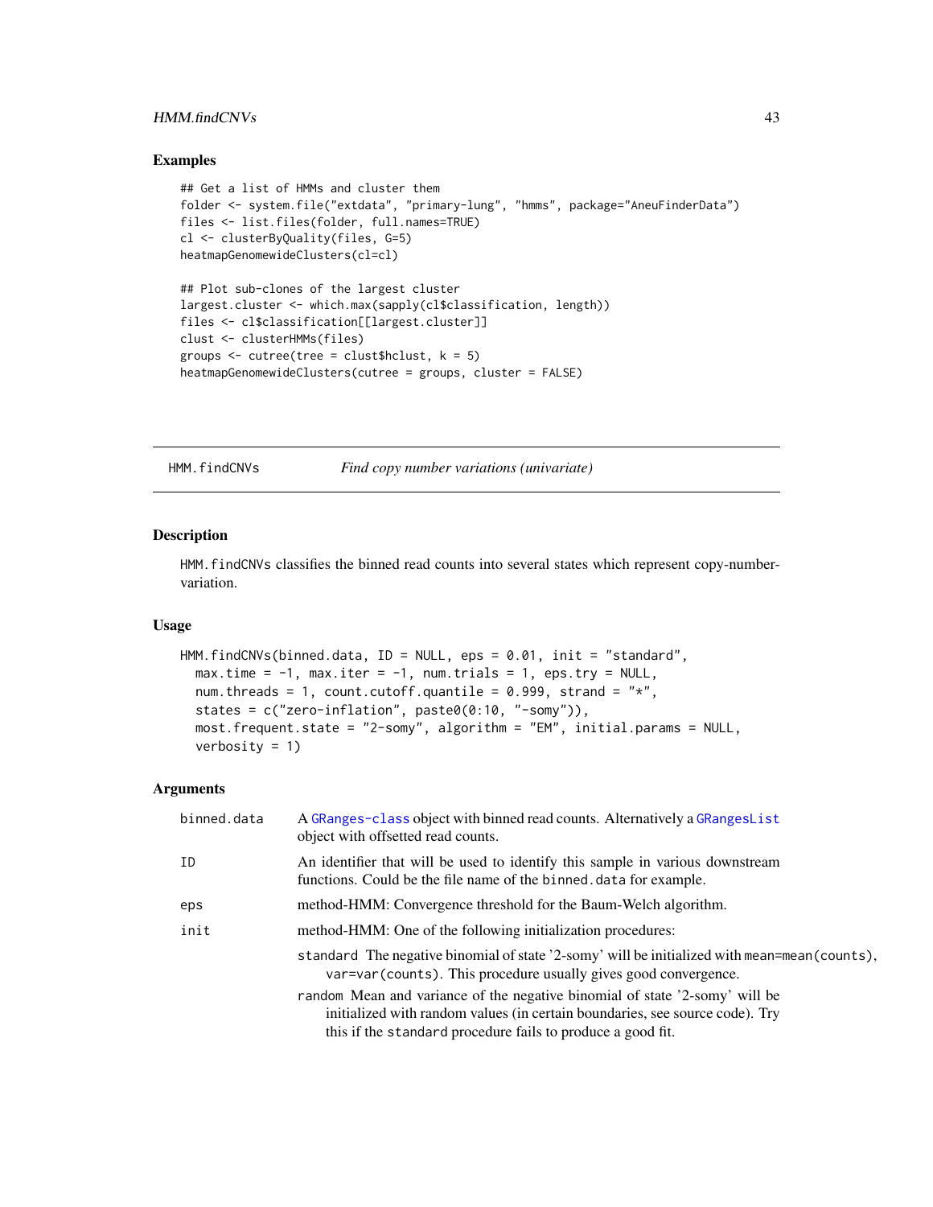## Examples

```
## Get a list of HMMs and cluster them
folder <- system.file("extdata", "primary-lung", "hmms", package="AneuFinderData")
files <- list.files(folder, full.names=TRUE)
cl <- clusterByQuality(files, G=5)
heatmapGenomewideClusters(cl=cl)

## Plot sub-clones of the largest cluster
largest.cluster <- which.max(sapply(cl$classification, length))
files <- cl$classification[[largest.cluster]]
clust <- clusterHMMs(files)
groups <- cutree(tree = clust$hclust, k = 5)
heatmapGenomewideClusters(cutree = groups, cluster = FALSE)
```

---

# HMM.findCNVs — *Find copy number variations (univariate)*

## Description

`HMM.findCNVs` classifies the binned read counts into several states which represent copy-number-variation.

## Usage

```
HMM.findCNVs(binned.data, ID = NULL, eps = 0.01, init = "standard",
  max.time = -1, max.iter = -1, num.trials = 1, eps.try = NULL,
  num.threads = 1, count.cutoff.quantile = 0.999, strand = "*",
  states = c("zero-inflation", paste0(0:10, "-somy")),
  most.frequent.state = "2-somy", algorithm = "EM", initial.params = NULL,
  verbosity = 1)
```

## Arguments

| Argument | Description |
|---|---|
| `binned.data` | A GRanges-class object with binned read counts. Alternatively a GRangesList object with offsetted read counts. |
| `ID` | An identifier that will be used to identify this sample in various downstream functions. Could be the file name of the `binned.data` for example. |
| `eps` | method-HMM: Convergence threshold for the Baum-Welch algorithm. |
| `init` | method-HMM: One of the following initialization procedures:<br>`standard` The negative binomial of state '2-somy' will be initialized with `mean=mean(counts)`, `var=var(counts)`. This procedure usually gives good convergence.<br>`random` Mean and variance of the negative binomial of state '2-somy' will be initialized with random values (in certain boundaries, see source code). Try this if the `standard` procedure fails to produce a good fit. |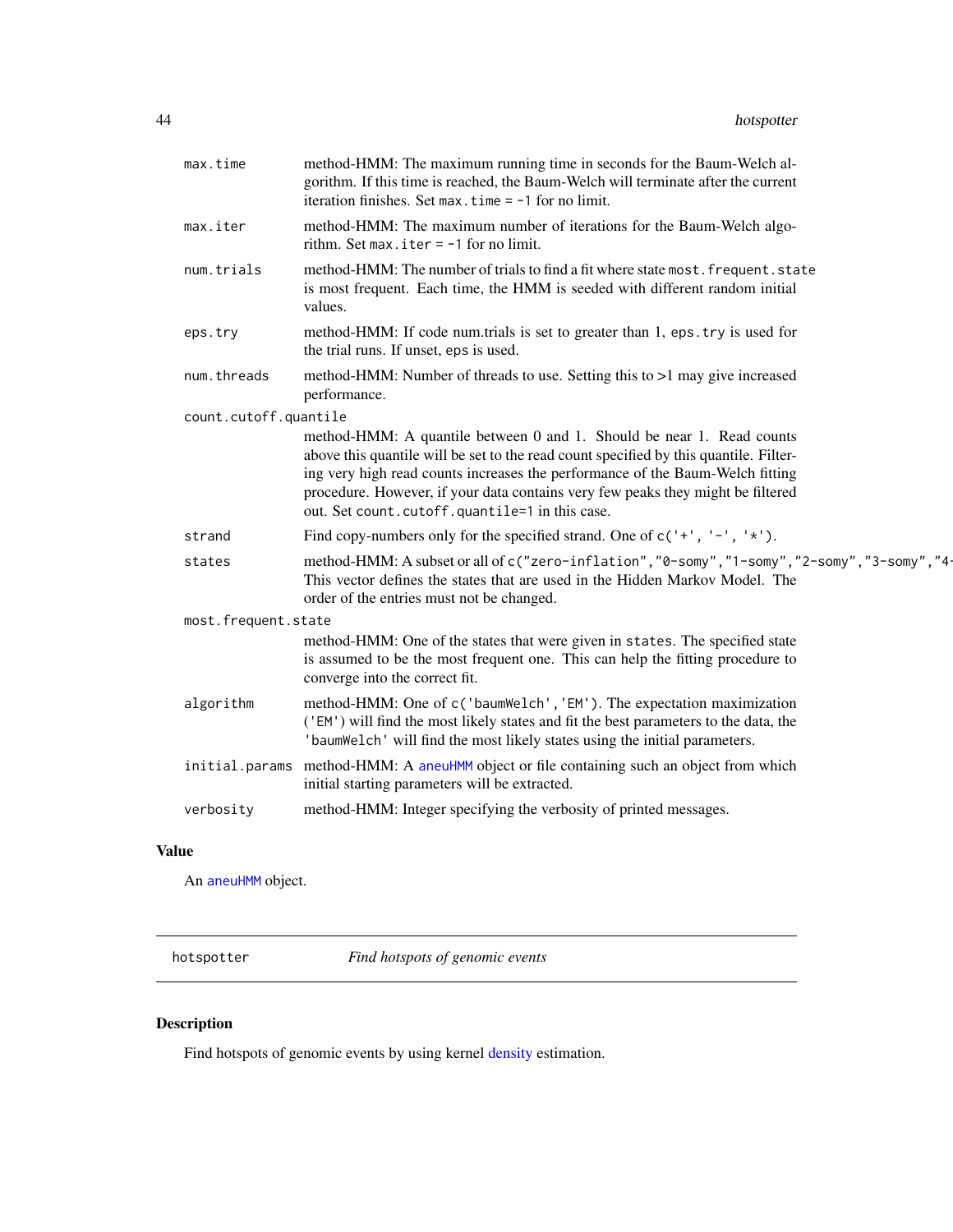| | |
|---|---|
| max.time | method-HMM: The maximum running time in seconds for the Baum-Welch algorithm. If this time is reached, the Baum-Welch will terminate after the current iteration finishes. Set `max.time = -1` for no limit. |
| max.iter | method-HMM: The maximum number of iterations for the Baum-Welch algorithm. Set `max.iter = -1` for no limit. |
| num.trials | method-HMM: The number of trials to find a fit where state `most.frequent.state` is most frequent. Each time, the HMM is seeded with different random initial values. |
| eps.try | method-HMM: If code num.trials is set to greater than 1, `eps.try` is used for the trial runs. If unset, `eps` is used. |
| num.threads | method-HMM: Number of threads to use. Setting this to >1 may give increased performance. |
| count.cutoff.quantile | method-HMM: A quantile between 0 and 1. Should be near 1. Read counts above this quantile will be set to the read count specified by this quantile. Filtering very high read counts increases the performance of the Baum-Welch fitting procedure. However, if your data contains very few peaks they might be filtered out. Set `count.cutoff.quantile=1` in this case. |
| strand | Find copy-numbers only for the specified strand. One of `c('+', '-', '*')`. |
| states | method-HMM: A subset or all of `c("zero-inflation","0-somy","1-somy","2-somy","3-somy","4-` This vector defines the states that are used in the Hidden Markov Model. The order of the entries must not be changed. |
| most.frequent.state | method-HMM: One of the states that were given in `states`. The specified state is assumed to be the most frequent one. This can help the fitting procedure to converge into the correct fit. |
| algorithm | method-HMM: One of `c('baumWelch','EM')`. The expectation maximization (`'EM'`) will find the most likely states and fit the best parameters to the data, the `'baumWelch'` will find the most likely states using the initial parameters. |
| initial.params | method-HMM: A aneuHMM object or file containing such an object from which initial starting parameters will be extracted. |
| verbosity | method-HMM: Integer specifying the verbosity of printed messages. |

## Value

An aneuHMM object.

---

## hotspotter — *Find hotspots of genomic events*

## Description

Find hotspots of genomic events by using kernel density estimation.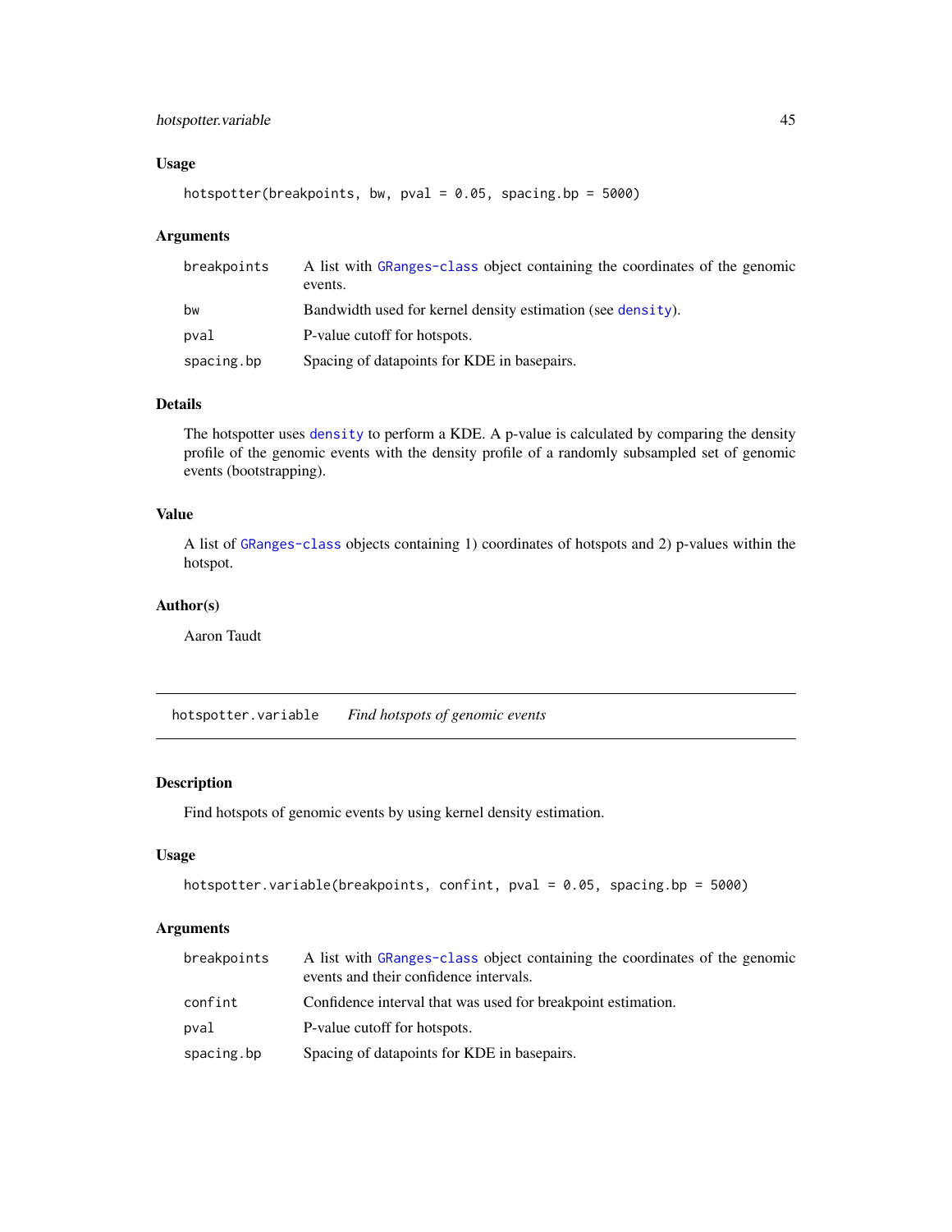### Usage

```
hotspotter(breakpoints, bw, pval = 0.05, spacing.bp = 5000)
```

### Arguments

| | |
|---|---|
| breakpoints | A list with GRanges-class object containing the coordinates of the genomic events. |
| bw | Bandwidth used for kernel density estimation (see density). |
| pval | P-value cutoff for hotspots. |
| spacing.bp | Spacing of datapoints for KDE in basepairs. |

### Details

The hotspotter uses density to perform a KDE. A p-value is calculated by comparing the density profile of the genomic events with the density profile of a randomly subsampled set of genomic events (bootstrapping).

### Value

A list of GRanges-class objects containing 1) coordinates of hotspots and 2) p-values within the hotspot.

### Author(s)

Aaron Taudt

---

## hotspotter.variable *Find hotspots of genomic events*

### Description

Find hotspots of genomic events by using kernel density estimation.

### Usage

```
hotspotter.variable(breakpoints, confint, pval = 0.05, spacing.bp = 5000)
```

### Arguments

| | |
|---|---|
| breakpoints | A list with GRanges-class object containing the coordinates of the genomic events and their confidence intervals. |
| confint | Confidence interval that was used for breakpoint estimation. |
| pval | P-value cutoff for hotspots. |
| spacing.bp | Spacing of datapoints for KDE in basepairs. |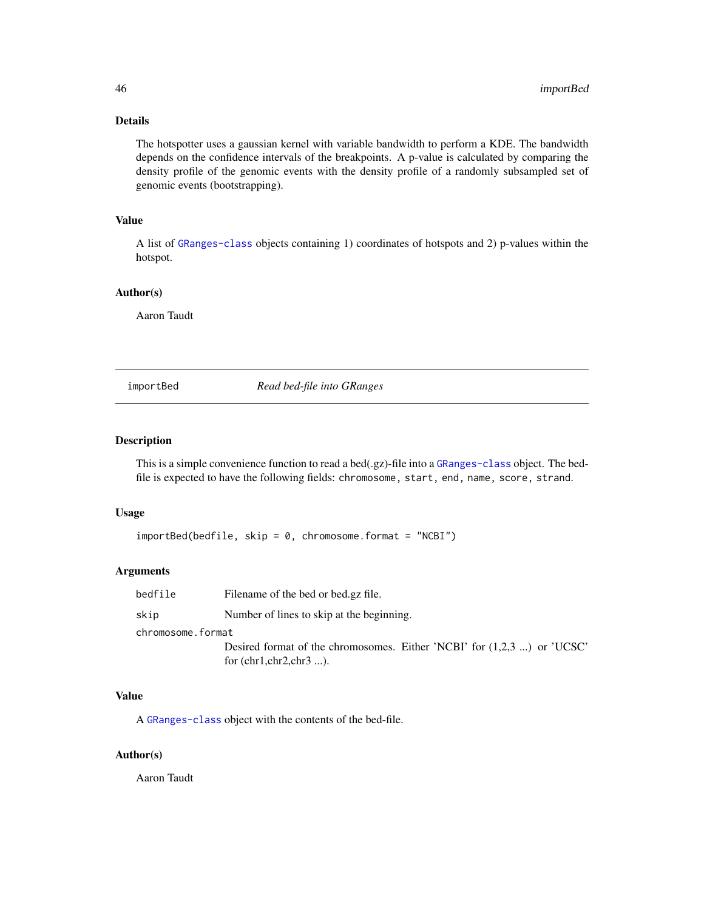## Details

The hotspotter uses a gaussian kernel with variable bandwidth to perform a KDE. The bandwidth depends on the confidence intervals of the breakpoints. A p-value is calculated by comparing the density profile of the genomic events with the density profile of a randomly subsampled set of genomic events (bootstrapping).

## Value

A list of `GRanges-class` objects containing 1) coordinates of hotspots and 2) p-values within the hotspot.

## Author(s)

Aaron Taudt

---

# importBed — *Read bed-file into GRanges*

## Description

This is a simple convenience function to read a bed(.gz)-file into a `GRanges-class` object. The bed-file is expected to have the following fields: `chromosome, start, end, name, score, strand`.

## Usage

```
importBed(bedfile, skip = 0, chromosome.format = "NCBI")
```

## Arguments

| | |
|---|---|
| `bedfile` | Filename of the bed or bed.gz file. |
| `skip` | Number of lines to skip at the beginning. |
| `chromosome.format` | Desired format of the chromosomes. Either 'NCBI' for (1,2,3 ...) or 'UCSC' for (chr1,chr2,chr3 ...). |

## Value

A `GRanges-class` object with the contents of the bed-file.

## Author(s)

Aaron Taudt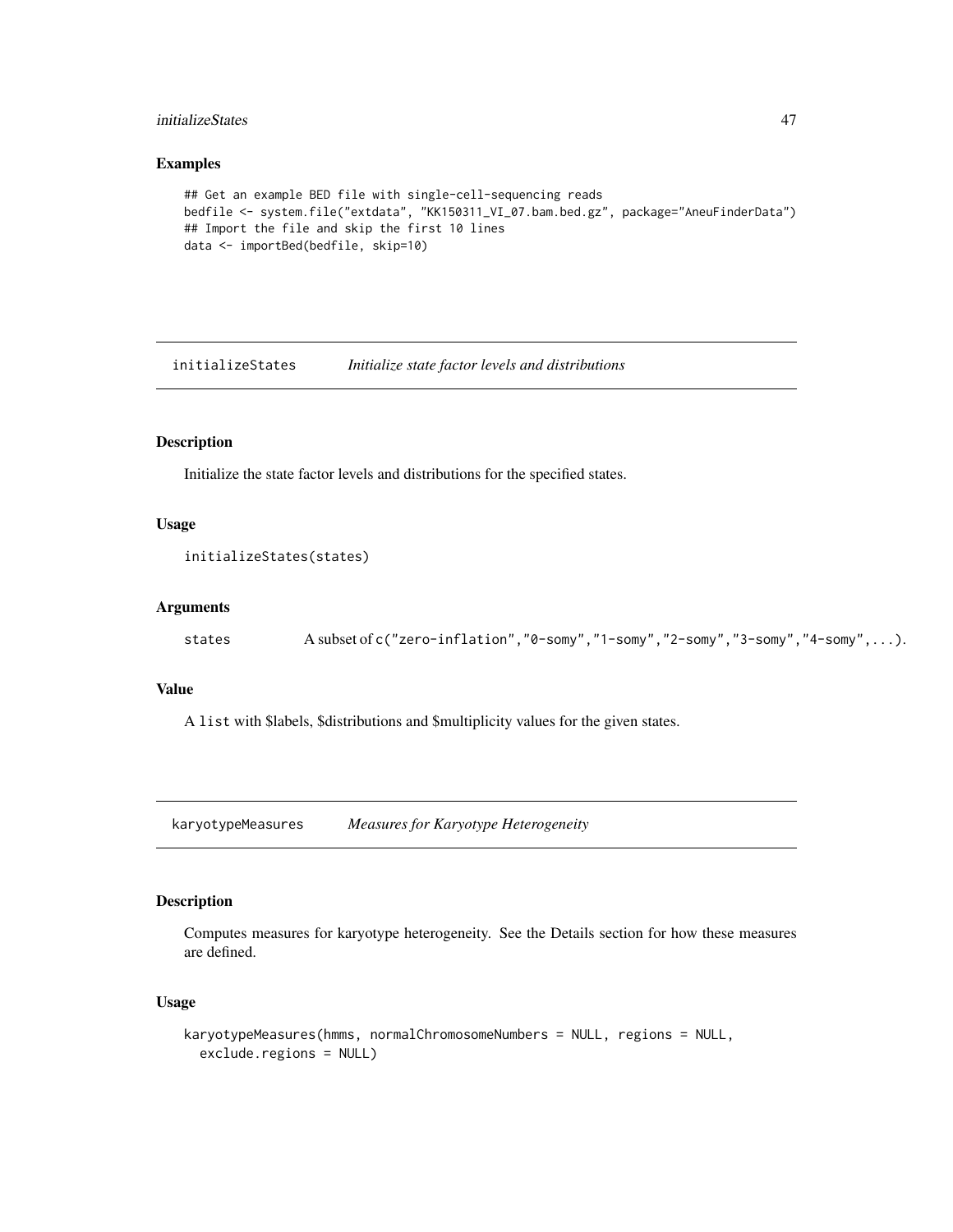## Examples

```
## Get an example BED file with single-cell-sequencing reads
bedfile <- system.file("extdata", "KK150311_VI_07.bam.bed.gz", package="AneuFinderData")
## Import the file and skip the first 10 lines
data <- importBed(bedfile, skip=10)
```

---

# initializeStates *Initialize state factor levels and distributions*

## Description

Initialize the state factor levels and distributions for the specified states.

## Usage

```
initializeStates(states)
```

## Arguments

states A subset of `c("zero-inflation","0-somy","1-somy","2-somy","3-somy","4-somy",...)`.

## Value

A `list` with $labels, $distributions and $multiplicity values for the given states.

---

# karyotypeMeasures *Measures for Karyotype Heterogeneity*

## Description

Computes measures for karyotype heterogeneity. See the Details section for how these measures are defined.

## Usage

```
karyotypeMeasures(hmms, normalChromosomeNumbers = NULL, regions = NULL,
  exclude.regions = NULL)
```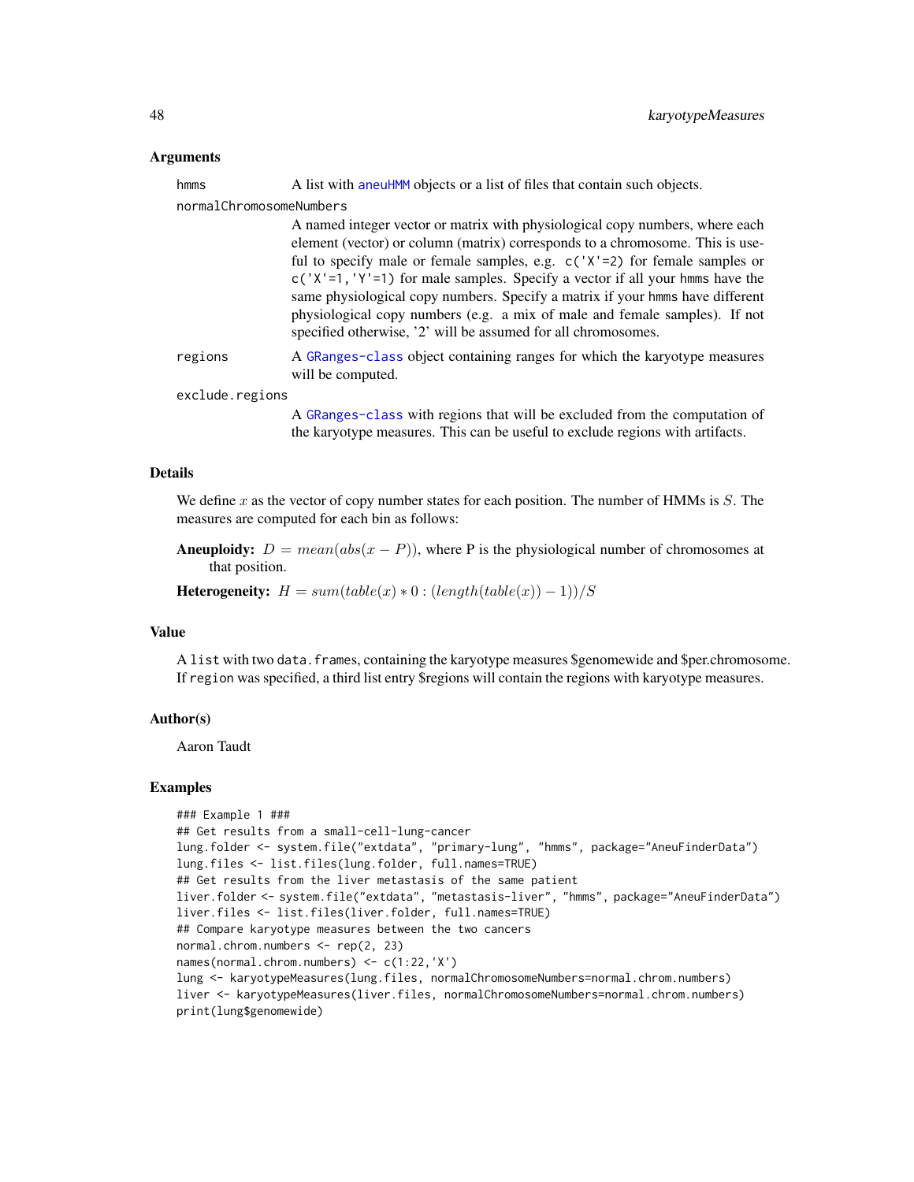## Arguments

**hmms** A list with aneuHMM objects or a list of files that contain such objects.

**normalChromosomeNumbers** A named integer vector or matrix with physiological copy numbers, where each element (vector) or column (matrix) corresponds to a chromosome. This is useful to specify male or female samples, e.g. `c('X'=2)` for female samples or `c('X'=1,'Y'=1)` for male samples. Specify a vector if all your hmms have the same physiological copy numbers. Specify a matrix if your hmms have different physiological copy numbers (e.g. a mix of male and female samples). If not specified otherwise, '2' will be assumed for all chromosomes.

**regions** A GRanges-class object containing ranges for which the karyotype measures will be computed.

**exclude.regions** A GRanges-class with regions that will be excluded from the computation of the karyotype measures. This can be useful to exclude regions with artifacts.

## Details

We define $x$ as the vector of copy number states for each position. The number of HMMs is $S$. The measures are computed for each bin as follows:

**Aneuploidy:** $D = mean(abs(x - P))$, where P is the physiological number of chromosomes at that position.

**Heterogeneity:** $H = sum(table(x) * 0 : (length(table(x)) - 1))/S$

## Value

A `list` with two `data.frames`, containing the karyotype measures $genomewide and $per.chromosome. If `region` was specified, a third list entry $regions will contain the regions with karyotype measures.

## Author(s)

Aaron Taudt

## Examples

```
### Example 1 ###
## Get results from a small-cell-lung-cancer
lung.folder <- system.file("extdata", "primary-lung", "hmms", package="AneuFinderData")
lung.files <- list.files(lung.folder, full.names=TRUE)
## Get results from the liver metastasis of the same patient
liver.folder <- system.file("extdata", "metastasis-liver", "hmms", package="AneuFinderData")
liver.files <- list.files(liver.folder, full.names=TRUE)
## Compare karyotype measures between the two cancers
normal.chrom.numbers <- rep(2, 23)
names(normal.chrom.numbers) <- c(1:22,'X')
lung <- karyotypeMeasures(lung.files, normalChromosomeNumbers=normal.chrom.numbers)
liver <- karyotypeMeasures(liver.files, normalChromosomeNumbers=normal.chrom.numbers)
print(lung$genomewide)
```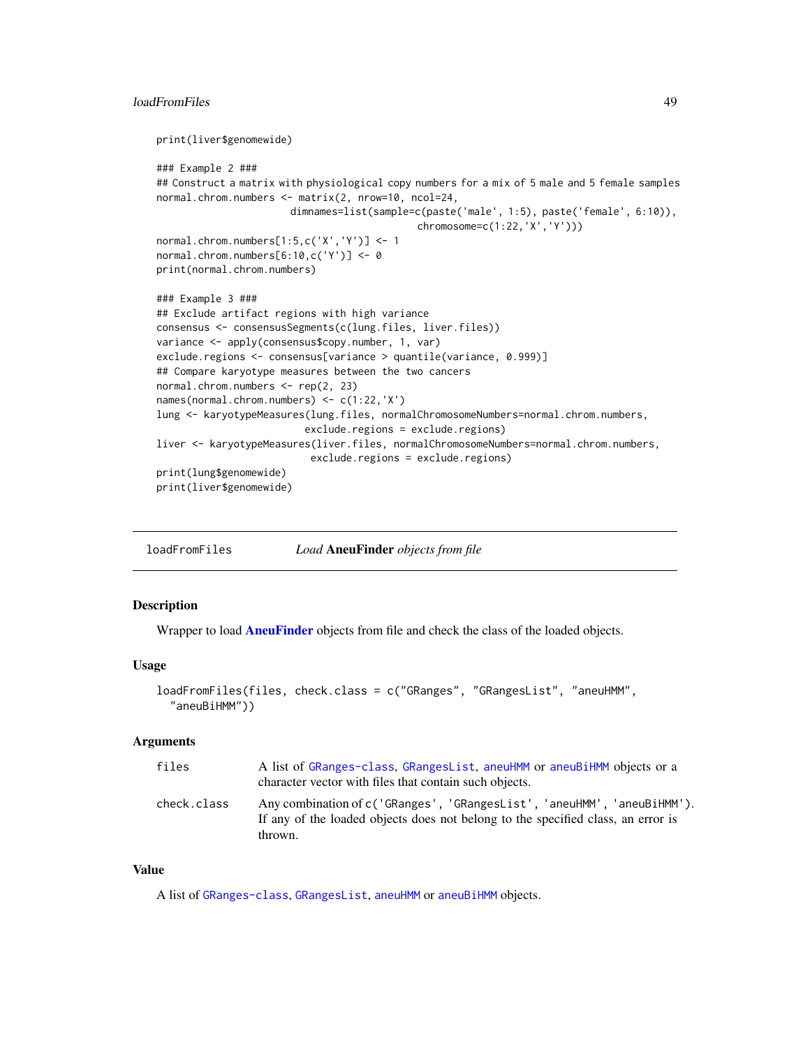```
print(liver$genomewide)

### Example 2 ###
## Construct a matrix with physiological copy numbers for a mix of 5 male and 5 female samples
normal.chrom.numbers <- matrix(2, nrow=10, ncol=24,
                        dimnames=list(sample=c(paste('male', 1:5), paste('female', 6:10)),
                                              chromosome=c(1:22,'X','Y')))
normal.chrom.numbers[1:5,c('X','Y')] <- 1
normal.chrom.numbers[6:10,c('Y')] <- 0
print(normal.chrom.numbers)

### Example 3 ###
## Exclude artifact regions with high variance
consensus <- consensusSegments(c(lung.files, liver.files))
variance <- apply(consensus$copy.number, 1, var)
exclude.regions <- consensus[variance > quantile(variance, 0.999)]
## Compare karyotype measures between the two cancers
normal.chrom.numbers <- rep(2, 23)
names(normal.chrom.numbers) <- c(1:22,'X')
lung <- karyotypeMeasures(lung.files, normalChromosomeNumbers=normal.chrom.numbers,
                          exclude.regions = exclude.regions)
liver <- karyotypeMeasures(liver.files, normalChromosomeNumbers=normal.chrom.numbers,
                           exclude.regions = exclude.regions)
print(lung$genomewide)
print(liver$genomewide)
```

## loadFromFiles — *Load* **AneuFinder** *objects from file*

### Description

Wrapper to load **AneuFinder** objects from file and check the class of the loaded objects.

### Usage

```
loadFromFiles(files, check.class = c("GRanges", "GRangesList", "aneuHMM",
  "aneuBiHMM"))
```

### Arguments

| | |
|---|---|
| `files` | A list of `GRanges-class`, `GRangesList`, `aneuHMM` or `aneuBiHMM` objects or a character vector with files that contain such objects. |
| `check.class` | Any combination of `c('GRanges', 'GRangesList', 'aneuHMM', 'aneuBiHMM')`. If any of the loaded objects does not belong to the specified class, an error is thrown. |

### Value

A list of `GRanges-class`, `GRangesList`, `aneuHMM` or `aneuBiHMM` objects.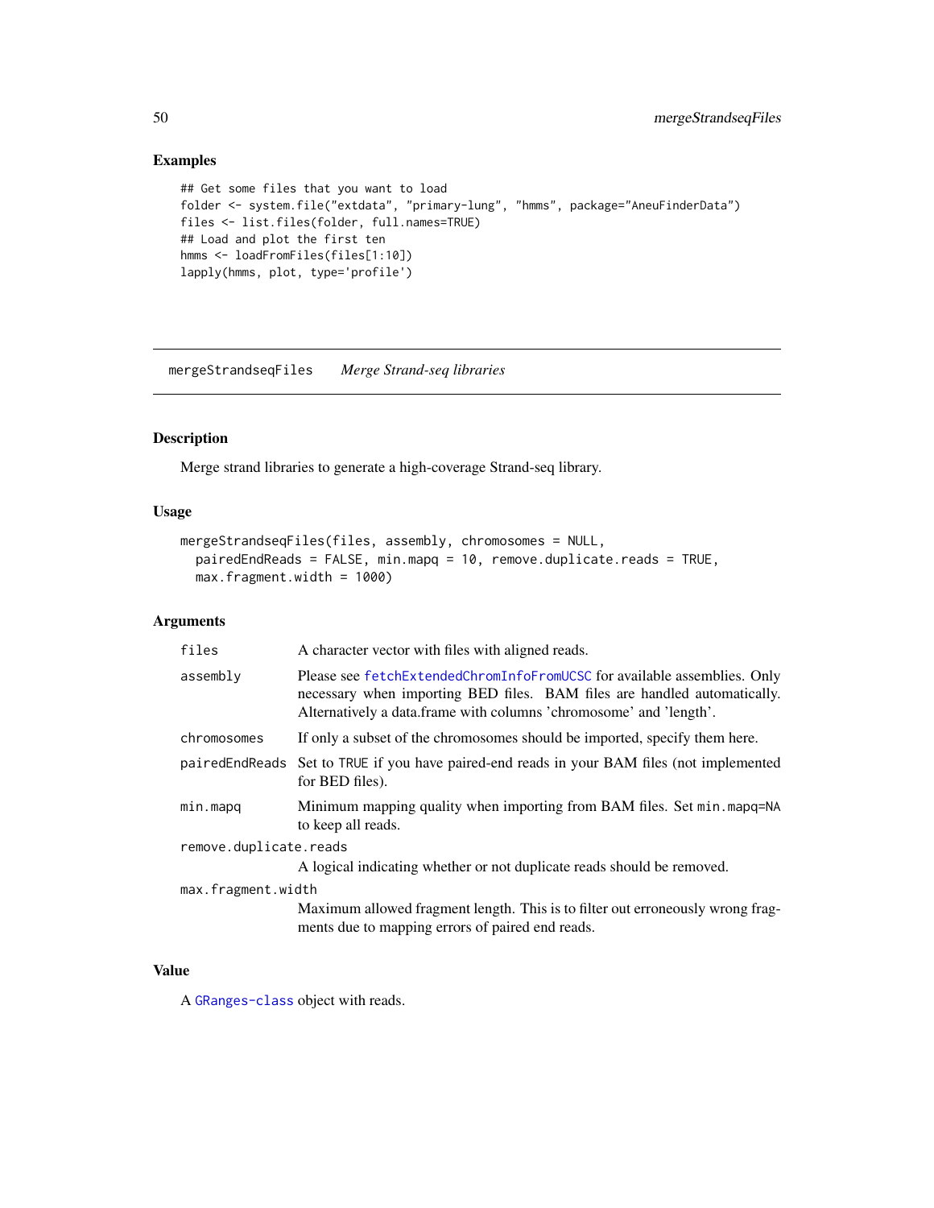## Examples

```
## Get some files that you want to load
folder <- system.file("extdata", "primary-lung", "hmms", package="AneuFinderData")
files <- list.files(folder, full.names=TRUE)
## Load and plot the first ten
hmms <- loadFromFiles(files[1:10])
lapply(hmms, plot, type='profile')
```

---

# mergeStrandseqFiles *Merge Strand-seq libraries*

---

## Description

Merge strand libraries to generate a high-coverage Strand-seq library.

## Usage

```
mergeStrandseqFiles(files, assembly, chromosomes = NULL,
  pairedEndReads = FALSE, min.mapq = 10, remove.duplicate.reads = TRUE,
  max.fragment.width = 1000)
```

## Arguments

| | |
|---|---|
| `files` | A character vector with files with aligned reads. |
| `assembly` | Please see `fetchExtendedChromInfoFromUCSC` for available assemblies. Only necessary when importing BED files. BAM files are handled automatically. Alternatively a data.frame with columns 'chromosome' and 'length'. |
| `chromosomes` | If only a subset of the chromosomes should be imported, specify them here. |
| `pairedEndReads` | Set to `TRUE` if you have paired-end reads in your BAM files (not implemented for BED files). |
| `min.mapq` | Minimum mapping quality when importing from BAM files. Set `min.mapq=NA` to keep all reads. |
| `remove.duplicate.reads` | A logical indicating whether or not duplicate reads should be removed. |
| `max.fragment.width` | Maximum allowed fragment length. This is to filter out erroneously wrong fragments due to mapping errors of paired end reads. |

## Value

A `GRanges-class` object with reads.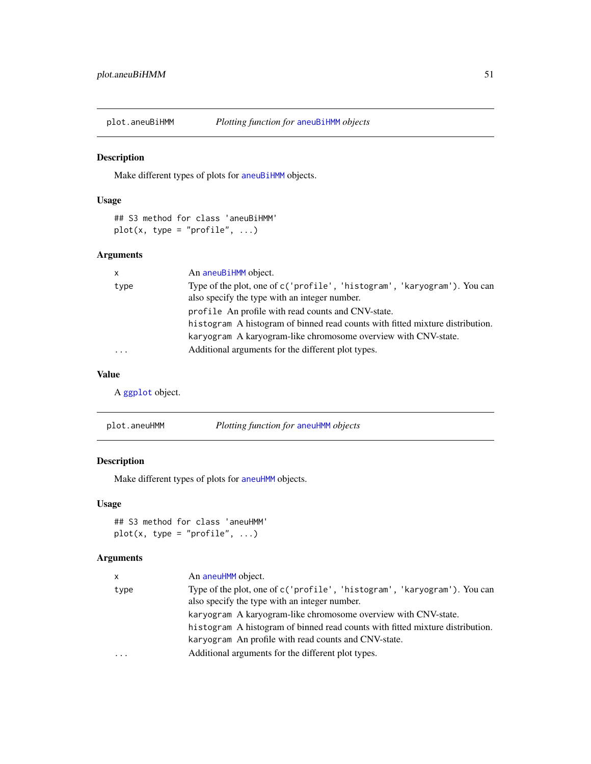## plot.aneuBiHMM — *Plotting function for aneuBiHMM objects*

### Description

Make different types of plots for aneuBiHMM objects.

### Usage

```
## S3 method for class 'aneuBiHMM'
plot(x, type = "profile", ...)
```

### Arguments

| | |
|---|---|
| x | An aneuBiHMM object. |
| type | Type of the plot, one of c('profile', 'histogram', 'karyogram'). You can also specify the type with an integer number.<br>profile An profile with read counts and CNV-state.<br>histogram A histogram of binned read counts with fitted mixture distribution.<br>karyogram A karyogram-like chromosome overview with CNV-state. |
| ... | Additional arguments for the different plot types. |

### Value

A ggplot object.

## plot.aneuHMM — *Plotting function for aneuHMM objects*

### Description

Make different types of plots for aneuHMM objects.

### Usage

```
## S3 method for class 'aneuHMM'
plot(x, type = "profile", ...)
```

### Arguments

| | |
|---|---|
| x | An aneuHMM object. |
| type | Type of the plot, one of c('profile', 'histogram', 'karyogram'). You can also specify the type with an integer number.<br>karyogram A karyogram-like chromosome overview with CNV-state.<br>histogram A histogram of binned read counts with fitted mixture distribution.<br>karyogram An profile with read counts and CNV-state. |
| ... | Additional arguments for the different plot types. |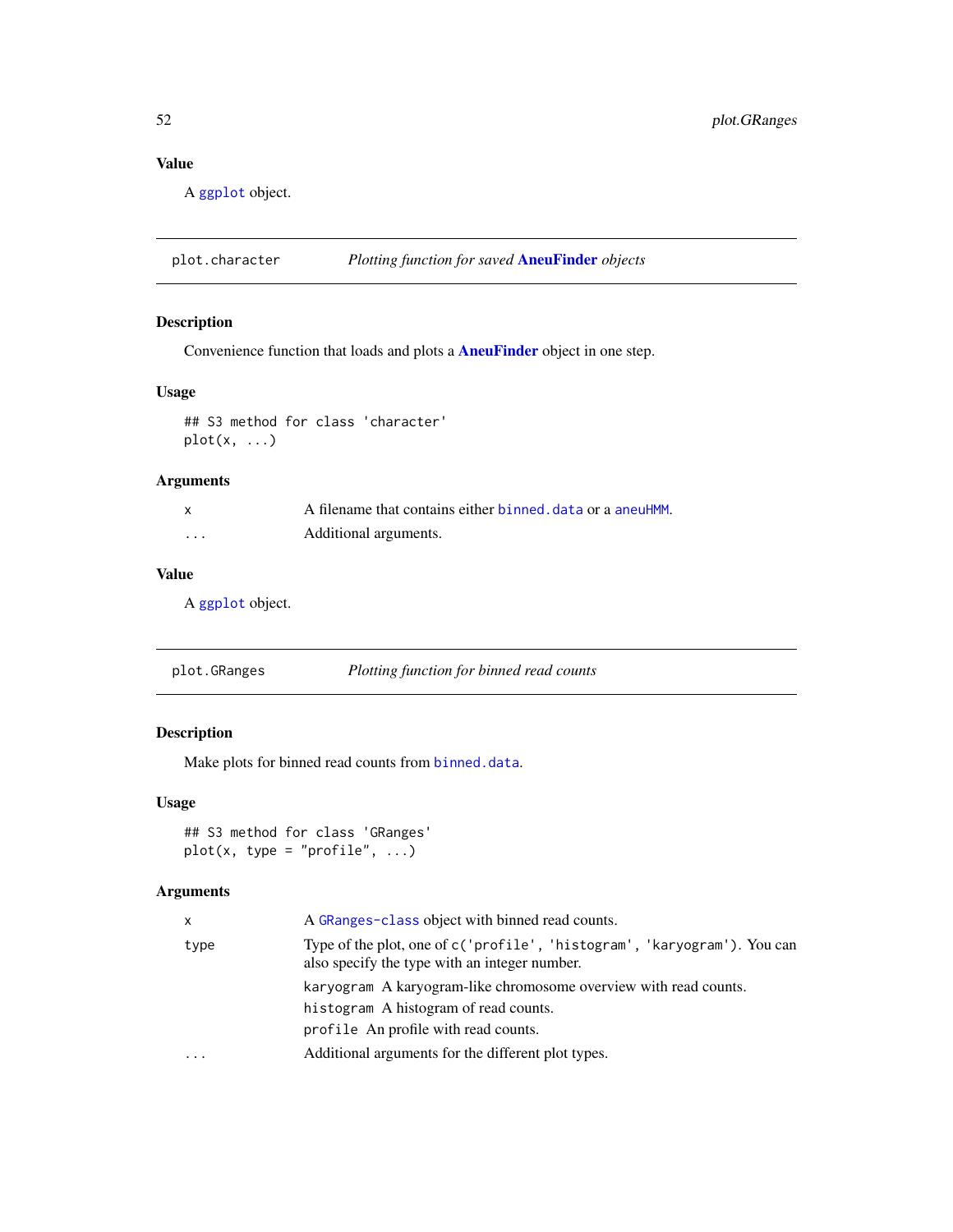### Value

A `ggplot` object.

---

## plot.character — *Plotting function for saved* **AneuFinder** *objects*

### Description

Convenience function that loads and plots a **AneuFinder** object in one step.

### Usage

```
## S3 method for class 'character'
plot(x, ...)
```

### Arguments

| | |
|---|---|
| `x` | A filename that contains either `binned.data` or a `aneuHMM`. |
| `...` | Additional arguments. |

### Value

A `ggplot` object.

---

## plot.GRanges — *Plotting function for binned read counts*

### Description

Make plots for binned read counts from `binned.data`.

### Usage

```
## S3 method for class 'GRanges'
plot(x, type = "profile", ...)
```

### Arguments

| | |
|---|---|
| `x` | A `GRanges-class` object with binned read counts. |
| `type` | Type of the plot, one of `c('profile', 'histogram', 'karyogram')`. You can also specify the type with an integer number.<br>`karyogram` A karyogram-like chromosome overview with read counts.<br>`histogram` A histogram of read counts.<br>`profile` An profile with read counts. |
| `...` | Additional arguments for the different plot types. |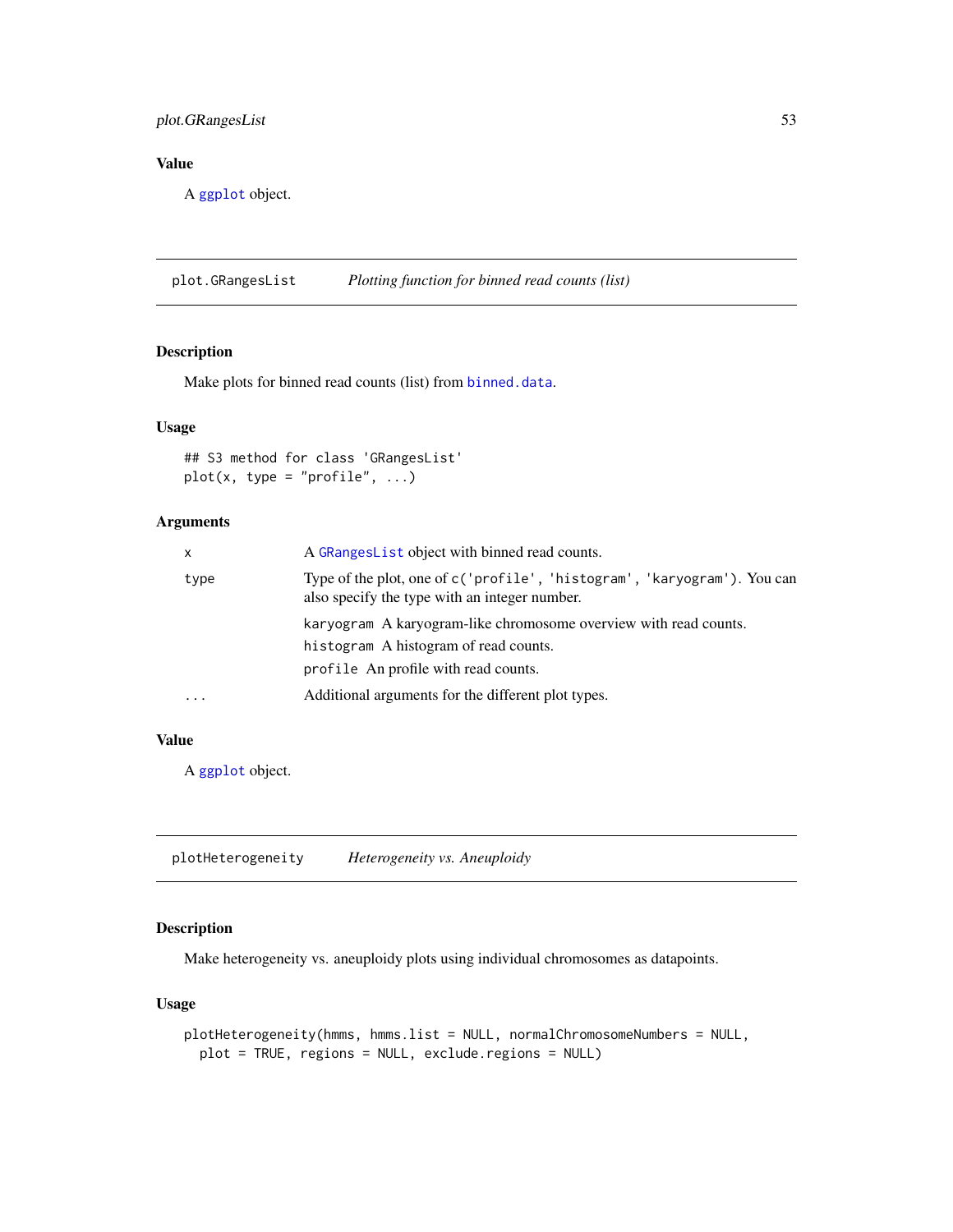## Value

A `ggplot` object.

---

## plot.GRangesList — *Plotting function for binned read counts (list)*

### Description

Make plots for binned read counts (list) from `binned.data`.

### Usage

```
## S3 method for class 'GRangesList'
plot(x, type = "profile", ...)
```

### Arguments

| | |
|---|---|
| `x` | A `GRangesList` object with binned read counts. |
| `type` | Type of the plot, one of `c('profile', 'histogram', 'karyogram')`. You can also specify the type with an integer number.<br>`karyogram` A karyogram-like chromosome overview with read counts.<br>`histogram` A histogram of read counts.<br>`profile` An profile with read counts. |
| `...` | Additional arguments for the different plot types. |

### Value

A `ggplot` object.

---

## plotHeterogeneity — *Heterogeneity vs. Aneuploidy*

### Description

Make heterogeneity vs. aneuploidy plots using individual chromosomes as datapoints.

### Usage

```
plotHeterogeneity(hmms, hmms.list = NULL, normalChromosomeNumbers = NULL,
  plot = TRUE, regions = NULL, exclude.regions = NULL)
```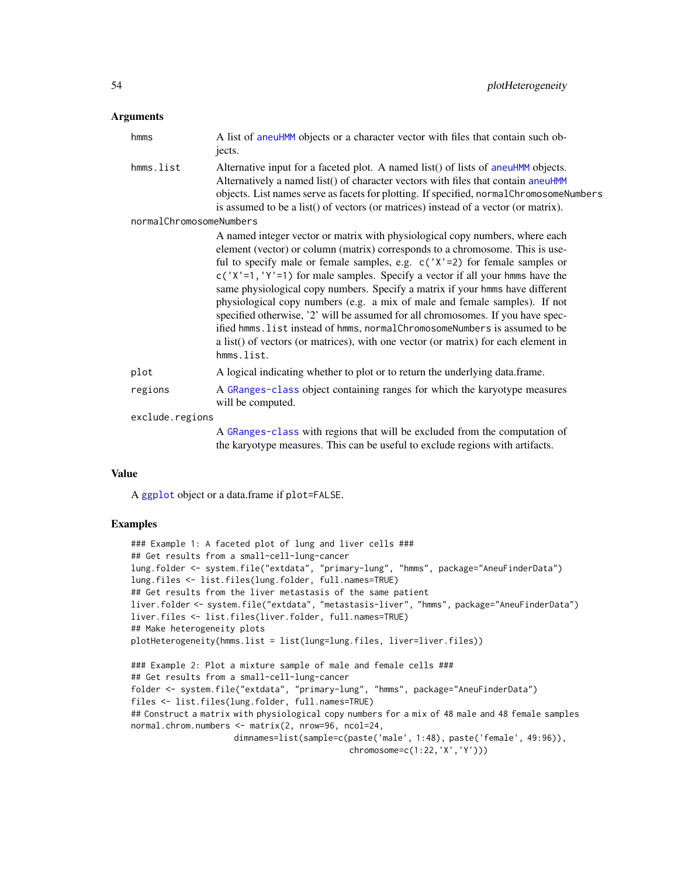## Arguments

**hmms** A list of aneuHMM objects or a character vector with files that contain such objects.

**hmms.list** Alternative input for a faceted plot. A named list() of lists of aneuHMM objects. Alternatively a named list() of character vectors with files that contain aneuHMM objects. List names serve as facets for plotting. If specified, normalChromosomeNumbers is assumed to be a list() of vectors (or matrices) instead of a vector (or matrix).

**normalChromosomeNumbers** A named integer vector or matrix with physiological copy numbers, where each element (vector) or column (matrix) corresponds to a chromosome. This is useful to specify male or female samples, e.g. `c('X'=2)` for female samples or `c('X'=1,'Y'=1)` for male samples. Specify a vector if all your hmms have the same physiological copy numbers. Specify a matrix if your hmms have different physiological copy numbers (e.g. a mix of male and female samples). If not specified otherwise, '2' will be assumed for all chromosomes. If you have specified hmms.list instead of hmms, normalChromosomeNumbers is assumed to be a list() of vectors (or matrices), with one vector (or matrix) for each element in hmms.list.

**plot** A logical indicating whether to plot or to return the underlying data.frame.

**regions** A GRanges-class object containing ranges for which the karyotype measures will be computed.

**exclude.regions** A GRanges-class with regions that will be excluded from the computation of the karyotype measures. This can be useful to exclude regions with artifacts.

## Value

A ggplot object or a data.frame if plot=FALSE.

## Examples

```
### Example 1: A faceted plot of lung and liver cells ###
## Get results from a small-cell-lung-cancer
lung.folder <- system.file("extdata", "primary-lung", "hmms", package="AneuFinderData")
lung.files <- list.files(lung.folder, full.names=TRUE)
## Get results from the liver metastasis of the same patient
liver.folder <- system.file("extdata", "metastasis-liver", "hmms", package="AneuFinderData")
liver.files <- list.files(liver.folder, full.names=TRUE)
## Make heterogeneity plots
plotHeterogeneity(hmms.list = list(lung=lung.files, liver=liver.files))

### Example 2: Plot a mixture sample of male and female cells ###
## Get results from a small-cell-lung-cancer
folder <- system.file("extdata", "primary-lung", "hmms", package="AneuFinderData")
files <- list.files(lung.folder, full.names=TRUE)
## Construct a matrix with physiological copy numbers for a mix of 48 male and 48 female samples
normal.chrom.numbers <- matrix(2, nrow=96, ncol=24,
                    dimnames=list(sample=c(paste('male', 1:48), paste('female', 49:96)),
                                  chromosome=c(1:22,'X','Y')))
```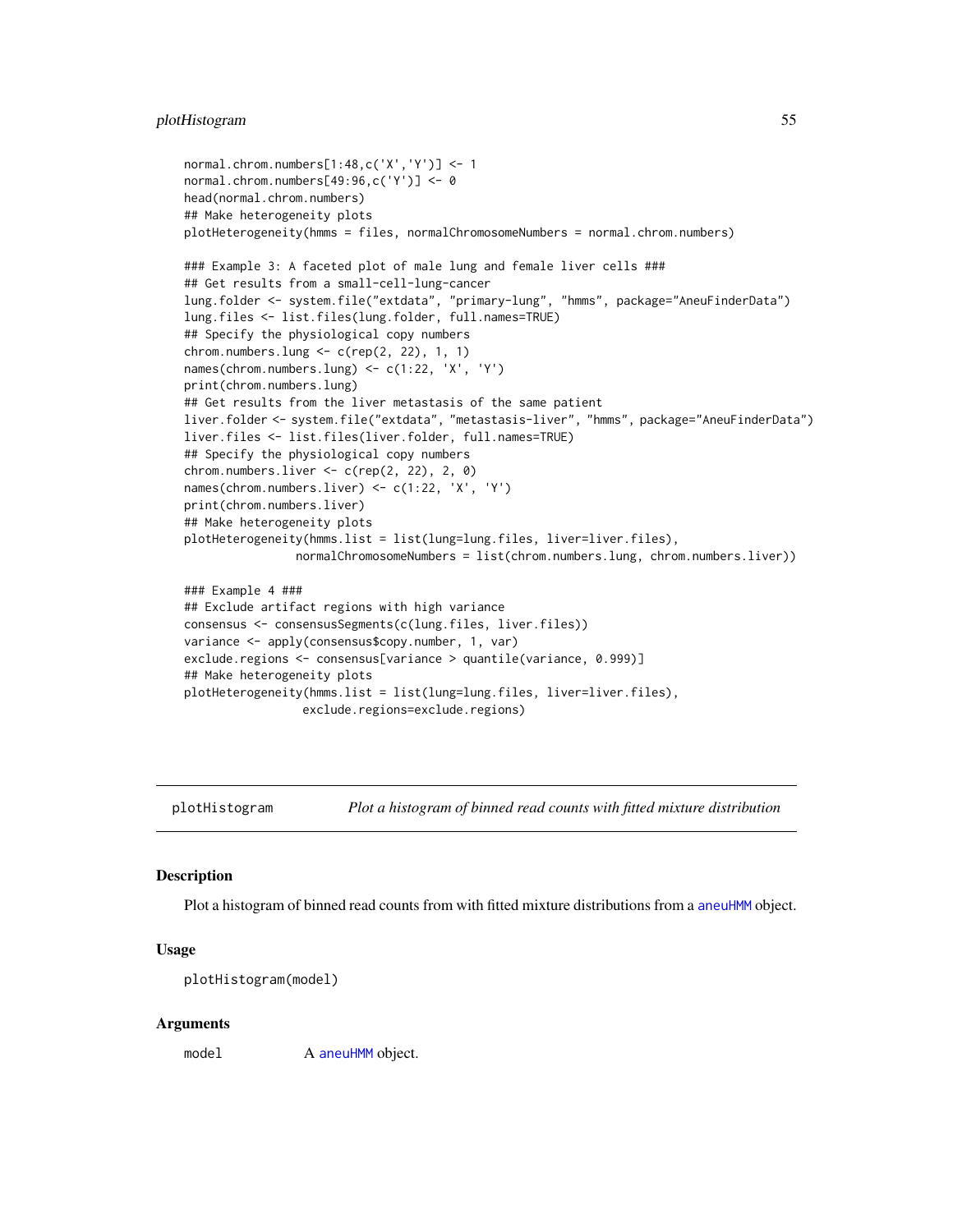```
normal.chrom.numbers[1:48,c('X','Y')] <- 1
normal.chrom.numbers[49:96,c('Y')] <- 0
head(normal.chrom.numbers)
## Make heterogeneity plots
plotHeterogeneity(hmms = files, normalChromosomeNumbers = normal.chrom.numbers)

### Example 3: A faceted plot of male lung and female liver cells ###
## Get results from a small-cell-lung-cancer
lung.folder <- system.file("extdata", "primary-lung", "hmms", package="AneuFinderData")
lung.files <- list.files(lung.folder, full.names=TRUE)
## Specify the physiological copy numbers
chrom.numbers.lung <- c(rep(2, 22), 1, 1)
names(chrom.numbers.lung) <- c(1:22, 'X', 'Y')
print(chrom.numbers.lung)
## Get results from the liver metastasis of the same patient
liver.folder <- system.file("extdata", "metastasis-liver", "hmms", package="AneuFinderData")
liver.files <- list.files(liver.folder, full.names=TRUE)
## Specify the physiological copy numbers
chrom.numbers.liver <- c(rep(2, 22), 2, 0)
names(chrom.numbers.liver) <- c(1:22, 'X', 'Y')
print(chrom.numbers.liver)
## Make heterogeneity plots
plotHeterogeneity(hmms.list = list(lung=lung.files, liver=liver.files),
                normalChromosomeNumbers = list(chrom.numbers.lung, chrom.numbers.liver))

### Example 4 ###
## Exclude artifact regions with high variance
consensus <- consensusSegments(c(lung.files, liver.files))
variance <- apply(consensus$copy.number, 1, var)
exclude.regions <- consensus[variance > quantile(variance, 0.999)]
## Make heterogeneity plots
plotHeterogeneity(hmms.list = list(lung=lung.files, liver=liver.files),
                 exclude.regions=exclude.regions)
```

## plotHistogram — *Plot a histogram of binned read counts with fitted mixture distribution*

### Description

Plot a histogram of binned read counts from with fitted mixture distributions from a aneuHMM object.

### Usage

```
plotHistogram(model)
```

### Arguments

model — A aneuHMM object.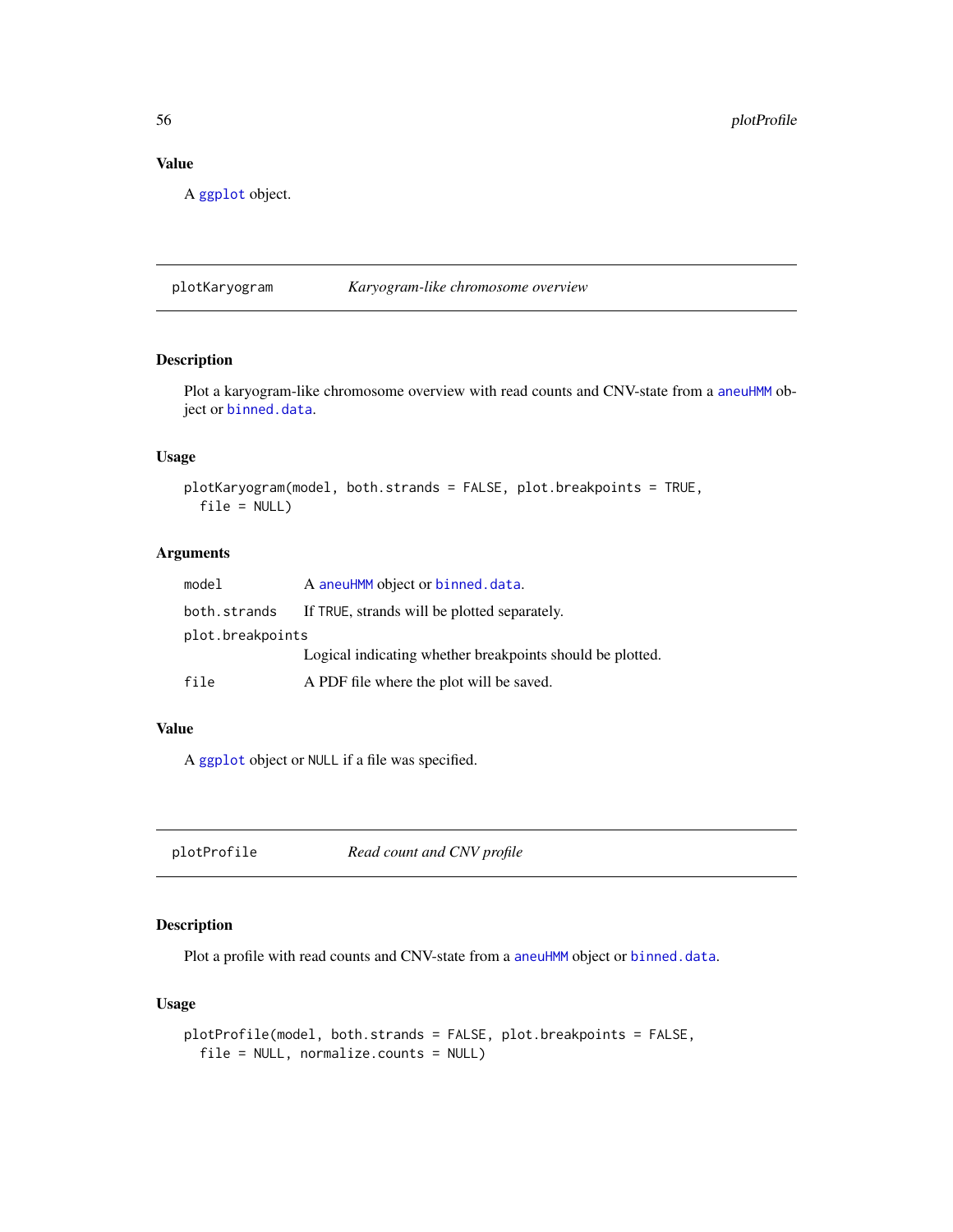### Value

A ggplot object.

---

## plotKaryogram — *Karyogram-like chromosome overview*

### Description

Plot a karyogram-like chromosome overview with read counts and CNV-state from a aneuHMM object or binned.data.

### Usage

```
plotKaryogram(model, both.strands = FALSE, plot.breakpoints = TRUE,
  file = NULL)
```

### Arguments

| | |
|---|---|
| model | A aneuHMM object or binned.data. |
| both.strands | If TRUE, strands will be plotted separately. |
| plot.breakpoints | Logical indicating whether breakpoints should be plotted. |
| file | A PDF file where the plot will be saved. |

### Value

A ggplot object or NULL if a file was specified.

---

## plotProfile — *Read count and CNV profile*

### Description

Plot a profile with read counts and CNV-state from a aneuHMM object or binned.data.

### Usage

```
plotProfile(model, both.strands = FALSE, plot.breakpoints = FALSE,
  file = NULL, normalize.counts = NULL)
```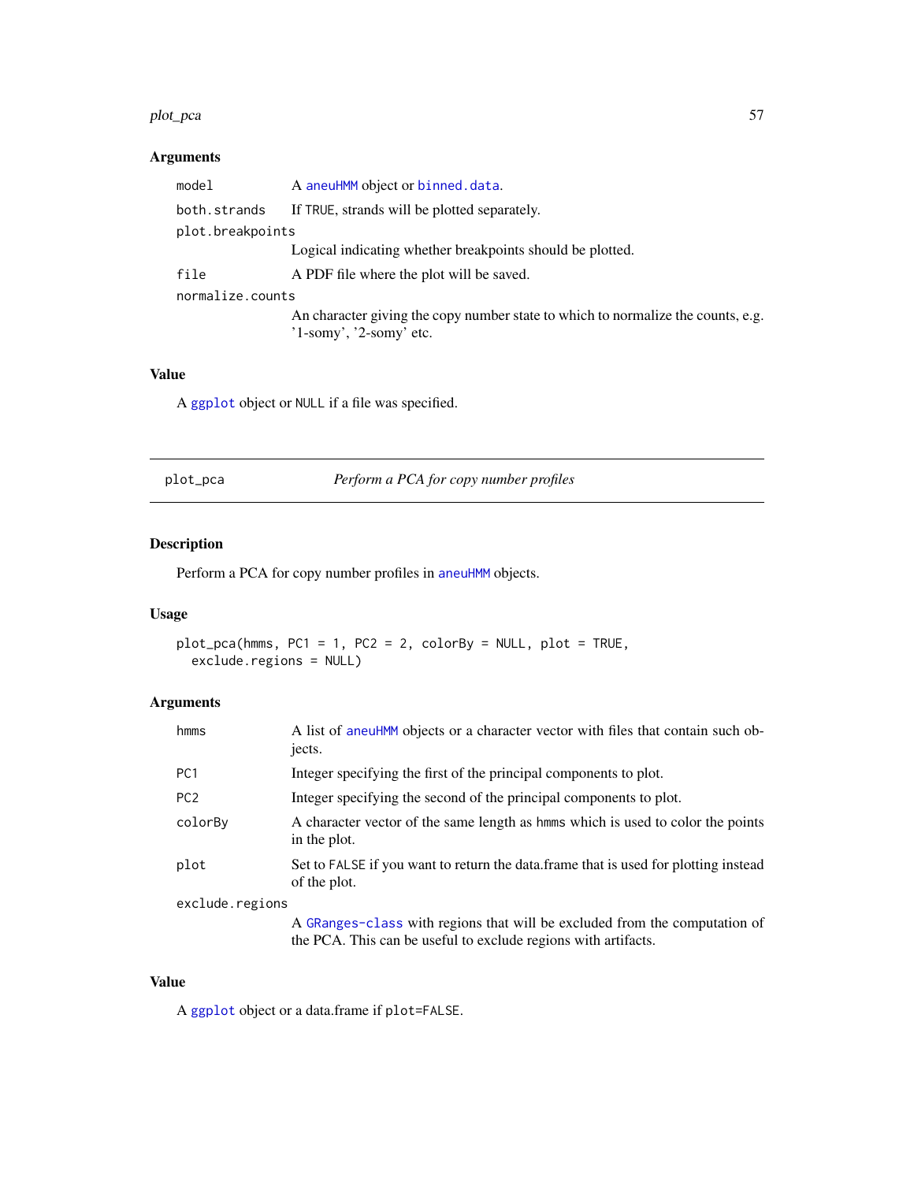### Arguments

| | |
|---|---|
| `model` | A `aneuHMM` object or `binned.data`. |
| `both.strands` | If `TRUE`, strands will be plotted separately. |
| `plot.breakpoints` | Logical indicating whether breakpoints should be plotted. |
| `file` | A PDF file where the plot will be saved. |
| `normalize.counts` | An character giving the copy number state to which to normalize the counts, e.g. '1-somy', '2-somy' etc. |

### Value

A `ggplot` object or `NULL` if a file was specified.

---

## plot_pca — *Perform a PCA for copy number profiles*

---

### Description

Perform a PCA for copy number profiles in `aneuHMM` objects.

### Usage

```
plot_pca(hmms, PC1 = 1, PC2 = 2, colorBy = NULL, plot = TRUE,
  exclude.regions = NULL)
```

### Arguments

| | |
|---|---|
| `hmms` | A list of `aneuHMM` objects or a character vector with files that contain such objects. |
| `PC1` | Integer specifying the first of the principal components to plot. |
| `PC2` | Integer specifying the second of the principal components to plot. |
| `colorBy` | A character vector of the same length as `hmms` which is used to color the points in the plot. |
| `plot` | Set to `FALSE` if you want to return the data.frame that is used for plotting instead of the plot. |
| `exclude.regions` | A `GRanges-class` with regions that will be excluded from the computation of the PCA. This can be useful to exclude regions with artifacts. |

### Value

A `ggplot` object or a data.frame if `plot=FALSE`.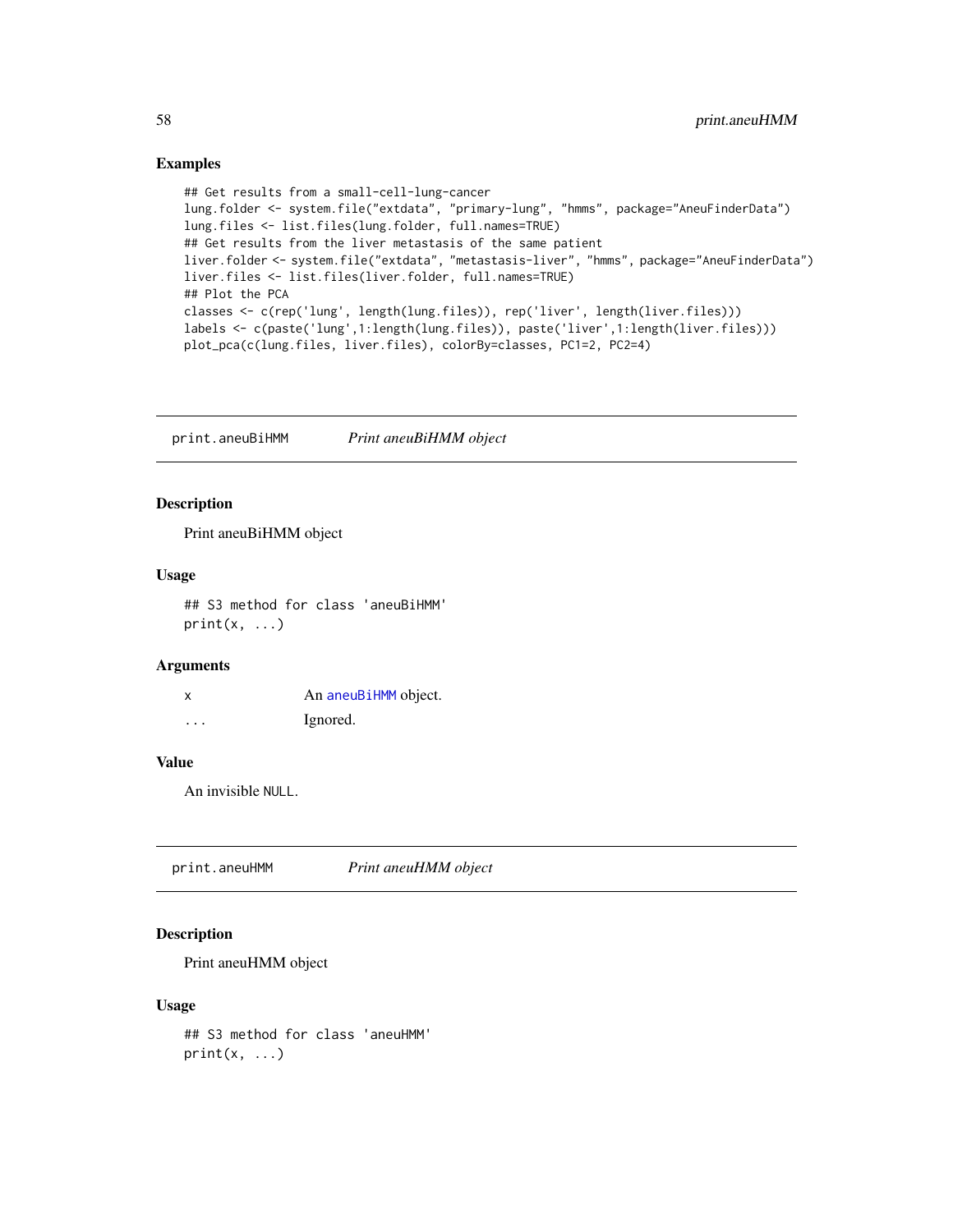### Examples

```
## Get results from a small-cell-lung-cancer
lung.folder <- system.file("extdata", "primary-lung", "hmms", package="AneuFinderData")
lung.files <- list.files(lung.folder, full.names=TRUE)
## Get results from the liver metastasis of the same patient
liver.folder <- system.file("extdata", "metastasis-liver", "hmms", package="AneuFinderData")
liver.files <- list.files(liver.folder, full.names=TRUE)
## Plot the PCA
classes <- c(rep('lung', length(lung.files)), rep('liver', length(liver.files)))
labels <- c(paste('lung',1:length(lung.files)), paste('liver',1:length(liver.files)))
plot_pca(c(lung.files, liver.files), colorBy=classes, PC1=2, PC2=4)
```

---

## print.aneuBiHMM *Print aneuBiHMM object*

### Description

Print aneuBiHMM object

### Usage

```
## S3 method for class 'aneuBiHMM'
print(x, ...)
```

### Arguments

| | |
|---|---|
| x | An aneuBiHMM object. |
| ... | Ignored. |

### Value

An invisible `NULL`.

---

## print.aneuHMM *Print aneuHMM object*

### Description

Print aneuHMM object

### Usage

```
## S3 method for class 'aneuHMM'
print(x, ...)
```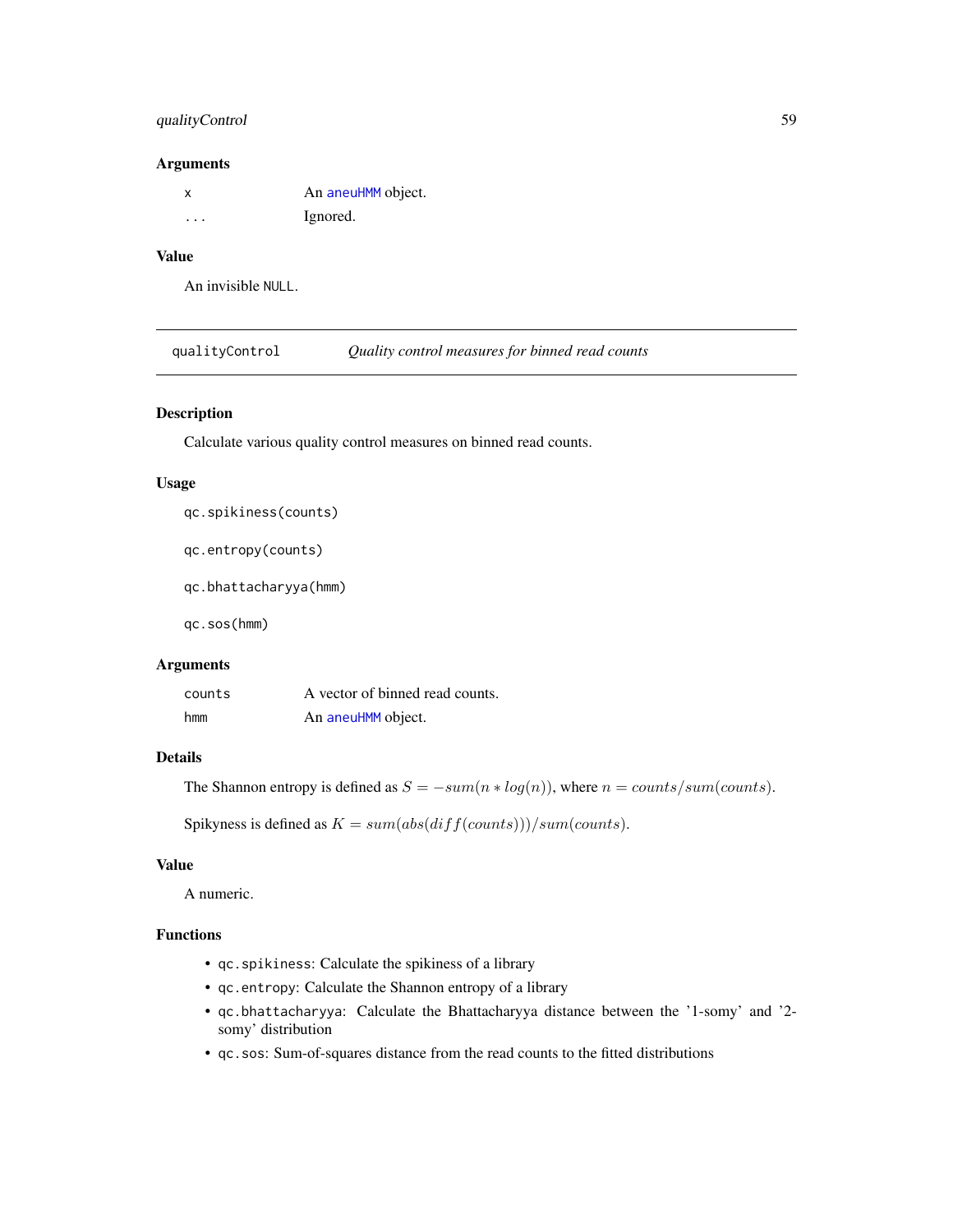### Arguments

| | |
|---|---|
| x | An aneuHMM object. |
| ... | Ignored. |

### Value

An invisible NULL.

---

## qualityControl — *Quality control measures for binned read counts*

### Description

Calculate various quality control measures on binned read counts.

### Usage

```
qc.spikiness(counts)

qc.entropy(counts)

qc.bhattacharyya(hmm)

qc.sos(hmm)
```

### Arguments

| | |
|---|---|
| counts | A vector of binned read counts. |
| hmm | An aneuHMM object. |

### Details

The Shannon entropy is defined as $S = -sum(n * log(n))$, where $n = counts/sum(counts)$.

Spikyness is defined as $K = sum(abs(diff(counts)))/sum(counts)$.

### Value

A numeric.

### Functions

- `qc.spikiness`: Calculate the spikiness of a library
- `qc.entropy`: Calculate the Shannon entropy of a library
- `qc.bhattacharyya`: Calculate the Bhattacharyya distance between the '1-somy' and '2-somy' distribution
- `qc.sos`: Sum-of-squares distance from the read counts to the fitted distributions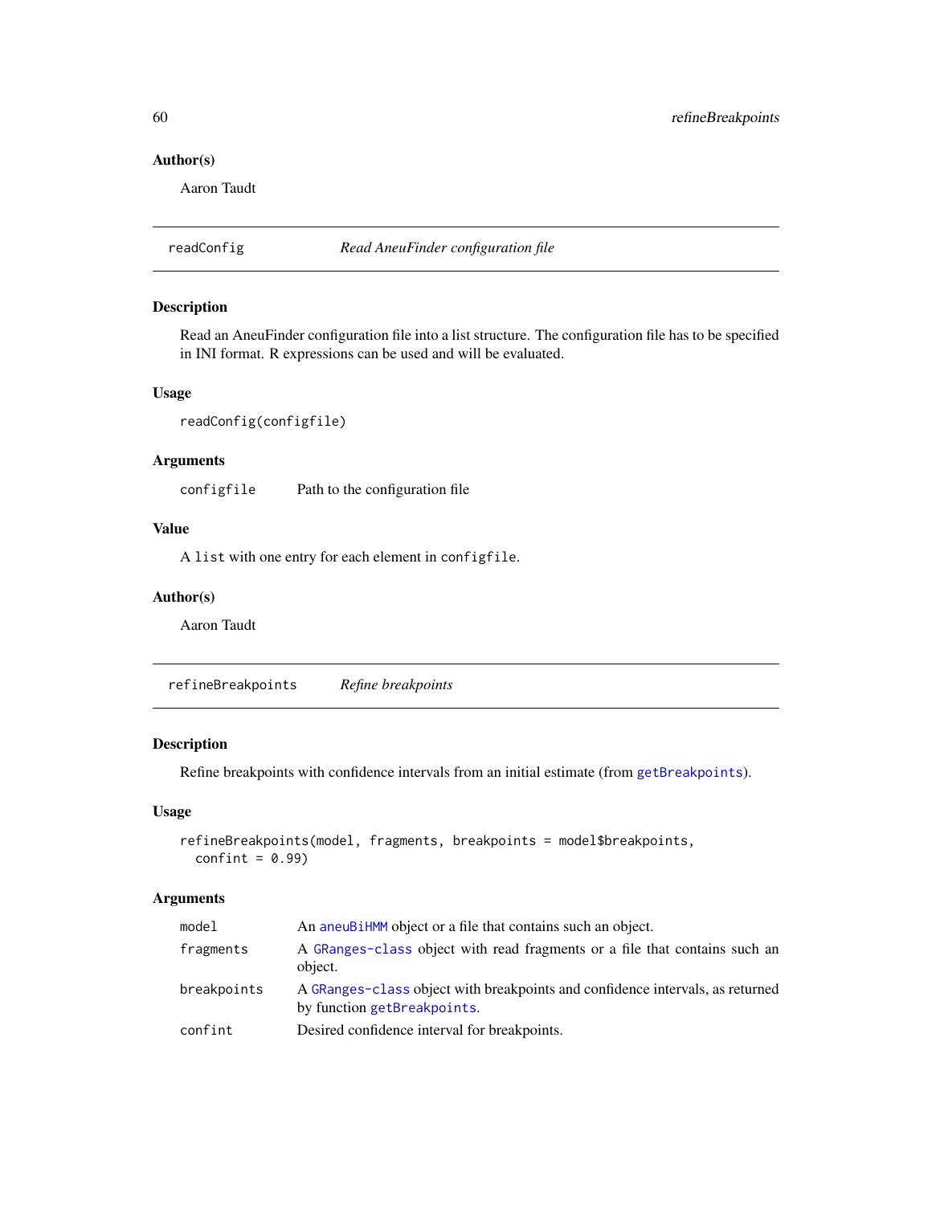### Author(s)

Aaron Taudt

## readConfig *Read AneuFinder configuration file*

### Description

Read an AneuFinder configuration file into a list structure. The configuration file has to be specified in INI format. R expressions can be used and will be evaluated.

### Usage

```
readConfig(configfile)
```

### Arguments

| | |
|---|---|
| configfile | Path to the configuration file |

### Value

A `list` with one entry for each element in `configfile`.

### Author(s)

Aaron Taudt

## refineBreakpoints *Refine breakpoints*

### Description

Refine breakpoints with confidence intervals from an initial estimate (from `getBreakpoints`).

### Usage

```
refineBreakpoints(model, fragments, breakpoints = model$breakpoints,
  confint = 0.99)
```

### Arguments

| | |
|---|---|
| model | An `aneuBiHMM` object or a file that contains such an object. |
| fragments | A `GRanges-class` object with read fragments or a file that contains such an object. |
| breakpoints | A `GRanges-class` object with breakpoints and confidence intervals, as returned by function `getBreakpoints`. |
| confint | Desired confidence interval for breakpoints. |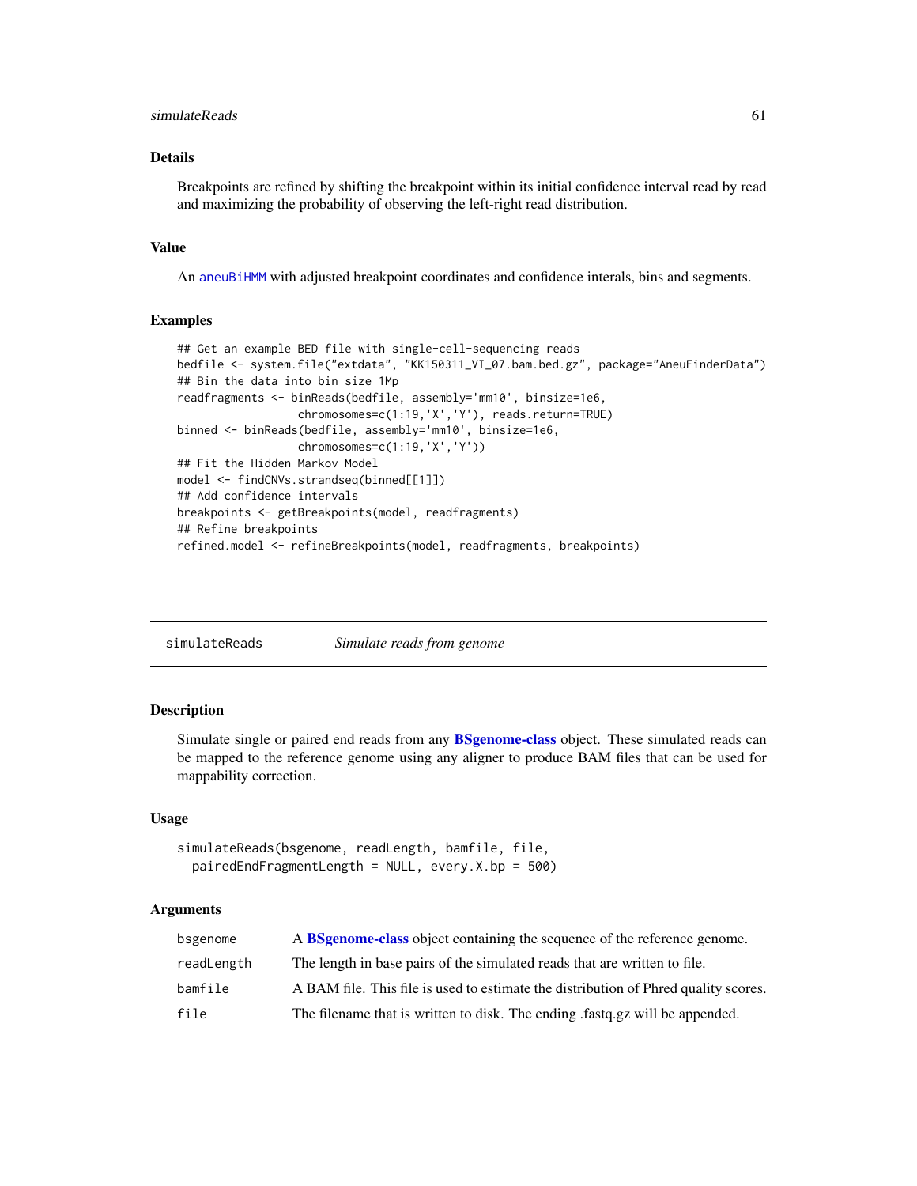### Details

Breakpoints are refined by shifting the breakpoint within its initial confidence interval read by read and maximizing the probability of observing the left-right read distribution.

### Value

An aneuBiHMM with adjusted breakpoint coordinates and confidence interals, bins and segments.

### Examples

```
## Get an example BED file with single-cell-sequencing reads
bedfile <- system.file("extdata", "KK150311_VI_07.bam.bed.gz", package="AneuFinderData")
## Bin the data into bin size 1Mp
readfragments <- binReads(bedfile, assembly='mm10', binsize=1e6,
                   chromosomes=c(1:19,'X','Y'), reads.return=TRUE)
binned <- binReads(bedfile, assembly='mm10', binsize=1e6,
                   chromosomes=c(1:19,'X','Y'))
## Fit the Hidden Markov Model
model <- findCNVs.strandseq(binned[[1]])
## Add confidence intervals
breakpoints <- getBreakpoints(model, readfragments)
## Refine breakpoints
refined.model <- refineBreakpoints(model, readfragments, breakpoints)
```

---

## simulateReads *Simulate reads from genome*

### Description

Simulate single or paired end reads from any **BSgenome-class** object. These simulated reads can be mapped to the reference genome using any aligner to produce BAM files that can be used for mappability correction.

### Usage

```
simulateReads(bsgenome, readLength, bamfile, file,
  pairedEndFragmentLength = NULL, every.X.bp = 500)
```

### Arguments

| | |
|---|---|
| bsgenome | A **BSgenome-class** object containing the sequence of the reference genome. |
| readLength | The length in base pairs of the simulated reads that are written to file. |
| bamfile | A BAM file. This file is used to estimate the distribution of Phred quality scores. |
| file | The filename that is written to disk. The ending .fastq.gz will be appended. |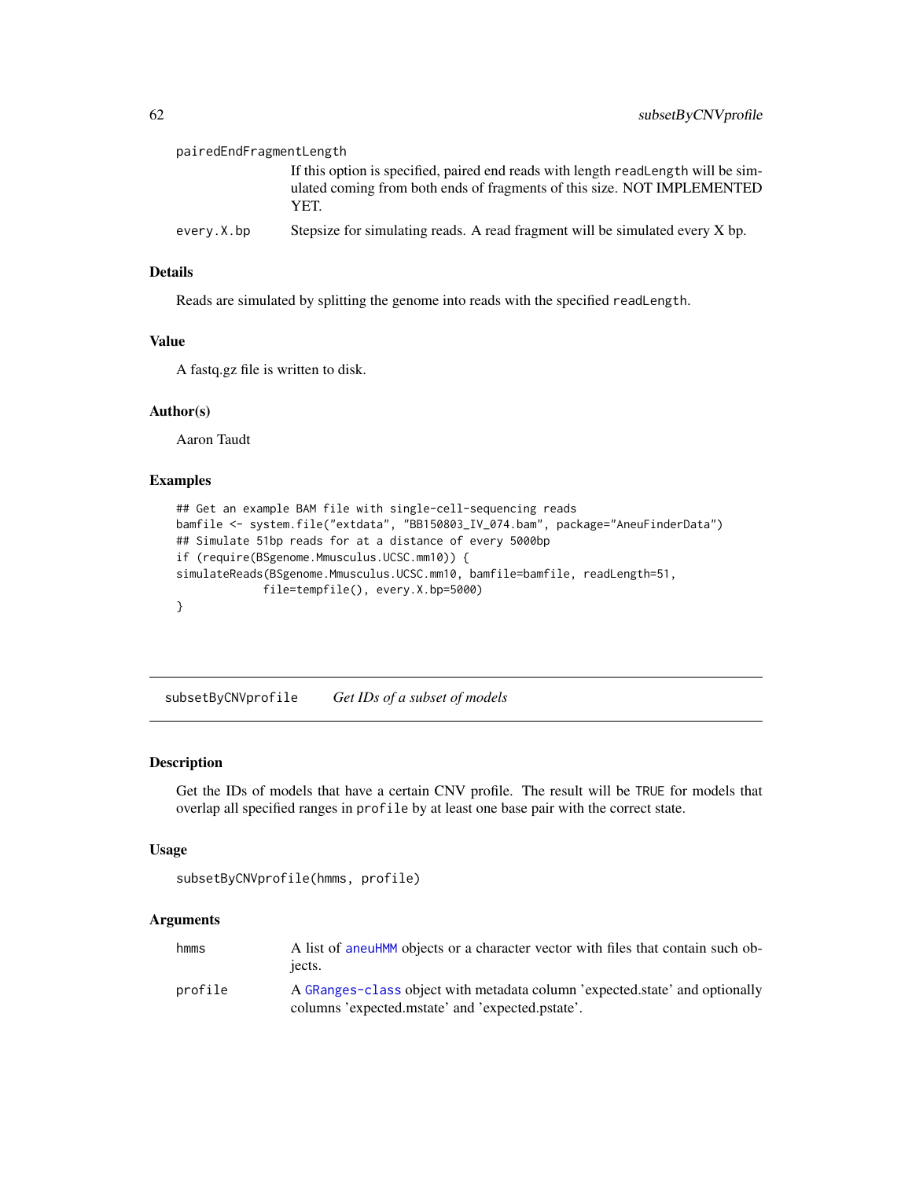| | |
|---|---|
| pairedEndFragmentLength | If this option is specified, paired end reads with length readLength will be simulated coming from both ends of fragments of this size. NOT IMPLEMENTED YET. |
| every.X.bp | Stepsize for simulating reads. A read fragment will be simulated every X bp. |

### Details

Reads are simulated by splitting the genome into reads with the specified readLength.

### Value

A fastq.gz file is written to disk.

### Author(s)

Aaron Taudt

### Examples

```
## Get an example BAM file with single-cell-sequencing reads
bamfile <- system.file("extdata", "BB150803_IV_074.bam", package="AneuFinderData")
## Simulate 51bp reads for at a distance of every 5000bp
if (require(BSgenome.Mmusculus.UCSC.mm10)) {
simulateReads(BSgenome.Mmusculus.UCSC.mm10, bamfile=bamfile, readLength=51,
            file=tempfile(), every.X.bp=5000)
}
```

---

## subsetByCNVprofile *Get IDs of a subset of models*

### Description

Get the IDs of models that have a certain CNV profile. The result will be TRUE for models that overlap all specified ranges in profile by at least one base pair with the correct state.

### Usage

```
subsetByCNVprofile(hmms, profile)
```

### Arguments

| | |
|---|---|
| hmms | A list of aneuHMM objects or a character vector with files that contain such objects. |
| profile | A GRanges-class object with metadata column 'expected.state' and optionally columns 'expected.mstate' and 'expected.pstate'. |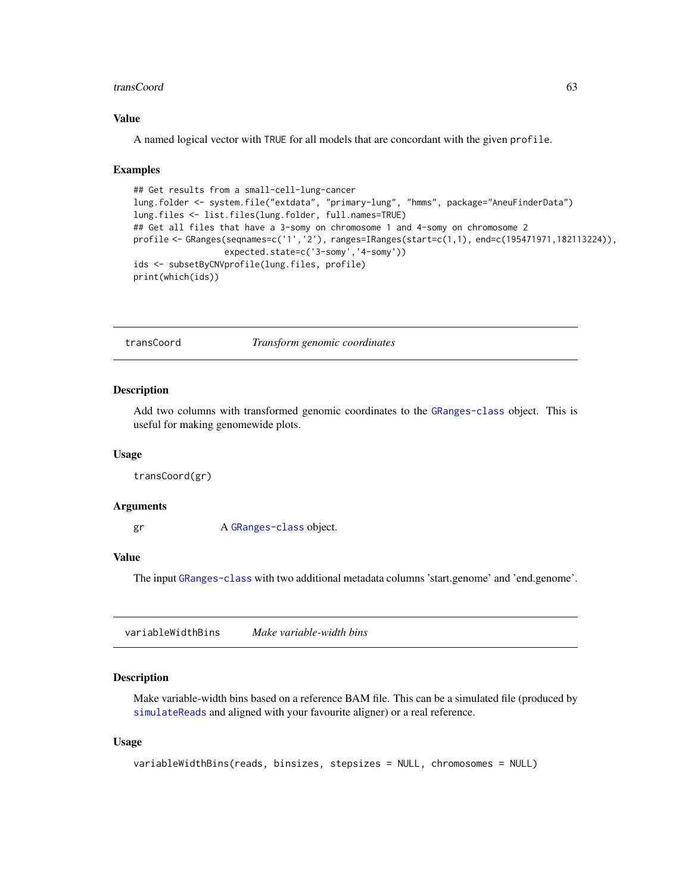### Value

A named logical vector with TRUE for all models that are concordant with the given `profile`.

### Examples

```
## Get results from a small-cell-lung-cancer
lung.folder <- system.file("extdata", "primary-lung", "hmms", package="AneuFinderData")
lung.files <- list.files(lung.folder, full.names=TRUE)
## Get all files that have a 3-somy on chromosome 1 and 4-somy on chromosome 2
profile <- GRanges(seqnames=c('1','2'), ranges=IRanges(start=c(1,1), end=c(195471971,182113224)),
                   expected.state=c('3-somy','4-somy'))
ids <- subsetByCNVprofile(lung.files, profile)
print(which(ids))
```

---

## transCoord — *Transform genomic coordinates*

### Description

Add two columns with transformed genomic coordinates to the `GRanges-class` object. This is useful for making genomewide plots.

### Usage

```
transCoord(gr)
```

### Arguments

| | |
|---|---|
| gr | A `GRanges-class` object. |

### Value

The input `GRanges-class` with two additional metadata columns 'start.genome' and 'end.genome'.

---

## variableWidthBins — *Make variable-width bins*

### Description

Make variable-width bins based on a reference BAM file. This can be a simulated file (produced by `simulateReads` and aligned with your favourite aligner) or a real reference.

### Usage

```
variableWidthBins(reads, binsizes, stepsizes = NULL, chromosomes = NULL)
```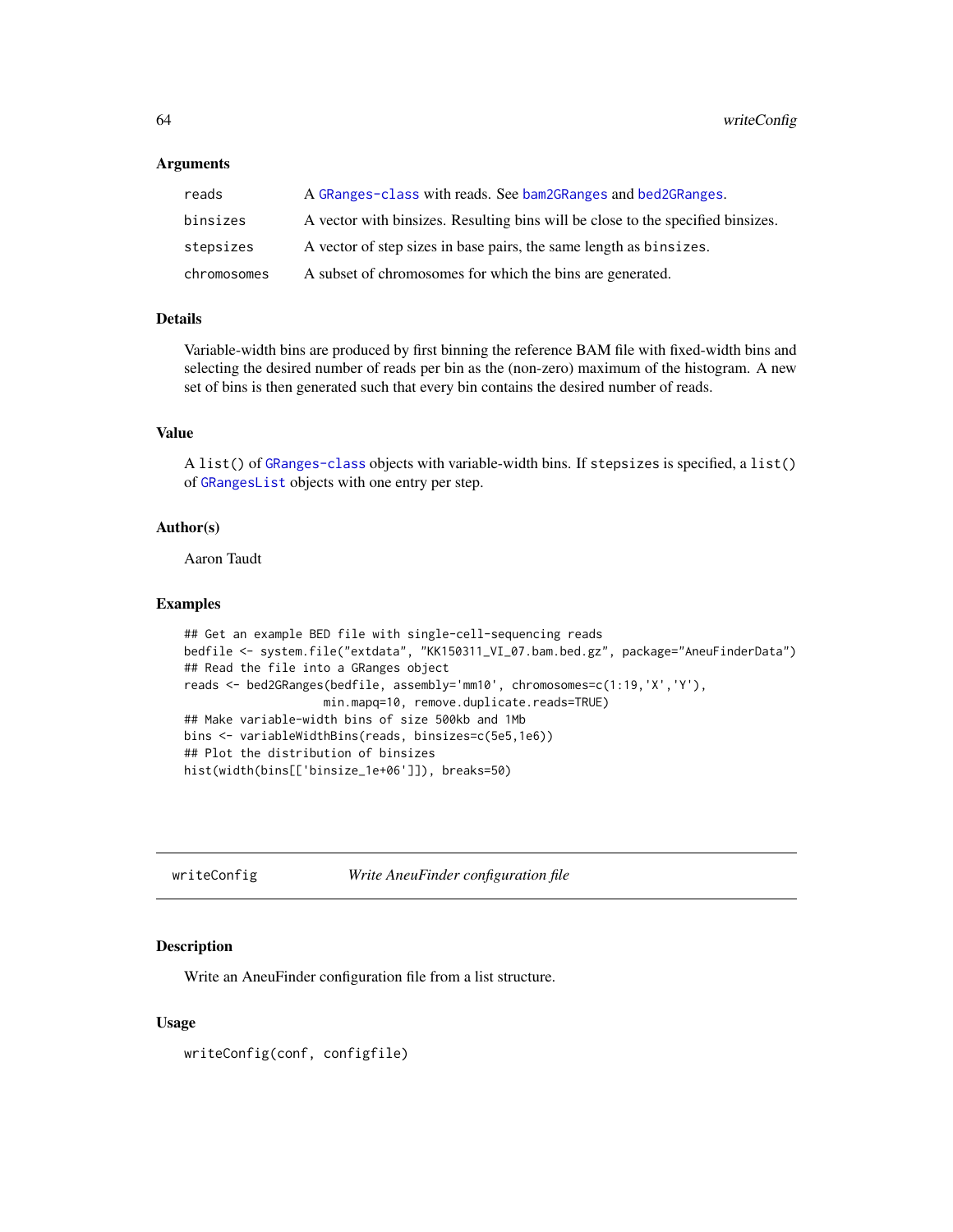### Arguments

| | |
|---|---|
| reads | A GRanges-class with reads. See bam2GRanges and bed2GRanges. |
| binsizes | A vector with binsizes. Resulting bins will be close to the specified binsizes. |
| stepsizes | A vector of step sizes in base pairs, the same length as binsizes. |
| chromosomes | A subset of chromosomes for which the bins are generated. |

### Details

Variable-width bins are produced by first binning the reference BAM file with fixed-width bins and selecting the desired number of reads per bin as the (non-zero) maximum of the histogram. A new set of bins is then generated such that every bin contains the desired number of reads.

### Value

A list() of GRanges-class objects with variable-width bins. If stepsizes is specified, a list() of GRangesList objects with one entry per step.

### Author(s)

Aaron Taudt

### Examples

```
## Get an example BED file with single-cell-sequencing reads
bedfile <- system.file("extdata", "KK150311_VI_07.bam.bed.gz", package="AneuFinderData")
## Read the file into a GRanges object
reads <- bed2GRanges(bedfile, assembly='mm10', chromosomes=c(1:19,'X','Y'),
                     min.mapq=10, remove.duplicate.reads=TRUE)
## Make variable-width bins of size 500kb and 1Mb
bins <- variableWidthBins(reads, binsizes=c(5e5,1e6))
## Plot the distribution of binsizes
hist(width(bins[['binsize_1e+06']]), breaks=50)
```

---

## writeConfig *Write AneuFinder configuration file*

### Description

Write an AneuFinder configuration file from a list structure.

### Usage

```
writeConfig(conf, configfile)
```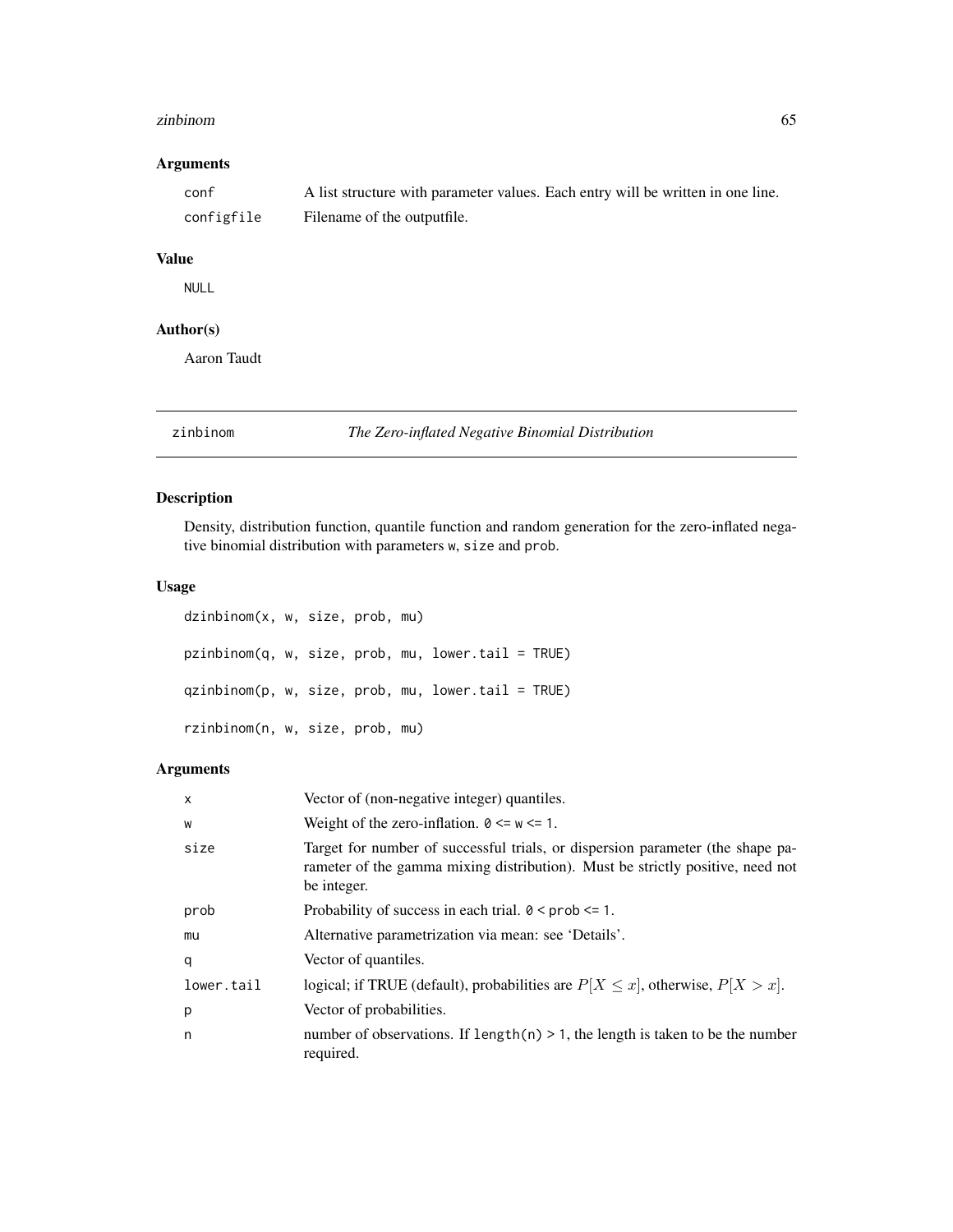## Arguments

| | |
|---|---|
| conf | A list structure with parameter values. Each entry will be written in one line. |
| configfile | Filename of the outputfile. |

## Value

NULL

## Author(s)

Aaron Taudt

---

# zinbinom *The Zero-inflated Negative Binomial Distribution*

## Description

Density, distribution function, quantile function and random generation for the zero-inflated negative binomial distribution with parameters w, size and prob.

## Usage

```
dzinbinom(x, w, size, prob, mu)

pzinbinom(q, w, size, prob, mu, lower.tail = TRUE)

qzinbinom(p, w, size, prob, mu, lower.tail = TRUE)

rzinbinom(n, w, size, prob, mu)
```

## Arguments

| | |
|---|---|
| x | Vector of (non-negative integer) quantiles. |
| w | Weight of the zero-inflation. 0 <= w <= 1. |
| size | Target for number of successful trials, or dispersion parameter (the shape parameter of the gamma mixing distribution). Must be strictly positive, need not be integer. |
| prob | Probability of success in each trial. 0 < prob <= 1. |
| mu | Alternative parametrization via mean: see 'Details'. |
| q | Vector of quantiles. |
| lower.tail | logical; if TRUE (default), probabilities are $P[X \leq x]$, otherwise, $P[X > x]$. |
| p | Vector of probabilities. |
| n | number of observations. If length(n) > 1, the length is taken to be the number required. |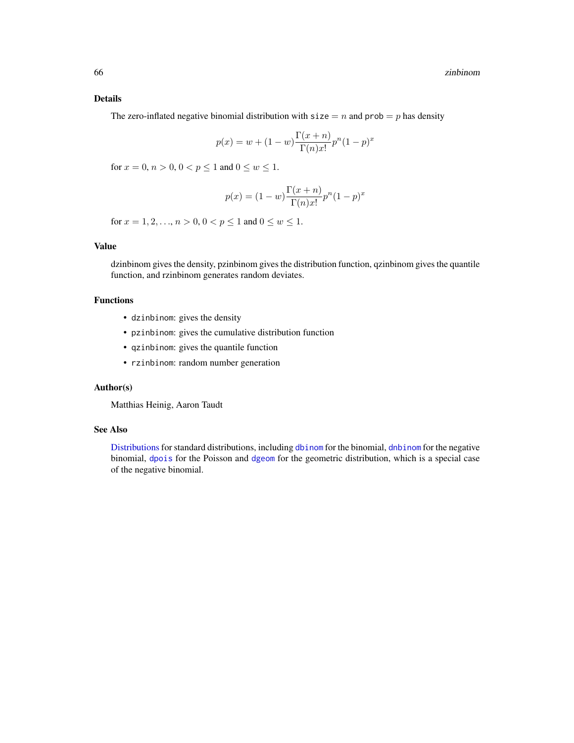### Details

The zero-inflated negative binomial distribution with `size` $= n$ and `prob` $= p$ has density

$$p(x) = w + (1-w)\frac{\Gamma(x+n)}{\Gamma(n)x!}p^n(1-p)^x$$

for $x = 0$, $n > 0$, $0 < p \leq 1$ and $0 \leq w \leq 1$.

$$p(x) = (1-w)\frac{\Gamma(x+n)}{\Gamma(n)x!}p^n(1-p)^x$$

for $x = 1, 2, \ldots$, $n > 0$, $0 < p \leq 1$ and $0 \leq w \leq 1$.

### Value

dzinbinom gives the density, pzinbinom gives the distribution function, qzinbinom gives the quantile function, and rzinbinom generates random deviates.

### Functions

- `dzinbinom`: gives the density
- `pzinbinom`: gives the cumulative distribution function
- `qzinbinom`: gives the quantile function
- `rzinbinom`: random number generation

### Author(s)

Matthias Heinig, Aaron Taudt

### See Also

Distributions for standard distributions, including `dbinom` for the binomial, `dnbinom` for the negative binomial, `dpois` for the Poisson and `dgeom` for the geometric distribution, which is a special case of the negative binomial.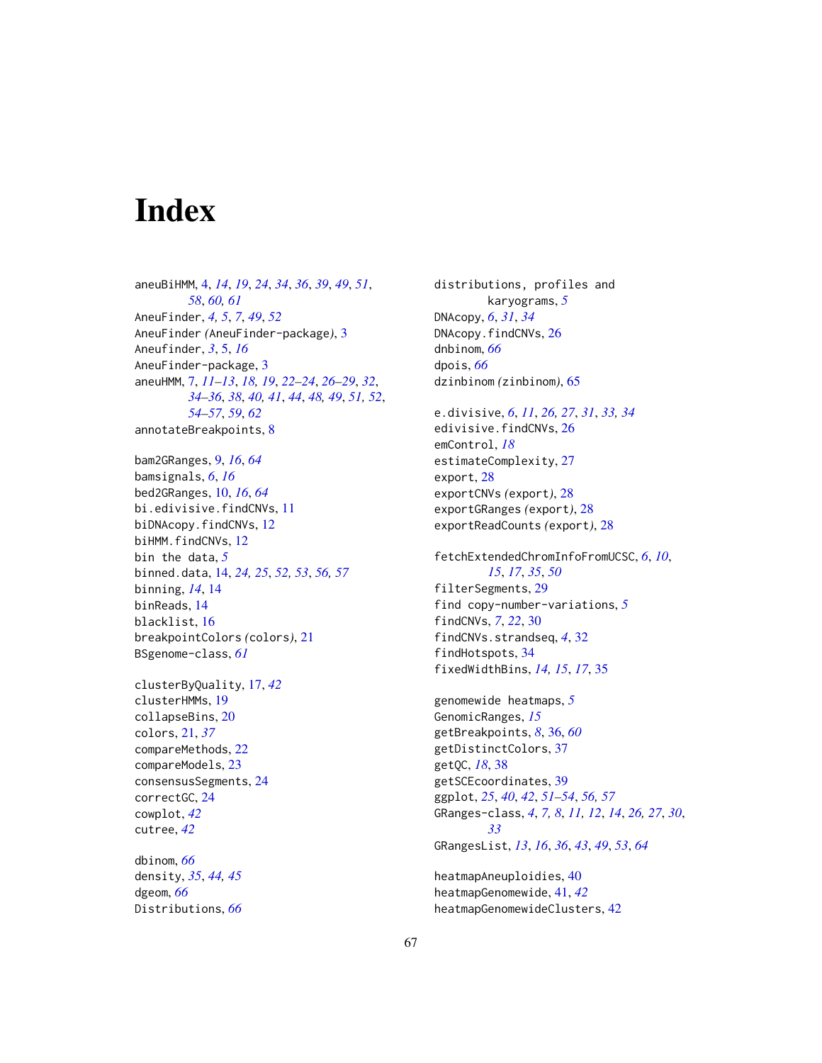# Index

aneuBiHMM, 4, *14*, *19*, *24*, *34*, *36*, *39*, *49*, *51*, *58*, *60, 61*
AneuFinder, *4, 5*, *7*, *49*, *52*
AneuFinder *(*AneuFinder-package*)*, 3
Aneufinder, *3*, 5, *16*
AneuFinder-package, 3
aneuHMM, 7, *11–13*, *18, 19*, *22–24*, *26–29*, *32*, *34–36*, *38*, *40, 41*, *44*, *48, 49*, *51, 52*, *54–57*, *59*, *62*
annotateBreakpoints, 8

bam2GRanges, 9, *16*, *64*
bamsignals, *6*, *16*
bed2GRanges, 10, *16*, *64*
bi.edivisive.findCNVs, 11
biDNAcopy.findCNVs, 12
biHMM.findCNVs, 12
bin the data, *5*
binned.data, 14, *24, 25*, *52, 53*, *56, 57*
binning, *14*, 14
binReads, 14
blacklist, 16
breakpointColors *(*colors*)*, 21
BSgenome-class, *61*

clusterByQuality, 17, *42*
clusterHMMs, 19
collapseBins, 20
colors, 21, *37*
compareMethods, 22
compareModels, 23
consensusSegments, 24
correctGC, 24
cowplot, *42*
cutree, *42*

dbinom, *66*
density, *35*, *44, 45*
dgeom, *66*
Distributions, *66*
distributions, profiles and karyograms, *5*
DNAcopy, *6*, *31*, *34*
DNAcopy.findCNVs, 26
dnbinom, *66*
dpois, *66*
dzinbinom *(*zinbinom*)*, 65

e.divisive, *6*, *11*, *26, 27*, *31*, *33, 34*
edivisive.findCNVs, 26
emControl, *18*
estimateComplexity, 27
export, 28
exportCNVs *(*export*)*, 28
exportGRanges *(*export*)*, 28
exportReadCounts *(*export*)*, 28

fetchExtendedChromInfoFromUCSC, *6*, *10*, *15*, *17*, *35*, *50*
filterSegments, 29
find copy-number-variations, *5*
findCNVs, *7*, *22*, 30
findCNVs.strandseq, *4*, 32
findHotspots, 34
fixedWidthBins, *14, 15*, *17*, 35

genomewide heatmaps, *5*
GenomicRanges, *15*
getBreakpoints, *8*, 36, *60*
getDistinctColors, 37
getQC, *18*, 38
getSCEcoordinates, 39
ggplot, *25*, *40*, *42*, *51–54*, *56, 57*
GRanges-class, *4*, *7, 8*, *11, 12*, *14*, *26, 27*, *30*, *33*
GRangesList, *13*, *16*, *36*, *43*, *49*, *53*, *64*

heatmapAneuploidies, 40
heatmapGenomewide, 41, *42*
heatmapGenomewideClusters, 42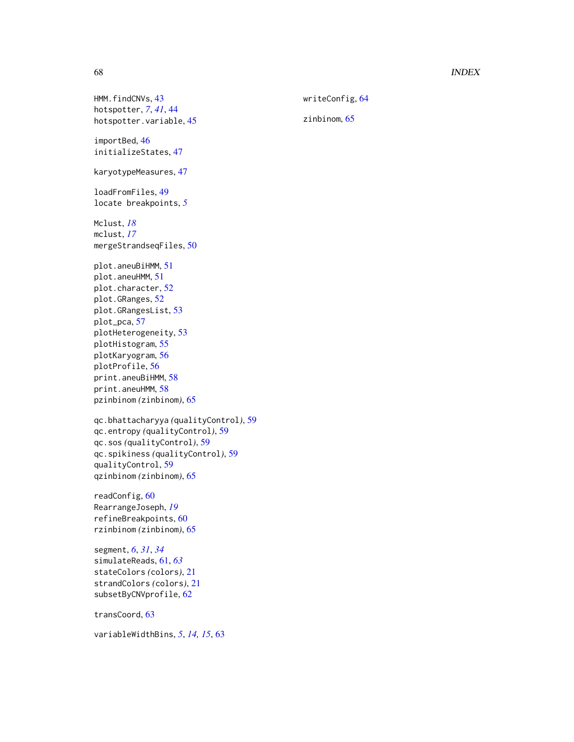HMM.findCNVs, 43
hotspotter, *7*, *41*, 44
hotspotter.variable, 45

importBed, 46
initializeStates, 47

karyotypeMeasures, 47

loadFromFiles, 49
locate breakpoints, *5*

Mclust, *18*
mclust, *17*
mergeStrandseqFiles, 50

plot.aneuBiHMM, 51
plot.aneuHMM, 51
plot.character, 52
plot.GRanges, 52
plot.GRangesList, 53
plot_pca, 57
plotHeterogeneity, 53
plotHistogram, 55
plotKaryogram, 56
plotProfile, 56
print.aneuBiHMM, 58
print.aneuHMM, 58
pzinbinom *(*zinbinom*)*, 65

qc.bhattacharyya *(*qualityControl*)*, 59
qc.entropy *(*qualityControl*)*, 59
qc.sos *(*qualityControl*)*, 59
qc.spikiness *(*qualityControl*)*, 59
qualityControl, 59
qzinbinom *(*zinbinom*)*, 65

readConfig, 60
RearrangeJoseph, *19*
refineBreakpoints, 60
rzinbinom *(*zinbinom*)*, 65

segment, *6*, *31*, *34*
simulateReads, 61, *63*
stateColors *(*colors*)*, 21
strandColors *(*colors*)*, 21
subsetByCNVprofile, 62

transCoord, 63

variableWidthBins, *5*, *14, 15*, 63

writeConfig, 64

zinbinom, 65